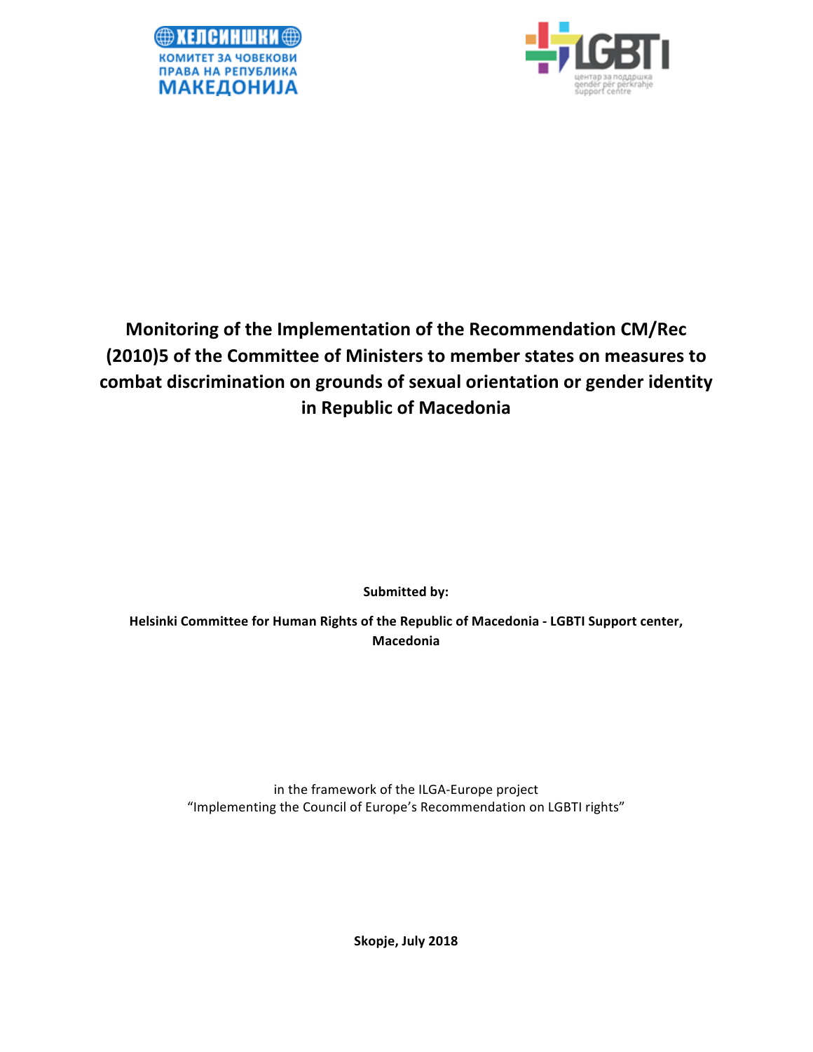ХЕЛСИНШКИ КОМИТЕТ ЗА ЧОВЕКОВИ ПРАВА НА РЕПУБЛИКА МАКЕДОНИЈА

LGBTI центар за поддршка gender për përkrahje support centre

# Monitoring of the Implementation of the Recommendation CM/Rec (2010)5 of the Committee of Ministers to member states on measures to combat discrimination on grounds of sexual orientation or gender identity in Republic of Macedonia

**Submitted by:**

**Helsinki Committee for Human Rights of the Republic of Macedonia - LGBTI Support center, Macedonia**

in the framework of the ILGA-Europe project
"Implementing the Council of Europe's Recommendation on LGBTI rights"

**Skopje, July 2018**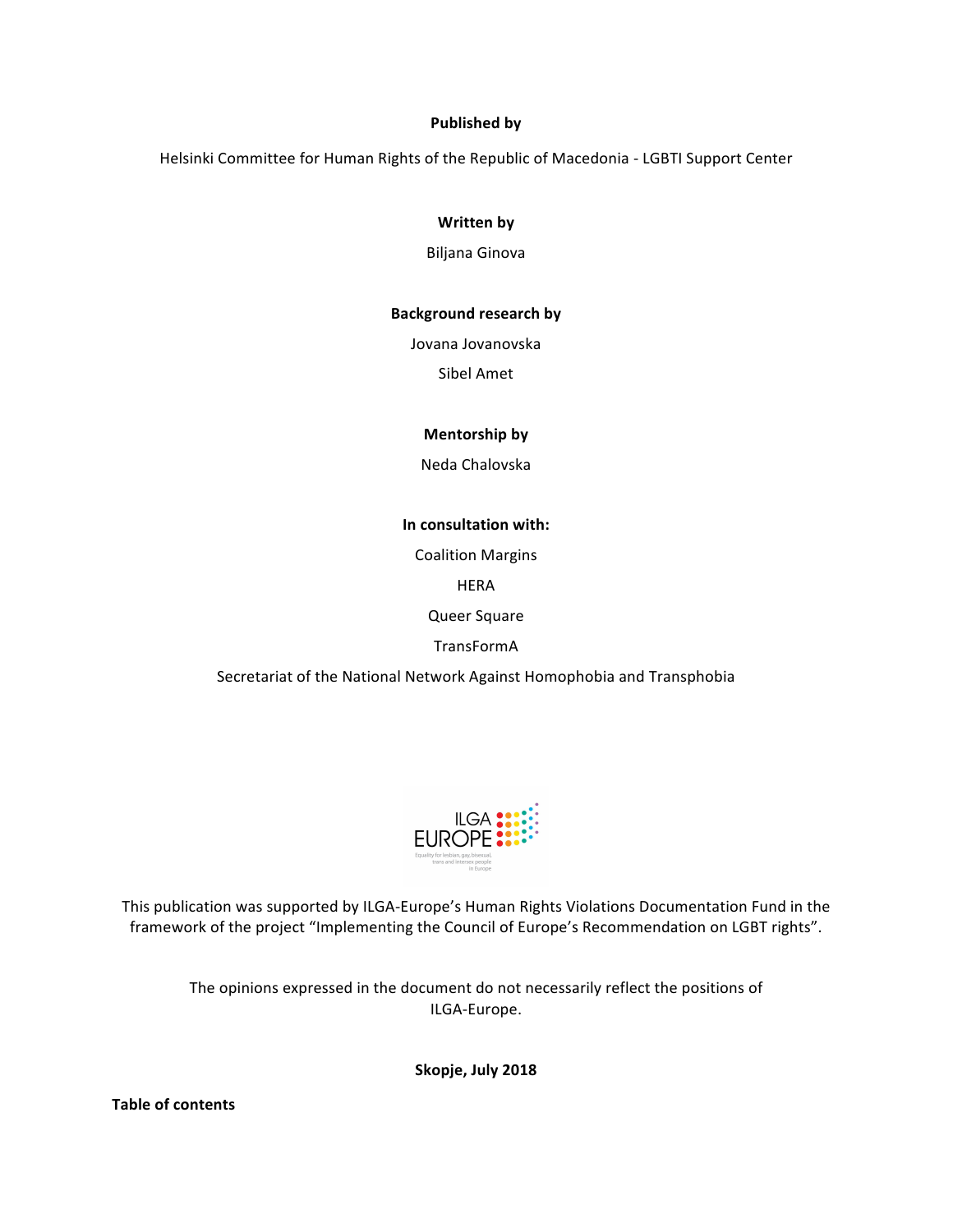**Published by**

Helsinki Committee for Human Rights of the Republic of Macedonia - LGBTI Support Center

**Written by**

Biljana Ginova

**Background research by**

Jovana Jovanovska

Sibel Amet

**Mentorship by**

Neda Chalovska

**In consultation with:**

Coalition Margins

HERA

Queer Square

TransFormA

Secretariat of the National Network Against Homophobia and Transphobia

This publication was supported by ILGA-Europe's Human Rights Violations Documentation Fund in the framework of the project "Implementing the Council of Europe's Recommendation on LGBT rights".

The opinions expressed in the document do not necessarily reflect the positions of ILGA-Europe.

**Skopje, July 2018**

**Table of contents**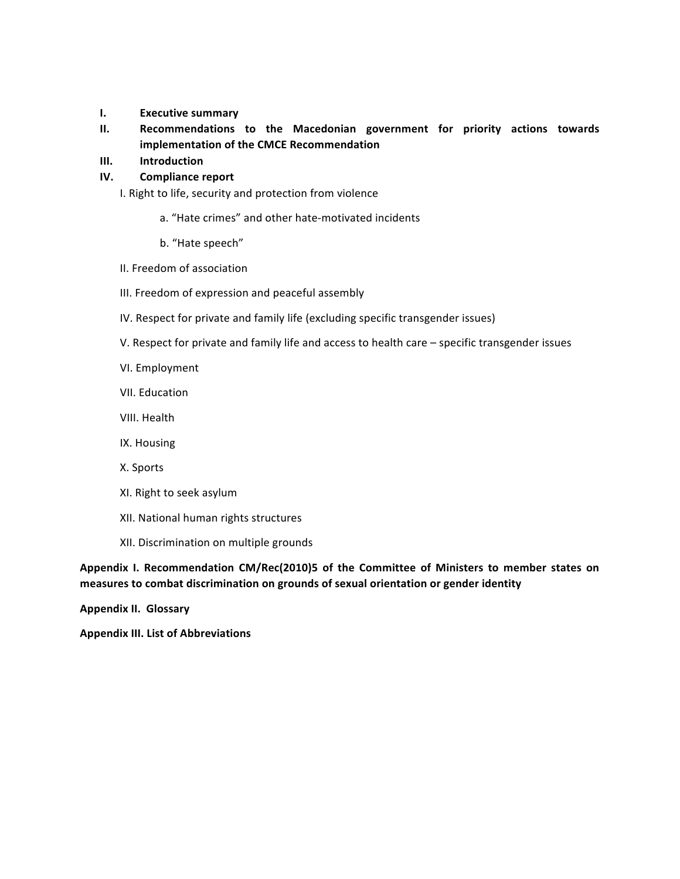I. **Executive summary**

II. **Recommendations to the Macedonian government for priority actions towards implementation of the CMCE Recommendation**

III. **Introduction**

IV. **Compliance report**

I. Right to life, security and protection from violence

a. "Hate crimes" and other hate-motivated incidents

b. "Hate speech"

II. Freedom of association

III. Freedom of expression and peaceful assembly

IV. Respect for private and family life (excluding specific transgender issues)

V. Respect for private and family life and access to health care – specific transgender issues

VI. Employment

VII. Education

VIII. Health

IX. Housing

X. Sports

XI. Right to seek asylum

XII. National human rights structures

XII. Discrimination on multiple grounds

**Appendix I. Recommendation CM/Rec(2010)5 of the Committee of Ministers to member states on measures to combat discrimination on grounds of sexual orientation or gender identity**

**Appendix II. Glossary**

**Appendix III. List of Abbreviations**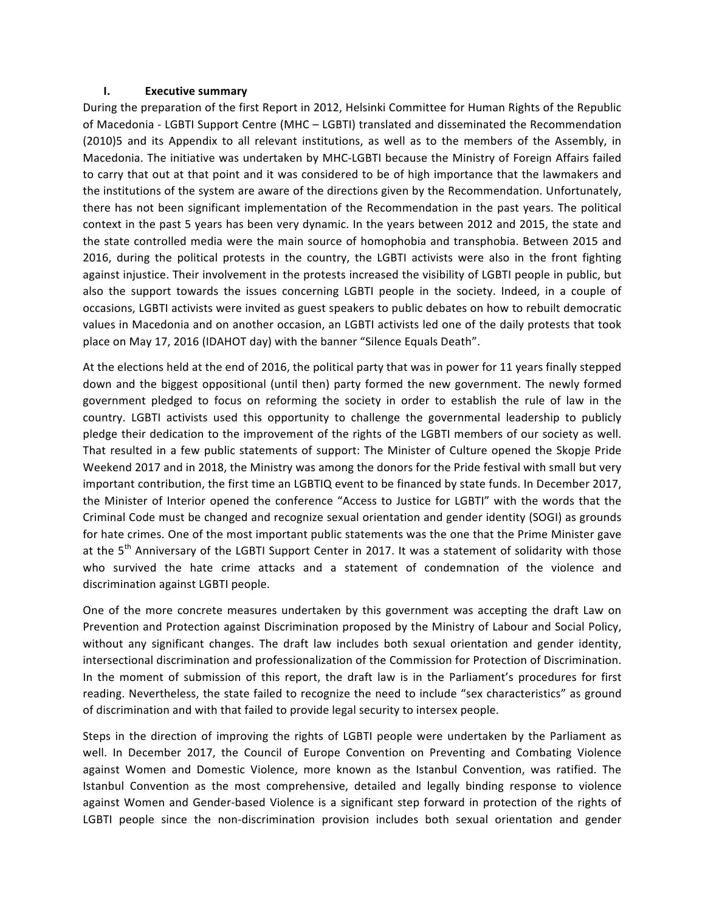## I. Executive summary

During the preparation of the first Report in 2012, Helsinki Committee for Human Rights of the Republic of Macedonia - LGBTI Support Centre (MHC – LGBTI) translated and disseminated the Recommendation (2010)5 and its Appendix to all relevant institutions, as well as to the members of the Assembly, in Macedonia. The initiative was undertaken by MHC-LGBTI because the Ministry of Foreign Affairs failed to carry that out at that point and it was considered to be of high importance that the lawmakers and the institutions of the system are aware of the directions given by the Recommendation. Unfortunately, there has not been significant implementation of the Recommendation in the past years. The political context in the past 5 years has been very dynamic. In the years between 2012 and 2015, the state and the state controlled media were the main source of homophobia and transphobia. Between 2015 and 2016, during the political protests in the country, the LGBTI activists were also in the front fighting against injustice. Their involvement in the protests increased the visibility of LGBTI people in public, but also the support towards the issues concerning LGBTI people in the society. Indeed, in a couple of occasions, LGBTI activists were invited as guest speakers to public debates on how to rebuilt democratic values in Macedonia and on another occasion, an LGBTI activists led one of the daily protests that took place on May 17, 2016 (IDAHOT day) with the banner "Silence Equals Death".

At the elections held at the end of 2016, the political party that was in power for 11 years finally stepped down and the biggest oppositional (until then) party formed the new government. The newly formed government pledged to focus on reforming the society in order to establish the rule of law in the country. LGBTI activists used this opportunity to challenge the governmental leadership to publicly pledge their dedication to the improvement of the rights of the LGBTI members of our society as well. That resulted in a few public statements of support: The Minister of Culture opened the Skopje Pride Weekend 2017 and in 2018, the Ministry was among the donors for the Pride festival with small but very important contribution, the first time an LGBTIQ event to be financed by state funds. In December 2017, the Minister of Interior opened the conference "Access to Justice for LGBTI" with the words that the Criminal Code must be changed and recognize sexual orientation and gender identity (SOGI) as grounds for hate crimes. One of the most important public statements was the one that the Prime Minister gave at the 5th Anniversary of the LGBTI Support Center in 2017. It was a statement of solidarity with those who survived the hate crime attacks and a statement of condemnation of the violence and discrimination against LGBTI people.

One of the more concrete measures undertaken by this government was accepting the draft Law on Prevention and Protection against Discrimination proposed by the Ministry of Labour and Social Policy, without any significant changes. The draft law includes both sexual orientation and gender identity, intersectional discrimination and professionalization of the Commission for Protection of Discrimination. In the moment of submission of this report, the draft law is in the Parliament's procedures for first reading. Nevertheless, the state failed to recognize the need to include "sex characteristics" as ground of discrimination and with that failed to provide legal security to intersex people.

Steps in the direction of improving the rights of LGBTI people were undertaken by the Parliament as well. In December 2017, the Council of Europe Convention on Preventing and Combating Violence against Women and Domestic Violence, more known as the Istanbul Convention, was ratified. The Istanbul Convention as the most comprehensive, detailed and legally binding response to violence against Women and Gender-based Violence is a significant step forward in protection of the rights of LGBTI people since the non-discrimination provision includes both sexual orientation and gender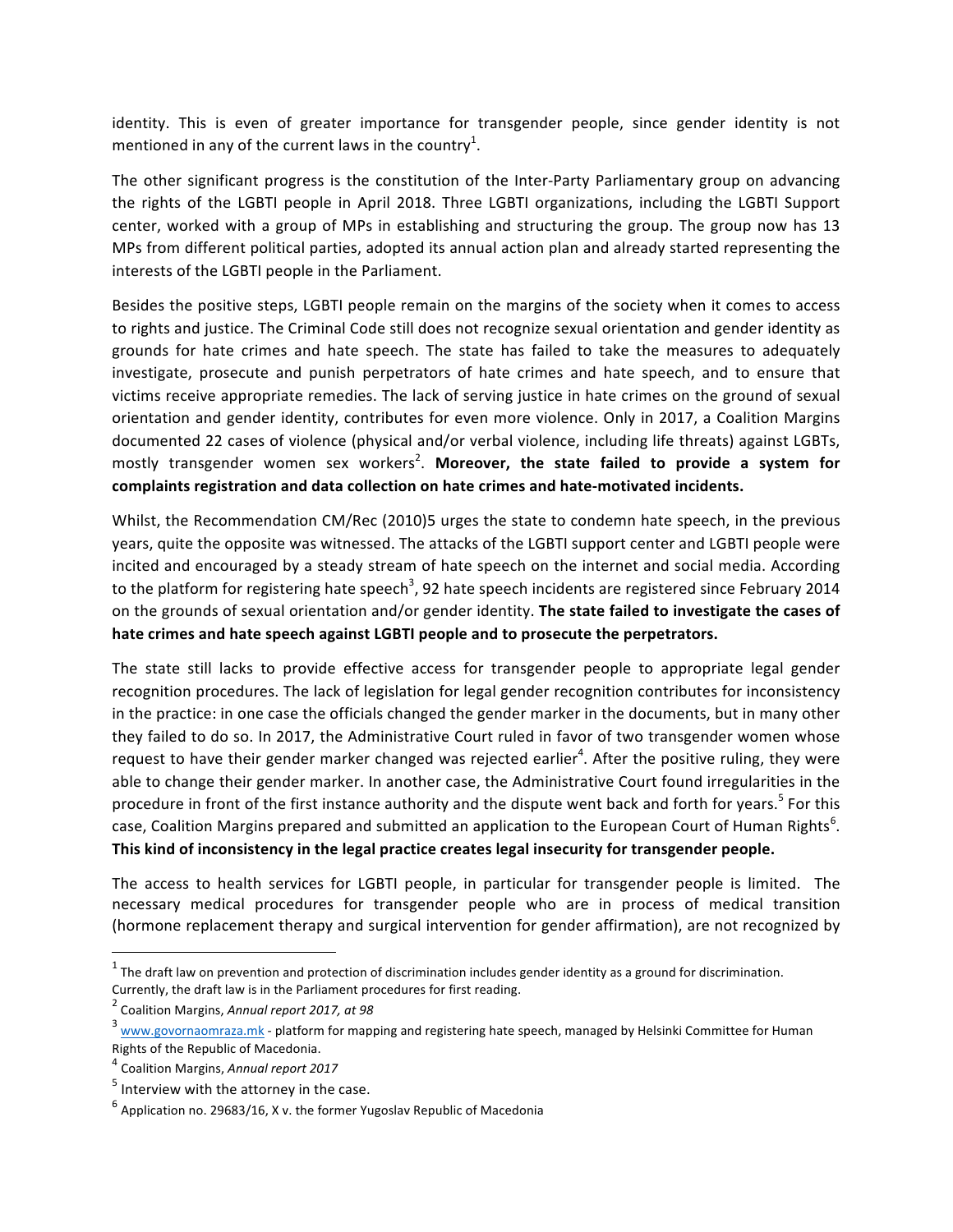identity. This is even of greater importance for transgender people, since gender identity is not mentioned in any of the current laws in the country[1].

The other significant progress is the constitution of the Inter-Party Parliamentary group on advancing the rights of the LGBTI people in April 2018. Three LGBTI organizations, including the LGBTI Support center, worked with a group of MPs in establishing and structuring the group. The group now has 13 MPs from different political parties, adopted its annual action plan and already started representing the interests of the LGBTI people in the Parliament.

Besides the positive steps, LGBTI people remain on the margins of the society when it comes to access to rights and justice. The Criminal Code still does not recognize sexual orientation and gender identity as grounds for hate crimes and hate speech. The state has failed to take the measures to adequately investigate, prosecute and punish perpetrators of hate crimes and hate speech, and to ensure that victims receive appropriate remedies. The lack of serving justice in hate crimes on the ground of sexual orientation and gender identity, contributes for even more violence. Only in 2017, a Coalition Margins documented 22 cases of violence (physical and/or verbal violence, including life threats) against LGBTs, mostly transgender women sex workers[2]. **Moreover, the state failed to provide a system for complaints registration and data collection on hate crimes and hate-motivated incidents.**

Whilst, the Recommendation CM/Rec (2010)5 urges the state to condemn hate speech, in the previous years, quite the opposite was witnessed. The attacks of the LGBTI support center and LGBTI people were incited and encouraged by a steady stream of hate speech on the internet and social media. According to the platform for registering hate speech[3], 92 hate speech incidents are registered since February 2014 on the grounds of sexual orientation and/or gender identity. **The state failed to investigate the cases of hate crimes and hate speech against LGBTI people and to prosecute the perpetrators.**

The state still lacks to provide effective access for transgender people to appropriate legal gender recognition procedures. The lack of legislation for legal gender recognition contributes for inconsistency in the practice: in one case the officials changed the gender marker in the documents, but in many other they failed to do so. In 2017, the Administrative Court ruled in favor of two transgender women whose request to have their gender marker changed was rejected earlier[4]. After the positive ruling, they were able to change their gender marker. In another case, the Administrative Court found irregularities in the procedure in front of the first instance authority and the dispute went back and forth for years.[5] For this case, Coalition Margins prepared and submitted an application to the European Court of Human Rights[6]. **This kind of inconsistency in the legal practice creates legal insecurity for transgender people.**

The access to health services for LGBTI people, in particular for transgender people is limited. The necessary medical procedures for transgender people who are in process of medical transition (hormone replacement therapy and surgical intervention for gender affirmation), are not recognized by

---

[1] The draft law on prevention and protection of discrimination includes gender identity as a ground for discrimination. Currently, the draft law is in the Parliament procedures for first reading.

[2] Coalition Margins, *Annual report 2017, at 98*

[3] www.govornaomraza.mk - platform for mapping and registering hate speech, managed by Helsinki Committee for Human Rights of the Republic of Macedonia.

[4] Coalition Margins, *Annual report 2017*

[5] Interview with the attorney in the case.

[6] Application no. 29683/16, X v. the former Yugoslav Republic of Macedonia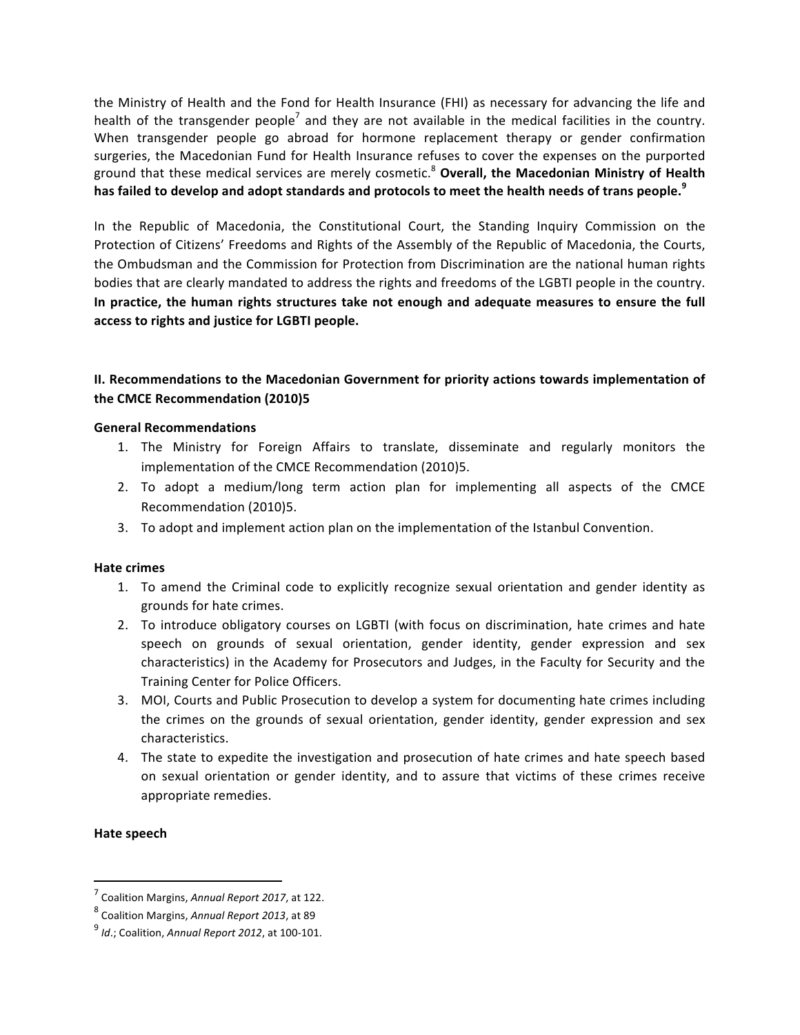the Ministry of Health and the Fond for Health Insurance (FHI) as necessary for advancing the life and health of the transgender people[7] and they are not available in the medical facilities in the country. When transgender people go abroad for hormone replacement therapy or gender confirmation surgeries, the Macedonian Fund for Health Insurance refuses to cover the expenses on the purported ground that these medical services are merely cosmetic.[8] **Overall, the Macedonian Ministry of Health has failed to develop and adopt standards and protocols to meet the health needs of trans people.**[9]

In the Republic of Macedonia, the Constitutional Court, the Standing Inquiry Commission on the Protection of Citizens' Freedoms and Rights of the Assembly of the Republic of Macedonia, the Courts, the Ombudsman and the Commission for Protection from Discrimination are the national human rights bodies that are clearly mandated to address the rights and freedoms of the LGBTI people in the country. **In practice, the human rights structures take not enough and adequate measures to ensure the full access to rights and justice for LGBTI people.**

## II. Recommendations to the Macedonian Government for priority actions towards implementation of the CMCE Recommendation (2010)5

### General Recommendations

1. The Ministry for Foreign Affairs to translate, disseminate and regularly monitors the implementation of the CMCE Recommendation (2010)5.
2. To adopt a medium/long term action plan for implementing all aspects of the CMCE Recommendation (2010)5.
3. To adopt and implement action plan on the implementation of the Istanbul Convention.

### Hate crimes

1. To amend the Criminal code to explicitly recognize sexual orientation and gender identity as grounds for hate crimes.
2. To introduce obligatory courses on LGBTI (with focus on discrimination, hate crimes and hate speech on grounds of sexual orientation, gender identity, gender expression and sex characteristics) in the Academy for Prosecutors and Judges, in the Faculty for Security and the Training Center for Police Officers.
3. MOI, Courts and Public Prosecution to develop a system for documenting hate crimes including the crimes on the grounds of sexual orientation, gender identity, gender expression and sex characteristics.
4. The state to expedite the investigation and prosecution of hate crimes and hate speech based on sexual orientation or gender identity, and to assure that victims of these crimes receive appropriate remedies.

### Hate speech

[7] Coalition Margins, *Annual Report 2017*, at 122.
[8] Coalition Margins, *Annual Report 2013*, at 89
[9] *Id*.; Coalition, *Annual Report 2012*, at 100-101.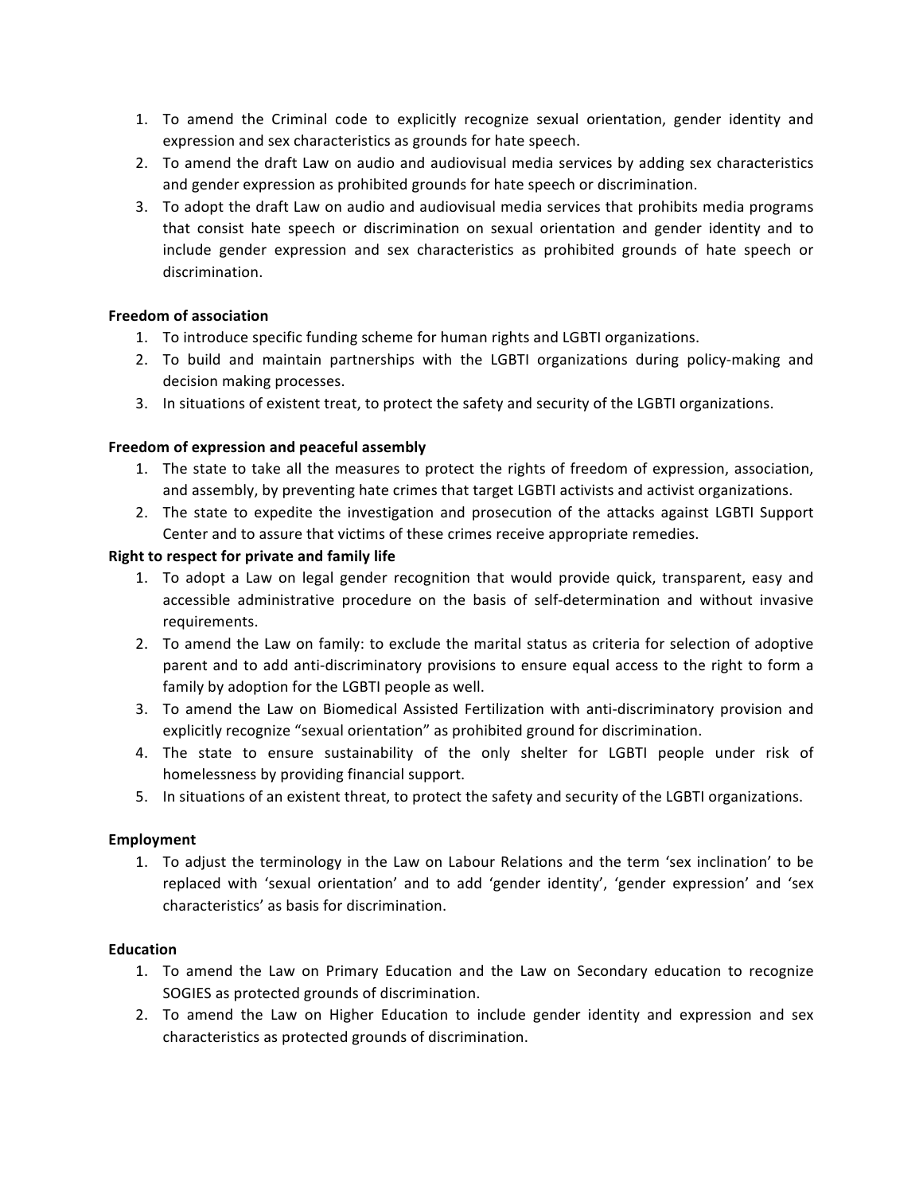1. To amend the Criminal code to explicitly recognize sexual orientation, gender identity and expression and sex characteristics as grounds for hate speech.
2. To amend the draft Law on audio and audiovisual media services by adding sex characteristics and gender expression as prohibited grounds for hate speech or discrimination.
3. To adopt the draft Law on audio and audiovisual media services that prohibits media programs that consist hate speech or discrimination on sexual orientation and gender identity and to include gender expression and sex characteristics as prohibited grounds of hate speech or discrimination.

**Freedom of association**

1. To introduce specific funding scheme for human rights and LGBTI organizations.
2. To build and maintain partnerships with the LGBTI organizations during policy-making and decision making processes.
3. In situations of existent treat, to protect the safety and security of the LGBTI organizations.

**Freedom of expression and peaceful assembly**

1. The state to take all the measures to protect the rights of freedom of expression, association, and assembly, by preventing hate crimes that target LGBTI activists and activist organizations.
2. The state to expedite the investigation and prosecution of the attacks against LGBTI Support Center and to assure that victims of these crimes receive appropriate remedies.

**Right to respect for private and family life**

1. To adopt a Law on legal gender recognition that would provide quick, transparent, easy and accessible administrative procedure on the basis of self-determination and without invasive requirements.
2. To amend the Law on family: to exclude the marital status as criteria for selection of adoptive parent and to add anti-discriminatory provisions to ensure equal access to the right to form a family by adoption for the LGBTI people as well.
3. To amend the Law on Biomedical Assisted Fertilization with anti-discriminatory provision and explicitly recognize "sexual orientation" as prohibited ground for discrimination.
4. The state to ensure sustainability of the only shelter for LGBTI people under risk of homelessness by providing financial support.
5. In situations of an existent threat, to protect the safety and security of the LGBTI organizations.

**Employment**

1. To adjust the terminology in the Law on Labour Relations and the term 'sex inclination' to be replaced with 'sexual orientation' and to add 'gender identity', 'gender expression' and 'sex characteristics' as basis for discrimination.

**Education**

1. To amend the Law on Primary Education and the Law on Secondary education to recognize SOGIES as protected grounds of discrimination.
2. To amend the Law on Higher Education to include gender identity and expression and sex characteristics as protected grounds of discrimination.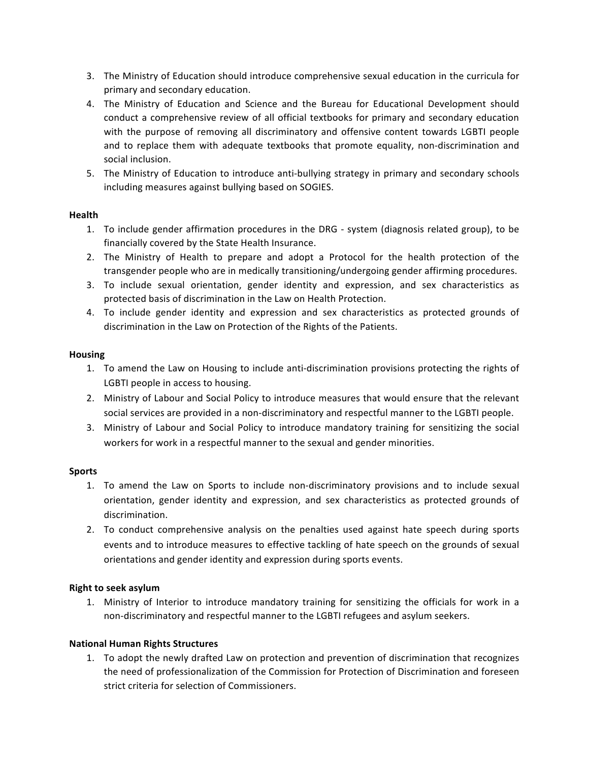3. The Ministry of Education should introduce comprehensive sexual education in the curricula for primary and secondary education.
4. The Ministry of Education and Science and the Bureau for Educational Development should conduct a comprehensive review of all official textbooks for primary and secondary education with the purpose of removing all discriminatory and offensive content towards LGBTI people and to replace them with adequate textbooks that promote equality, non-discrimination and social inclusion.
5. The Ministry of Education to introduce anti-bullying strategy in primary and secondary schools including measures against bullying based on SOGIES.

**Health**

1. To include gender affirmation procedures in the DRG - system (diagnosis related group), to be financially covered by the State Health Insurance.
2. The Ministry of Health to prepare and adopt a Protocol for the health protection of the transgender people who are in medically transitioning/undergoing gender affirming procedures.
3. To include sexual orientation, gender identity and expression, and sex characteristics as protected basis of discrimination in the Law on Health Protection.
4. To include gender identity and expression and sex characteristics as protected grounds of discrimination in the Law on Protection of the Rights of the Patients.

**Housing**

1. To amend the Law on Housing to include anti-discrimination provisions protecting the rights of LGBTI people in access to housing.
2. Ministry of Labour and Social Policy to introduce measures that would ensure that the relevant social services are provided in a non-discriminatory and respectful manner to the LGBTI people.
3. Ministry of Labour and Social Policy to introduce mandatory training for sensitizing the social workers for work in a respectful manner to the sexual and gender minorities.

**Sports**

1. To amend the Law on Sports to include non-discriminatory provisions and to include sexual orientation, gender identity and expression, and sex characteristics as protected grounds of discrimination.
2. To conduct comprehensive analysis on the penalties used against hate speech during sports events and to introduce measures to effective tackling of hate speech on the grounds of sexual orientations and gender identity and expression during sports events.

**Right to seek asylum**

1. Ministry of Interior to introduce mandatory training for sensitizing the officials for work in a non-discriminatory and respectful manner to the LGBTI refugees and asylum seekers.

**National Human Rights Structures**

1. To adopt the newly drafted Law on protection and prevention of discrimination that recognizes the need of professionalization of the Commission for Protection of Discrimination and foreseen strict criteria for selection of Commissioners.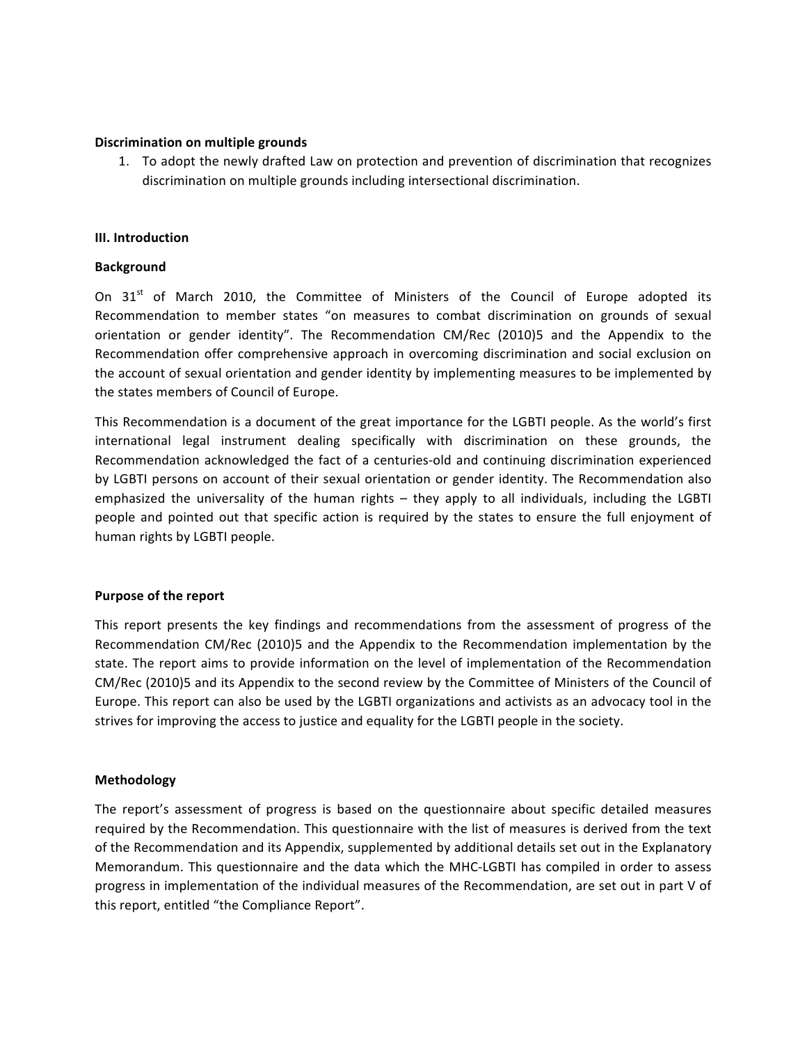**Discrimination on multiple grounds**

1. To adopt the newly drafted Law on protection and prevention of discrimination that recognizes discrimination on multiple grounds including intersectional discrimination.

## III. Introduction

### Background

On 31st of March 2010, the Committee of Ministers of the Council of Europe adopted its Recommendation to member states "on measures to combat discrimination on grounds of sexual orientation or gender identity". The Recommendation CM/Rec (2010)5 and the Appendix to the Recommendation offer comprehensive approach in overcoming discrimination and social exclusion on the account of sexual orientation and gender identity by implementing measures to be implemented by the states members of Council of Europe.

This Recommendation is a document of the great importance for the LGBTI people. As the world's first international legal instrument dealing specifically with discrimination on these grounds, the Recommendation acknowledged the fact of a centuries-old and continuing discrimination experienced by LGBTI persons on account of their sexual orientation or gender identity. The Recommendation also emphasized the universality of the human rights – they apply to all individuals, including the LGBTI people and pointed out that specific action is required by the states to ensure the full enjoyment of human rights by LGBTI people.

### Purpose of the report

This report presents the key findings and recommendations from the assessment of progress of the Recommendation CM/Rec (2010)5 and the Appendix to the Recommendation implementation by the state. The report aims to provide information on the level of implementation of the Recommendation CM/Rec (2010)5 and its Appendix to the second review by the Committee of Ministers of the Council of Europe. This report can also be used by the LGBTI organizations and activists as an advocacy tool in the strives for improving the access to justice and equality for the LGBTI people in the society.

### Methodology

The report's assessment of progress is based on the questionnaire about specific detailed measures required by the Recommendation. This questionnaire with the list of measures is derived from the text of the Recommendation and its Appendix, supplemented by additional details set out in the Explanatory Memorandum. This questionnaire and the data which the MHC-LGBTI has compiled in order to assess progress in implementation of the individual measures of the Recommendation, are set out in part V of this report, entitled "the Compliance Report".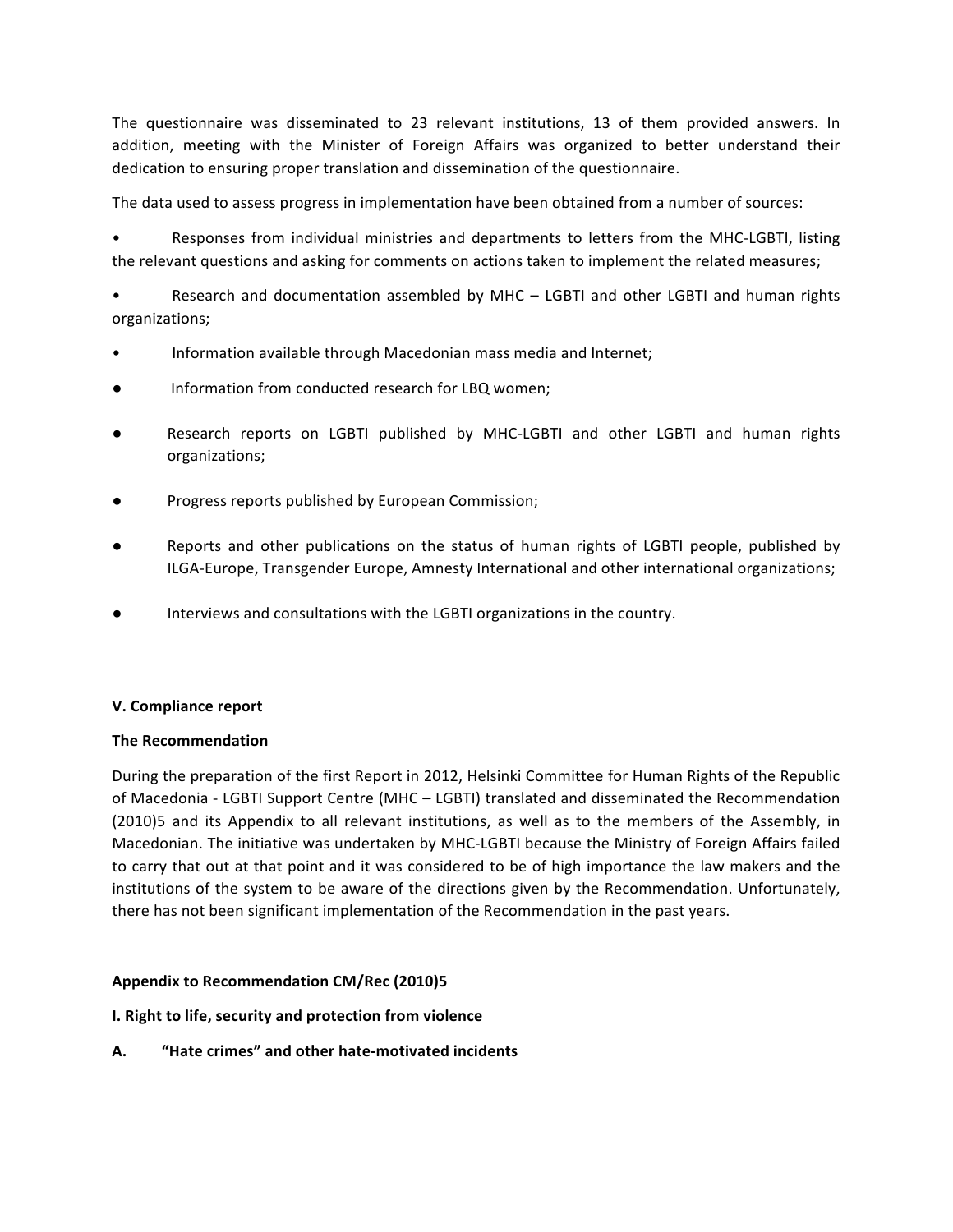The questionnaire was disseminated to 23 relevant institutions, 13 of them provided answers. In addition, meeting with the Minister of Foreign Affairs was organized to better understand their dedication to ensuring proper translation and dissemination of the questionnaire.

The data used to assess progress in implementation have been obtained from a number of sources:

- Responses from individual ministries and departments to letters from the MHC-LGBTI, listing the relevant questions and asking for comments on actions taken to implement the related measures;
- Research and documentation assembled by MHC – LGBTI and other LGBTI and human rights organizations;
- Information available through Macedonian mass media and Internet;
- Information from conducted research for LBQ women;
- Research reports on LGBTI published by MHC-LGBTI and other LGBTI and human rights organizations;
- Progress reports published by European Commission;
- Reports and other publications on the status of human rights of LGBTI people, published by ILGA-Europe, Transgender Europe, Amnesty International and other international organizations;
- Interviews and consultations with the LGBTI organizations in the country.

## V. Compliance report

### The Recommendation

During the preparation of the first Report in 2012, Helsinki Committee for Human Rights of the Republic of Macedonia - LGBTI Support Centre (MHC – LGBTI) translated and disseminated the Recommendation (2010)5 and its Appendix to all relevant institutions, as well as to the members of the Assembly, in Macedonian. The initiative was undertaken by MHC-LGBTI because the Ministry of Foreign Affairs failed to carry that out at that point and it was considered to be of high importance the law makers and the institutions of the system to be aware of the directions given by the Recommendation. Unfortunately, there has not been significant implementation of the Recommendation in the past years.

### Appendix to Recommendation CM/Rec (2010)5

#### I. Right to life, security and protection from violence

#### A. "Hate crimes" and other hate-motivated incidents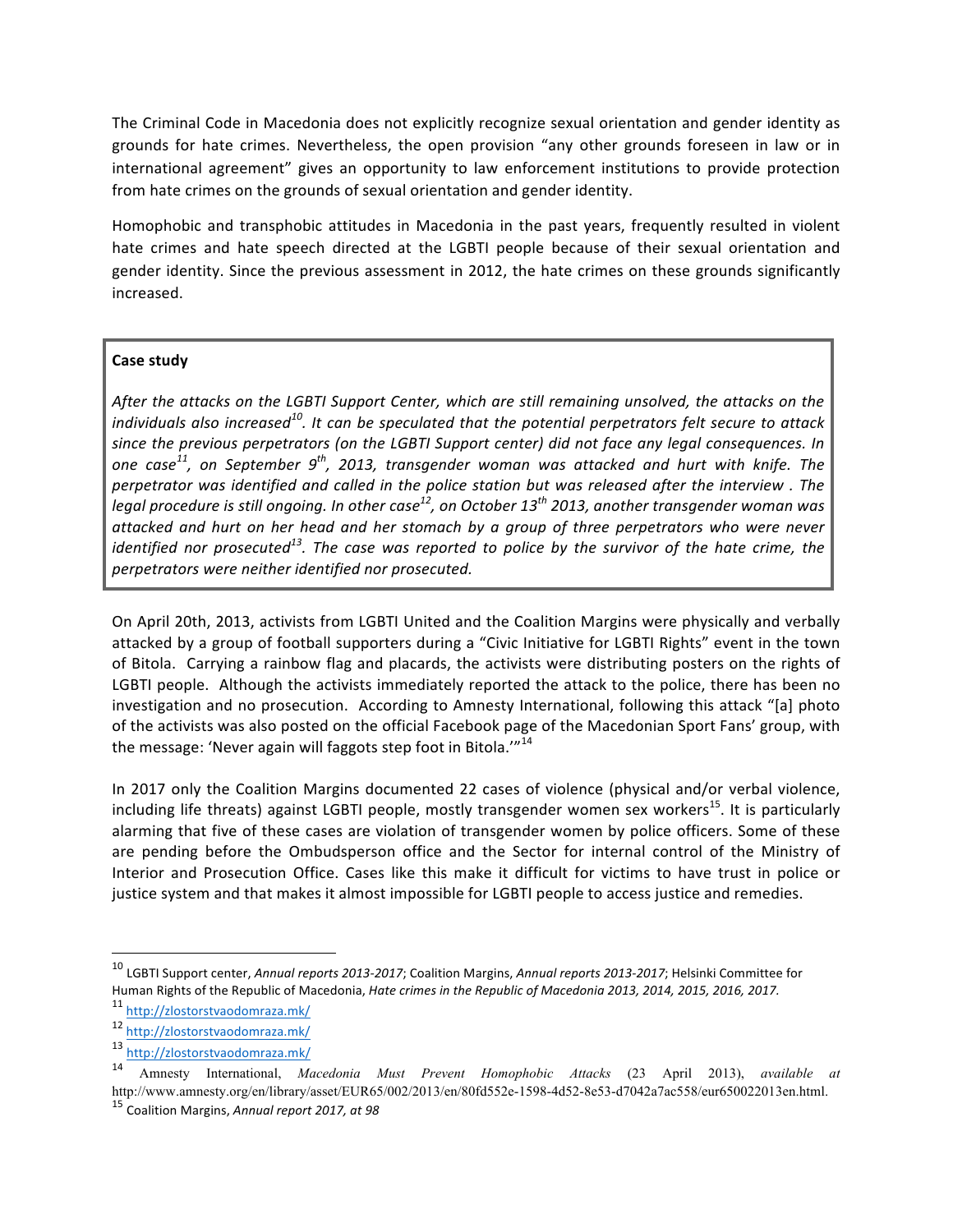The Criminal Code in Macedonia does not explicitly recognize sexual orientation and gender identity as grounds for hate crimes. Nevertheless, the open provision "any other grounds foreseen in law or in international agreement" gives an opportunity to law enforcement institutions to provide protection from hate crimes on the grounds of sexual orientation and gender identity.

Homophobic and transphobic attitudes in Macedonia in the past years, frequently resulted in violent hate crimes and hate speech directed at the LGBTI people because of their sexual orientation and gender identity. Since the previous assessment in 2012, the hate crimes on these grounds significantly increased.

> **Case study**
>
> *After the attacks on the LGBTI Support Center, which are still remaining unsolved, the attacks on the individuals also increased[10]. It can be speculated that the potential perpetrators felt secure to attack since the previous perpetrators (on the LGBTI Support center) did not face any legal consequences. In one case[11], on September 9th, 2013, transgender woman was attacked and hurt with knife. The perpetrator was identified and called in the police station but was released after the interview . The legal procedure is still ongoing. In other case[12], on October 13th 2013, another transgender woman was attacked and hurt on her head and her stomach by a group of three perpetrators who were never identified nor prosecuted[13]. The case was reported to police by the survivor of the hate crime, the perpetrators were neither identified nor prosecuted.*

On April 20th, 2013, activists from LGBTI United and the Coalition Margins were physically and verbally attacked by a group of football supporters during a "Civic Initiative for LGBTI Rights" event in the town of Bitola. Carrying a rainbow flag and placards, the activists were distributing posters on the rights of LGBTI people. Although the activists immediately reported the attack to the police, there has been no investigation and no prosecution. According to Amnesty International, following this attack "[a] photo of the activists was also posted on the official Facebook page of the Macedonian Sport Fans' group, with the message: 'Never again will faggots step foot in Bitola.'"[14]

In 2017 only the Coalition Margins documented 22 cases of violence (physical and/or verbal violence, including life threats) against LGBTI people, mostly transgender women sex workers[15]. It is particularly alarming that five of these cases are violation of transgender women by police officers. Some of these are pending before the Ombudsperson office and the Sector for internal control of the Ministry of Interior and Prosecution Office. Cases like this make it difficult for victims to have trust in police or justice system and that makes it almost impossible for LGBTI people to access justice and remedies.

---

[10] LGBTI Support center, *Annual reports 2013-2017*; Coalition Margins, *Annual reports 2013-2017*; Helsinki Committee for Human Rights of the Republic of Macedonia, *Hate crimes in the Republic of Macedonia 2013, 2014, 2015, 2016, 2017.*

[11] http://zlostorstvaodomraza.mk/

[12] http://zlostorstvaodomraza.mk/

[13] http://zlostorstvaodomraza.mk/

[14] Amnesty International, *Macedonia Must Prevent Homophobic Attacks* (23 April 2013), *available at* http://www.amnesty.org/en/library/asset/EUR65/002/2013/en/80fd552e-1598-4d52-8e53-d7042a7ac558/eur650022013en.html.

[15] Coalition Margins, *Annual report 2017, at 98*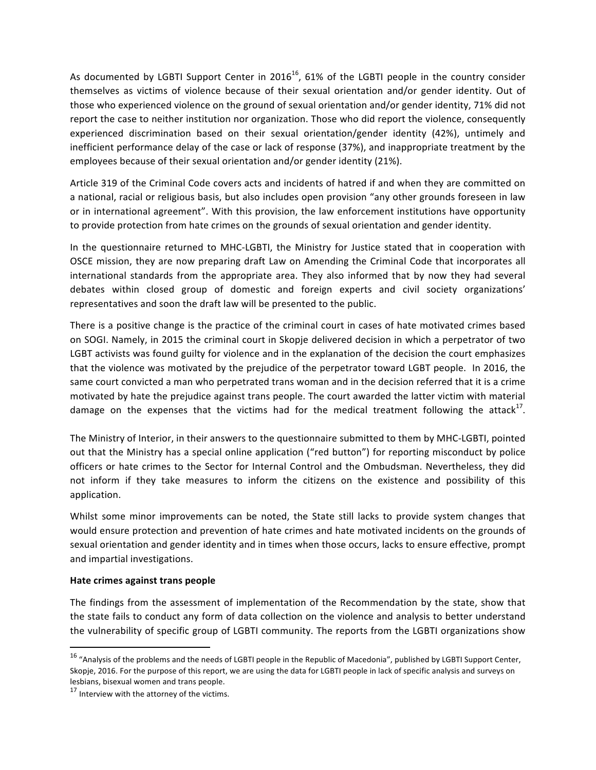As documented by LGBTI Support Center in 2016[16], 61% of the LGBTI people in the country consider themselves as victims of violence because of their sexual orientation and/or gender identity. Out of those who experienced violence on the ground of sexual orientation and/or gender identity, 71% did not report the case to neither institution nor organization. Those who did report the violence, consequently experienced discrimination based on their sexual orientation/gender identity (42%), untimely and inefficient performance delay of the case or lack of response (37%), and inappropriate treatment by the employees because of their sexual orientation and/or gender identity (21%).

Article 319 of the Criminal Code covers acts and incidents of hatred if and when they are committed on a national, racial or religious basis, but also includes open provision "any other grounds foreseen in law or in international agreement". With this provision, the law enforcement institutions have opportunity to provide protection from hate crimes on the grounds of sexual orientation and gender identity.

In the questionnaire returned to MHC-LGBTI, the Ministry for Justice stated that in cooperation with OSCE mission, they are now preparing draft Law on Amending the Criminal Code that incorporates all international standards from the appropriate area. They also informed that by now they had several debates within closed group of domestic and foreign experts and civil society organizations' representatives and soon the draft law will be presented to the public.

There is a positive change is the practice of the criminal court in cases of hate motivated crimes based on SOGI. Namely, in 2015 the criminal court in Skopje delivered decision in which a perpetrator of two LGBT activists was found guilty for violence and in the explanation of the decision the court emphasizes that the violence was motivated by the prejudice of the perpetrator toward LGBT people. In 2016, the same court convicted a man who perpetrated trans woman and in the decision referred that it is a crime motivated by hate the prejudice against trans people. The court awarded the latter victim with material damage on the expenses that the victims had for the medical treatment following the attack[17].

The Ministry of Interior, in their answers to the questionnaire submitted to them by MHC-LGBTI, pointed out that the Ministry has a special online application ("red button") for reporting misconduct by police officers or hate crimes to the Sector for Internal Control and the Ombudsman. Nevertheless, they did not inform if they take measures to inform the citizens on the existence and possibility of this application.

Whilst some minor improvements can be noted, the State still lacks to provide system changes that would ensure protection and prevention of hate crimes and hate motivated incidents on the grounds of sexual orientation and gender identity and in times when those occurs, lacks to ensure effective, prompt and impartial investigations.

**Hate crimes against trans people**

The findings from the assessment of implementation of the Recommendation by the state, show that the state fails to conduct any form of data collection on the violence and analysis to better understand the vulnerability of specific group of LGBTI community. The reports from the LGBTI organizations show

---

[16] "Analysis of the problems and the needs of LGBTI people in the Republic of Macedonia", published by LGBTI Support Center, Skopje, 2016. For the purpose of this report, we are using the data for LGBTI people in lack of specific analysis and surveys on lesbians, bisexual women and trans people.

[17] Interview with the attorney of the victims.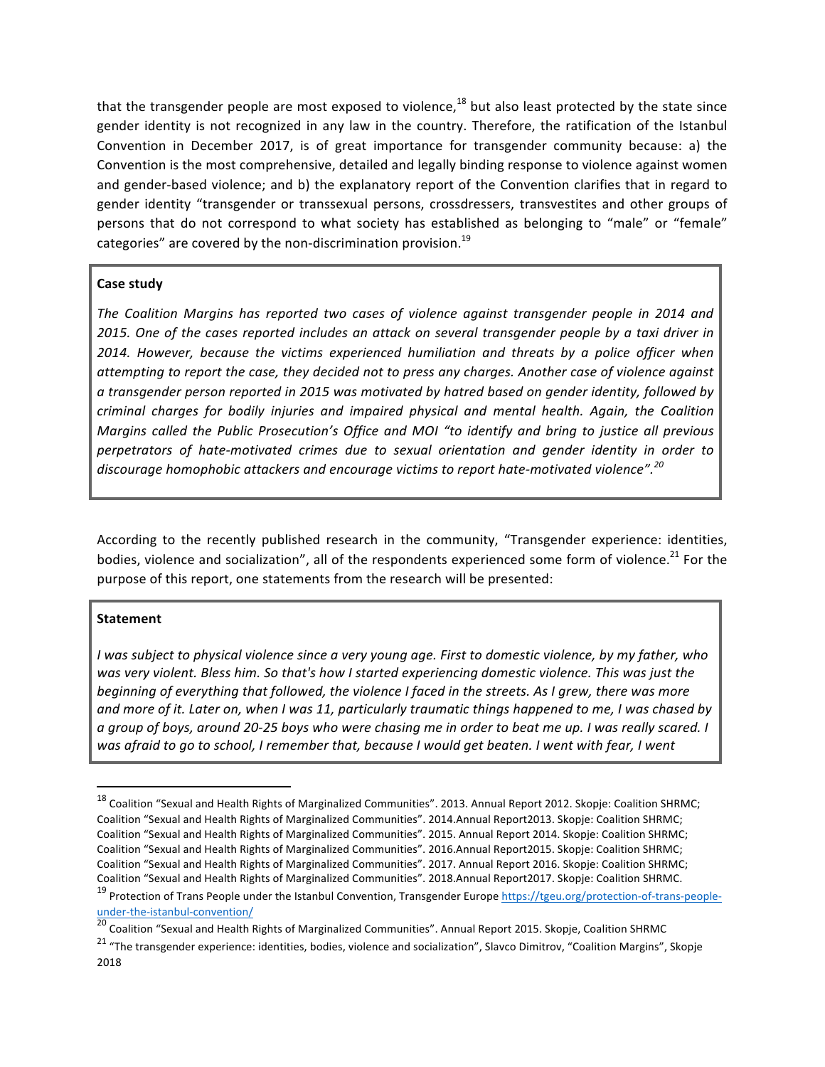that the transgender people are most exposed to violence,[18] but also least protected by the state since gender identity is not recognized in any law in the country. Therefore, the ratification of the Istanbul Convention in December 2017, is of great importance for transgender community because: a) the Convention is the most comprehensive, detailed and legally binding response to violence against women and gender-based violence; and b) the explanatory report of the Convention clarifies that in regard to gender identity "transgender or transsexual persons, crossdressers, transvestites and other groups of persons that do not correspond to what society has established as belonging to "male" or "female" categories" are covered by the non-discrimination provision.[19]

> **Case study**
>
> *The Coalition Margins has reported two cases of violence against transgender people in 2014 and 2015. One of the cases reported includes an attack on several transgender people by a taxi driver in 2014. However, because the victims experienced humiliation and threats by a police officer when attempting to report the case, they decided not to press any charges. Another case of violence against a transgender person reported in 2015 was motivated by hatred based on gender identity, followed by criminal charges for bodily injuries and impaired physical and mental health. Again, the Coalition Margins called the Public Prosecution's Office and MOI "to identify and bring to justice all previous perpetrators of hate-motivated crimes due to sexual orientation and gender identity in order to discourage homophobic attackers and encourage victims to report hate-motivated violence".[20]*

According to the recently published research in the community, "Transgender experience: identities, bodies, violence and socialization", all of the respondents experienced some form of violence.[21] For the purpose of this report, one statements from the research will be presented:

> **Statement**
>
> *I was subject to physical violence since a very young age. First to domestic violence, by my father, who was very violent. Bless him. So that's how I started experiencing domestic violence. This was just the beginning of everything that followed, the violence I faced in the streets. As I grew, there was more and more of it. Later on, when I was 11, particularly traumatic things happened to me, I was chased by a group of boys, around 20-25 boys who were chasing me in order to beat me up. I was really scared. I was afraid to go to school, I remember that, because I would get beaten. I went with fear, I went*

---

[18] Coalition "Sexual and Health Rights of Marginalized Communities". 2013. Annual Report 2012. Skopje: Coalition SHRMC; Coalition "Sexual and Health Rights of Marginalized Communities". 2014.Annual Report2013. Skopje: Coalition SHRMC; Coalition "Sexual and Health Rights of Marginalized Communities". 2015. Annual Report 2014. Skopje: Coalition SHRMC; Coalition "Sexual and Health Rights of Marginalized Communities". 2016.Annual Report2015. Skopje: Coalition SHRMC; Coalition "Sexual and Health Rights of Marginalized Communities". 2017. Annual Report 2016. Skopje: Coalition SHRMC; Coalition "Sexual and Health Rights of Marginalized Communities". 2018.Annual Report2017. Skopje: Coalition SHRMC.

[19] Protection of Trans People under the Istanbul Convention, Transgender Europe https://tgeu.org/protection-of-trans-people-under-the-istanbul-convention/

[20] Coalition "Sexual and Health Rights of Marginalized Communities". Annual Report 2015. Skopje, Coalition SHRMC

[21] "The transgender experience: identities, bodies, violence and socialization", Slavco Dimitrov, "Coalition Margins", Skopje 2018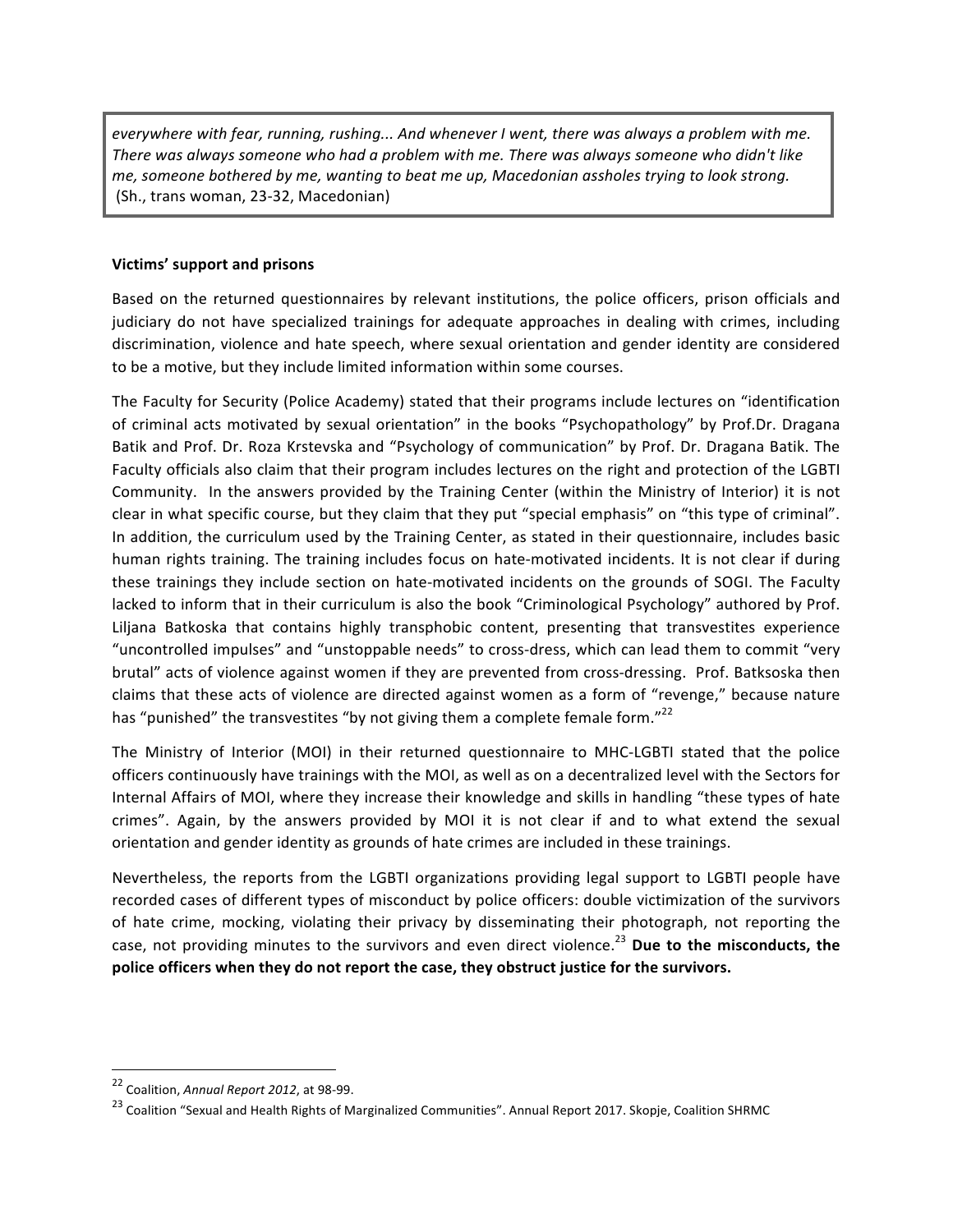> *everywhere with fear, running, rushing... And whenever I went, there was always a problem with me. There was always someone who had a problem with me. There was always someone who didn't like me, someone bothered by me, wanting to beat me up, Macedonian assholes trying to look strong.*
> (Sh., trans woman, 23-32, Macedonian)

**Victims' support and prisons**

Based on the returned questionnaires by relevant institutions, the police officers, prison officials and judiciary do not have specialized trainings for adequate approaches in dealing with crimes, including discrimination, violence and hate speech, where sexual orientation and gender identity are considered to be a motive, but they include limited information within some courses.

The Faculty for Security (Police Academy) stated that their programs include lectures on "identification of criminal acts motivated by sexual orientation" in the books "Psychopathology" by Prof.Dr. Dragana Batik and Prof. Dr. Roza Krstevska and "Psychology of communication" by Prof. Dr. Dragana Batik. The Faculty officials also claim that their program includes lectures on the right and protection of the LGBTI Community. In the answers provided by the Training Center (within the Ministry of Interior) it is not clear in what specific course, but they claim that they put "special emphasis" on "this type of criminal". In addition, the curriculum used by the Training Center, as stated in their questionnaire, includes basic human rights training. The training includes focus on hate-motivated incidents. It is not clear if during these trainings they include section on hate-motivated incidents on the grounds of SOGI. The Faculty lacked to inform that in their curriculum is also the book "Criminological Psychology" authored by Prof. Liljana Batkoska that contains highly transphobic content, presenting that transvestites experience "uncontrolled impulses" and "unstoppable needs" to cross-dress, which can lead them to commit "very brutal" acts of violence against women if they are prevented from cross-dressing. Prof. Batksoska then claims that these acts of violence are directed against women as a form of "revenge," because nature has "punished" the transvestites "by not giving them a complete female form."[22]

The Ministry of Interior (MOI) in their returned questionnaire to MHC-LGBTI stated that the police officers continuously have trainings with the MOI, as well as on a decentralized level with the Sectors for Internal Affairs of MOI, where they increase their knowledge and skills in handling "these types of hate crimes". Again, by the answers provided by MOI it is not clear if and to what extend the sexual orientation and gender identity as grounds of hate crimes are included in these trainings.

Nevertheless, the reports from the LGBTI organizations providing legal support to LGBTI people have recorded cases of different types of misconduct by police officers: double victimization of the survivors of hate crime, mocking, violating their privacy by disseminating their photograph, not reporting the case, not providing minutes to the survivors and even direct violence.[23] **Due to the misconducts, the police officers when they do not report the case, they obstruct justice for the survivors.**

---

[22] Coalition, *Annual Report 2012*, at 98-99.

[23] Coalition "Sexual and Health Rights of Marginalized Communities". Annual Report 2017. Skopje, Coalition SHRMC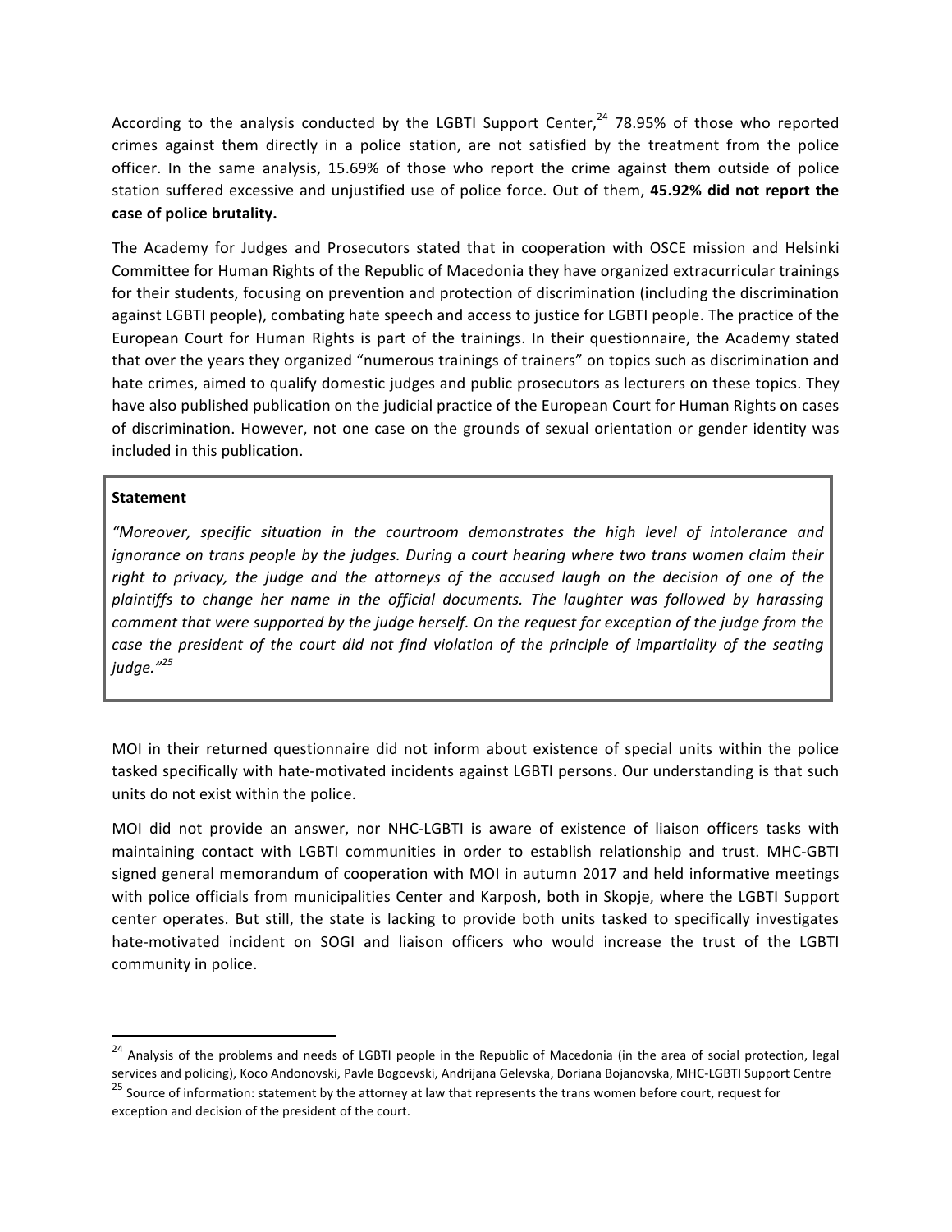According to the analysis conducted by the LGBTI Support Center,[24] 78.95% of those who reported crimes against them directly in a police station, are not satisfied by the treatment from the police officer. In the same analysis, 15.69% of those who report the crime against them outside of police station suffered excessive and unjustified use of police force. Out of them, **45.92% did not report the case of police brutality.**

The Academy for Judges and Prosecutors stated that in cooperation with OSCE mission and Helsinki Committee for Human Rights of the Republic of Macedonia they have organized extracurricular trainings for their students, focusing on prevention and protection of discrimination (including the discrimination against LGBTI people), combating hate speech and access to justice for LGBTI people. The practice of the European Court for Human Rights is part of the trainings. In their questionnaire, the Academy stated that over the years they organized "numerous trainings of trainers" on topics such as discrimination and hate crimes, aimed to qualify domestic judges and public prosecutors as lecturers on these topics. They have also published publication on the judicial practice of the European Court for Human Rights on cases of discrimination. However, not one case on the grounds of sexual orientation or gender identity was included in this publication.

> **Statement**
>
> *"Moreover, specific situation in the courtroom demonstrates the high level of intolerance and ignorance on trans people by the judges. During a court hearing where two trans women claim their right to privacy, the judge and the attorneys of the accused laugh on the decision of one of the plaintiffs to change her name in the official documents. The laughter was followed by harassing comment that were supported by the judge herself. On the request for exception of the judge from the case the president of the court did not find violation of the principle of impartiality of the seating judge."*[25]

MOI in their returned questionnaire did not inform about existence of special units within the police tasked specifically with hate-motivated incidents against LGBTI persons. Our understanding is that such units do not exist within the police.

MOI did not provide an answer, nor NHC-LGBTI is aware of existence of liaison officers tasks with maintaining contact with LGBTI communities in order to establish relationship and trust. MHC-GBTI signed general memorandum of cooperation with MOI in autumn 2017 and held informative meetings with police officials from municipalities Center and Karposh, both in Skopje, where the LGBTI Support center operates. But still, the state is lacking to provide both units tasked to specifically investigates hate-motivated incident on SOGI and liaison officers who would increase the trust of the LGBTI community in police.

---

[24] Analysis of the problems and needs of LGBTI people in the Republic of Macedonia (in the area of social protection, legal services and policing), Koco Andonovski, Pavle Bogoevski, Andrijana Gelevska, Doriana Bojanovska, MHC-LGBTI Support Centre

[25] Source of information: statement by the attorney at law that represents the trans women before court, request for exception and decision of the president of the court.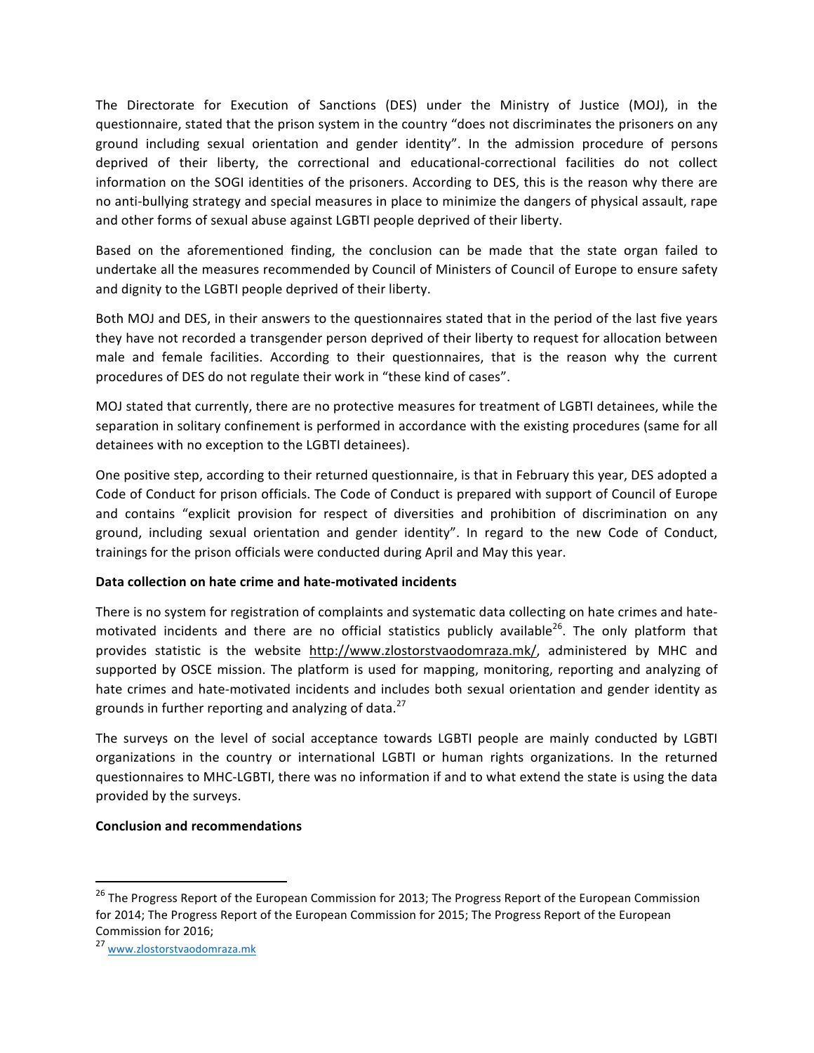The Directorate for Execution of Sanctions (DES) under the Ministry of Justice (MOJ), in the questionnaire, stated that the prison system in the country "does not discriminates the prisoners on any ground including sexual orientation and gender identity". In the admission procedure of persons deprived of their liberty, the correctional and educational-correctional facilities do not collect information on the SOGI identities of the prisoners. According to DES, this is the reason why there are no anti-bullying strategy and special measures in place to minimize the dangers of physical assault, rape and other forms of sexual abuse against LGBTI people deprived of their liberty.

Based on the aforementioned finding, the conclusion can be made that the state organ failed to undertake all the measures recommended by Council of Ministers of Council of Europe to ensure safety and dignity to the LGBTI people deprived of their liberty.

Both MOJ and DES, in their answers to the questionnaires stated that in the period of the last five years they have not recorded a transgender person deprived of their liberty to request for allocation between male and female facilities. According to their questionnaires, that is the reason why the current procedures of DES do not regulate their work in "these kind of cases".

MOJ stated that currently, there are no protective measures for treatment of LGBTI detainees, while the separation in solitary confinement is performed in accordance with the existing procedures (same for all detainees with no exception to the LGBTI detainees).

One positive step, according to their returned questionnaire, is that in February this year, DES adopted a Code of Conduct for prison officials. The Code of Conduct is prepared with support of Council of Europe and contains "explicit provision for respect of diversities and prohibition of discrimination on any ground, including sexual orientation and gender identity". In regard to the new Code of Conduct, trainings for the prison officials were conducted during April and May this year.

**Data collection on hate crime and hate-motivated incidents**

There is no system for registration of complaints and systematic data collecting on hate crimes and hate-motivated incidents and there are no official statistics publicly available[26]. The only platform that provides statistic is the website http://www.zlostorstvaodomraza.mk/, administered by MHC and supported by OSCE mission. The platform is used for mapping, monitoring, reporting and analyzing of hate crimes and hate-motivated incidents and includes both sexual orientation and gender identity as grounds in further reporting and analyzing of data.[27]

The surveys on the level of social acceptance towards LGBTI people are mainly conducted by LGBTI organizations in the country or international LGBTI or human rights organizations. In the returned questionnaires to MHC-LGBTI, there was no information if and to what extend the state is using the data provided by the surveys.

**Conclusion and recommendations**

---

[26] The Progress Report of the European Commission for 2013; The Progress Report of the European Commission for 2014; The Progress Report of the European Commission for 2015; The Progress Report of the European Commission for 2016;

[27] www.zlostorstvaodomraza.mk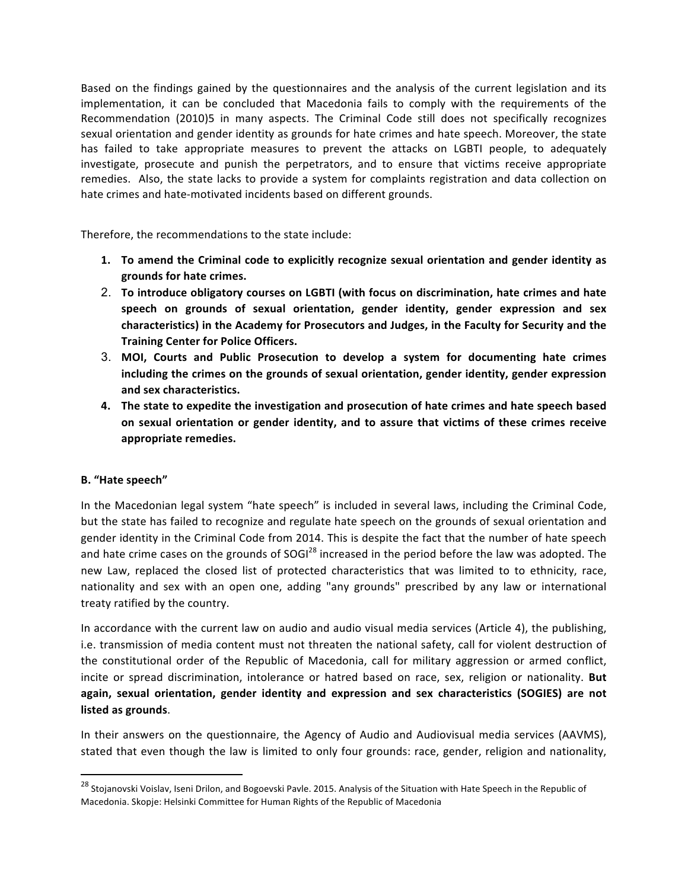Based on the findings gained by the questionnaires and the analysis of the current legislation and its implementation, it can be concluded that Macedonia fails to comply with the requirements of the Recommendation (2010)5 in many aspects. The Criminal Code still does not specifically recognizes sexual orientation and gender identity as grounds for hate crimes and hate speech. Moreover, the state has failed to take appropriate measures to prevent the attacks on LGBTI people, to adequately investigate, prosecute and punish the perpetrators, and to ensure that victims receive appropriate remedies. Also, the state lacks to provide a system for complaints registration and data collection on hate crimes and hate-motivated incidents based on different grounds.

Therefore, the recommendations to the state include:

1. **To amend the Criminal code to explicitly recognize sexual orientation and gender identity as grounds for hate crimes.**
2. **To introduce obligatory courses on LGBTI (with focus on discrimination, hate crimes and hate speech on grounds of sexual orientation, gender identity, gender expression and sex characteristics) in the Academy for Prosecutors and Judges, in the Faculty for Security and the Training Center for Police Officers.**
3. **MOI, Courts and Public Prosecution to develop a system for documenting hate crimes including the crimes on the grounds of sexual orientation, gender identity, gender expression and sex characteristics.**
4. **The state to expedite the investigation and prosecution of hate crimes and hate speech based on sexual orientation or gender identity, and to assure that victims of these crimes receive appropriate remedies.**

**B. "Hate speech"**

In the Macedonian legal system "hate speech" is included in several laws, including the Criminal Code, but the state has failed to recognize and regulate hate speech on the grounds of sexual orientation and gender identity in the Criminal Code from 2014. This is despite the fact that the number of hate speech and hate crime cases on the grounds of SOGI[28] increased in the period before the law was adopted. The new Law, replaced the closed list of protected characteristics that was limited to to ethnicity, race, nationality and sex with an open one, adding "any grounds" prescribed by any law or international treaty ratified by the country.

In accordance with the current law on audio and audio visual media services (Article 4), the publishing, i.e. transmission of media content must not threaten the national safety, call for violent destruction of the constitutional order of the Republic of Macedonia, call for military aggression or armed conflict, incite or spread discrimination, intolerance or hatred based on race, sex, religion or nationality. **But again, sexual orientation, gender identity and expression and sex characteristics (SOGIES) are not listed as grounds**.

In their answers on the questionnaire, the Agency of Audio and Audiovisual media services (AAVMS), stated that even though the law is limited to only four grounds: race, gender, religion and nationality,

[28] Stojanovski Voislav, Iseni Drilon, and Bogoevski Pavle. 2015. Analysis of the Situation with Hate Speech in the Republic of Macedonia. Skopje: Helsinki Committee for Human Rights of the Republic of Macedonia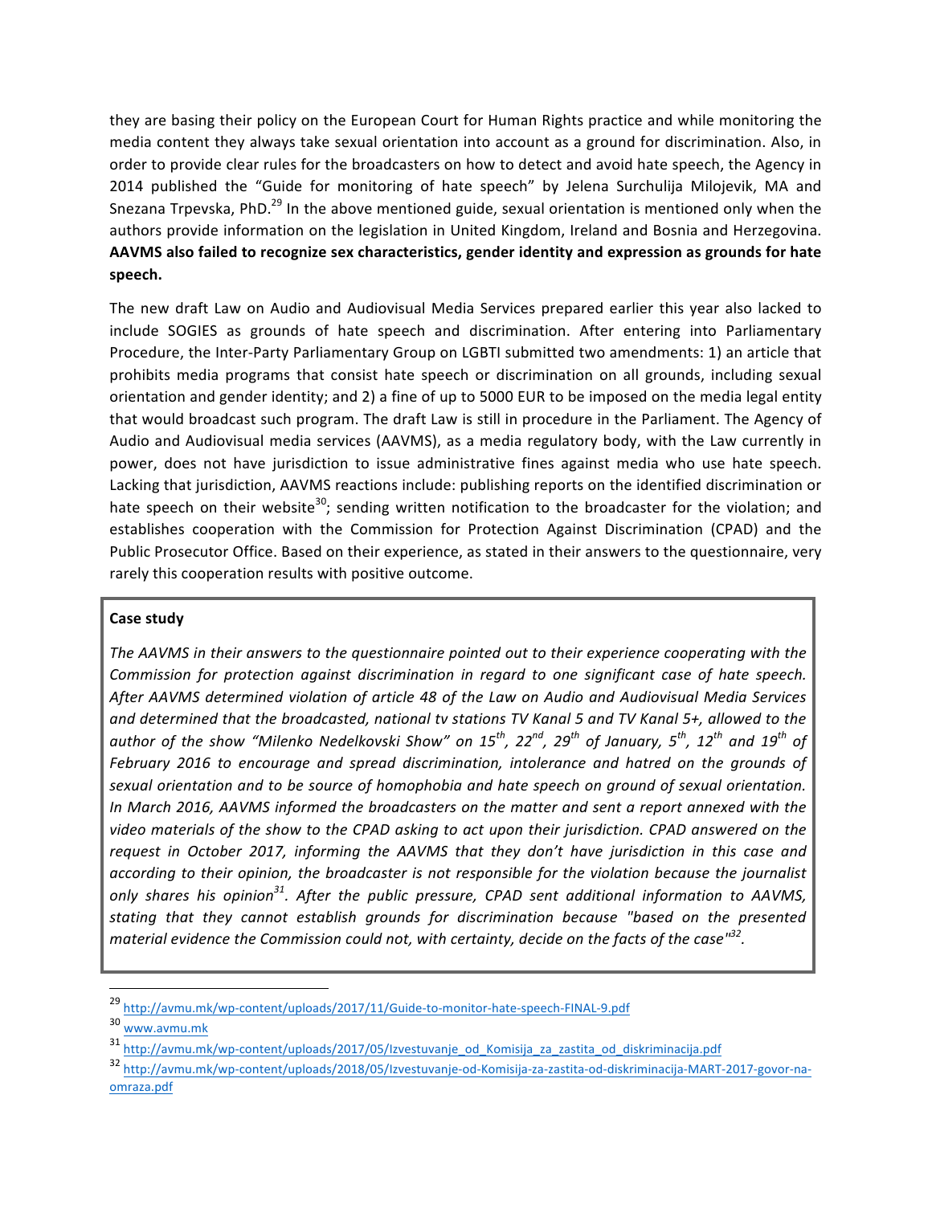they are basing their policy on the European Court for Human Rights practice and while monitoring the media content they always take sexual orientation into account as a ground for discrimination. Also, in order to provide clear rules for the broadcasters on how to detect and avoid hate speech, the Agency in 2014 published the "Guide for monitoring of hate speech" by Jelena Surchulija Milojevik, MA and Snezana Trpevska, PhD.[29] In the above mentioned guide, sexual orientation is mentioned only when the authors provide information on the legislation in United Kingdom, Ireland and Bosnia and Herzegovina. **AAVMS also failed to recognize sex characteristics, gender identity and expression as grounds for hate speech.**

The new draft Law on Audio and Audiovisual Media Services prepared earlier this year also lacked to include SOGIES as grounds of hate speech and discrimination. After entering into Parliamentary Procedure, the Inter-Party Parliamentary Group on LGBTI submitted two amendments: 1) an article that prohibits media programs that consist hate speech or discrimination on all grounds, including sexual orientation and gender identity; and 2) a fine of up to 5000 EUR to be imposed on the media legal entity that would broadcast such program. The draft Law is still in procedure in the Parliament. The Agency of Audio and Audiovisual media services (AAVMS), as a media regulatory body, with the Law currently in power, does not have jurisdiction to issue administrative fines against media who use hate speech. Lacking that jurisdiction, AAVMS reactions include: publishing reports on the identified discrimination or hate speech on their website[30]; sending written notification to the broadcaster for the violation; and establishes cooperation with the Commission for Protection Against Discrimination (CPAD) and the Public Prosecutor Office. Based on their experience, as stated in their answers to the questionnaire, very rarely this cooperation results with positive outcome.

**Case study**

*The AAVMS in their answers to the questionnaire pointed out to their experience cooperating with the Commission for protection against discrimination in regard to one significant case of hate speech. After AAVMS determined violation of article 48 of the Law on Audio and Audiovisual Media Services and determined that the broadcasted, national tv stations TV Kanal 5 and TV Kanal 5+, allowed to the author of the show "Milenko Nedelkovski Show" on 15th, 22nd, 29th of January, 5th, 12th and 19th of February 2016 to encourage and spread discrimination, intolerance and hatred on the grounds of sexual orientation and to be source of homophobia and hate speech on ground of sexual orientation. In March 2016, AAVMS informed the broadcasters on the matter and sent a report annexed with the video materials of the show to the CPAD asking to act upon their jurisdiction. CPAD answered on the request in October 2017, informing the AAVMS that they don't have jurisdiction in this case and according to their opinion, the broadcaster is not responsible for the violation because the journalist only shares his opinion[31]. After the public pressure, CPAD sent additional information to AAVMS, stating that they cannot establish grounds for discrimination because "based on the presented material evidence the Commission could not, with certainty, decide on the facts of the case"[32].*

---

[29] http://avmu.mk/wp-content/uploads/2017/11/Guide-to-monitor-hate-speech-FINAL-9.pdf

[30] www.avmu.mk

[31] http://avmu.mk/wp-content/uploads/2017/05/Izvestuvanje_od_Komisija_za_zastita_od_diskriminacija.pdf

[32] http://avmu.mk/wp-content/uploads/2018/05/Izvestuvanje-od-Komisija-za-zastita-od-diskriminacija-MART-2017-govor-na-omraza.pdf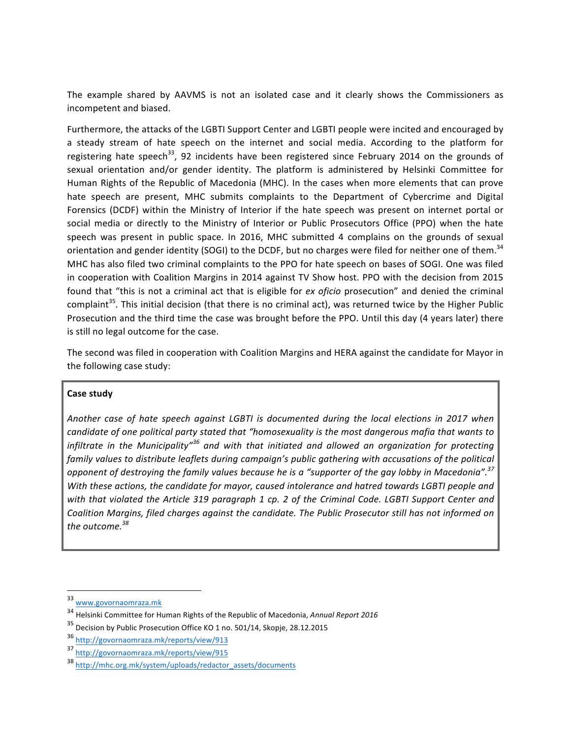The example shared by AAVMS is not an isolated case and it clearly shows the Commissioners as incompetent and biased.

Furthermore, the attacks of the LGBTI Support Center and LGBTI people were incited and encouraged by a steady stream of hate speech on the internet and social media. According to the platform for registering hate speech[33], 92 incidents have been registered since February 2014 on the grounds of sexual orientation and/or gender identity. The platform is administered by Helsinki Committee for Human Rights of the Republic of Macedonia (MHC). In the cases when more elements that can prove hate speech are present, MHC submits complaints to the Department of Cybercrime and Digital Forensics (DCDF) within the Ministry of Interior if the hate speech was present on internet portal or social media or directly to the Ministry of Interior or Public Prosecutors Office (PPO) when the hate speech was present in public space. In 2016, MHC submitted 4 complains on the grounds of sexual orientation and gender identity (SOGI) to the DCDF, but no charges were filed for neither one of them.[34] MHC has also filed two criminal complaints to the PPO for hate speech on bases of SOGI. One was filed in cooperation with Coalition Margins in 2014 against TV Show host. PPO with the decision from 2015 found that "this is not a criminal act that is eligible for *ex oficio* prosecution" and denied the criminal complaint[35]. This initial decision (that there is no criminal act), was returned twice by the Higher Public Prosecution and the third time the case was brought before the PPO. Until this day (4 years later) there is still no legal outcome for the case.

The second was filed in cooperation with Coalition Margins and HERA against the candidate for Mayor in the following case study:

> **Case study**
>
> *Another case of hate speech against LGBTI is documented during the local elections in 2017 when candidate of one political party stated that "homosexuality is the most dangerous mafia that wants to infiltrate in the Municipality"[36] and with that initiated and allowed an organization for protecting family values to distribute leaflets during campaign's public gathering with accusations of the political opponent of destroying the family values because he is a "supporter of the gay lobby in Macedonia".[37] With these actions, the candidate for mayor, caused intolerance and hatred towards LGBTI people and with that violated the Article 319 paragraph 1 cp. 2 of the Criminal Code. LGBTI Support Center and Coalition Margins, filed charges against the candidate. The Public Prosecutor still has not informed on the outcome.[38]*

---

[33] www.govornaomraza.mk

[34] Helsinki Committee for Human Rights of the Republic of Macedonia, *Annual Report 2016*

[35] Decision by Public Prosecution Office KO 1 no. 501/14, Skopje, 28.12.2015

[36] http://govornaomraza.mk/reports/view/913

[37] http://govornaomraza.mk/reports/view/915

[38] http://mhc.org.mk/system/uploads/redactor_assets/documents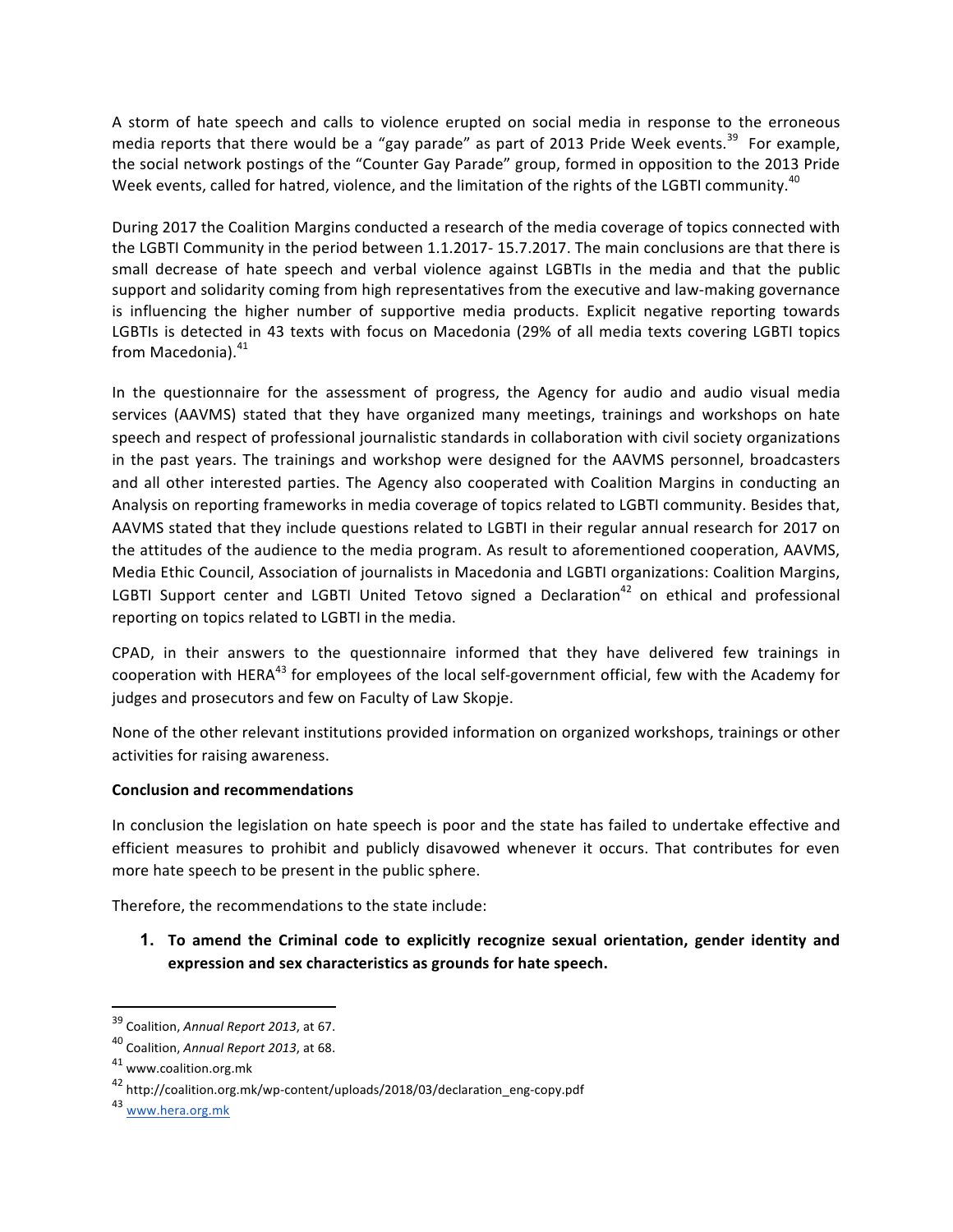A storm of hate speech and calls to violence erupted on social media in response to the erroneous media reports that there would be a "gay parade" as part of 2013 Pride Week events.[39] For example, the social network postings of the "Counter Gay Parade" group, formed in opposition to the 2013 Pride Week events, called for hatred, violence, and the limitation of the rights of the LGBTI community.[40]

During 2017 the Coalition Margins conducted a research of the media coverage of topics connected with the LGBTI Community in the period between 1.1.2017- 15.7.2017. The main conclusions are that there is small decrease of hate speech and verbal violence against LGBTIs in the media and that the public support and solidarity coming from high representatives from the executive and law-making governance is influencing the higher number of supportive media products. Explicit negative reporting towards LGBTIs is detected in 43 texts with focus on Macedonia (29% of all media texts covering LGBTI topics from Macedonia).[41]

In the questionnaire for the assessment of progress, the Agency for audio and audio visual media services (AAVMS) stated that they have organized many meetings, trainings and workshops on hate speech and respect of professional journalistic standards in collaboration with civil society organizations in the past years. The trainings and workshop were designed for the AAVMS personnel, broadcasters and all other interested parties. The Agency also cooperated with Coalition Margins in conducting an Analysis on reporting frameworks in media coverage of topics related to LGBTI community. Besides that, AAVMS stated that they include questions related to LGBTI in their regular annual research for 2017 on the attitudes of the audience to the media program. As result to aforementioned cooperation, AAVMS, Media Ethic Council, Association of journalists in Macedonia and LGBTI organizations: Coalition Margins, LGBTI Support center and LGBTI United Tetovo signed a Declaration[42] on ethical and professional reporting on topics related to LGBTI in the media.

CPAD, in their answers to the questionnaire informed that they have delivered few trainings in cooperation with HERA[43] for employees of the local self-government official, few with the Academy for judges and prosecutors and few on Faculty of Law Skopje.

None of the other relevant institutions provided information on organized workshops, trainings or other activities for raising awareness.

**Conclusion and recommendations**

In conclusion the legislation on hate speech is poor and the state has failed to undertake effective and efficient measures to prohibit and publicly disavowed whenever it occurs. That contributes for even more hate speech to be present in the public sphere.

Therefore, the recommendations to the state include:

1. **To amend the Criminal code to explicitly recognize sexual orientation, gender identity and expression and sex characteristics as grounds for hate speech.**

---

[39] Coalition, *Annual Report 2013*, at 67.

[40] Coalition, *Annual Report 2013*, at 68.

[41] www.coalition.org.mk

[42] http://coalition.org.mk/wp-content/uploads/2018/03/declaration_eng-copy.pdf

[43] www.hera.org.mk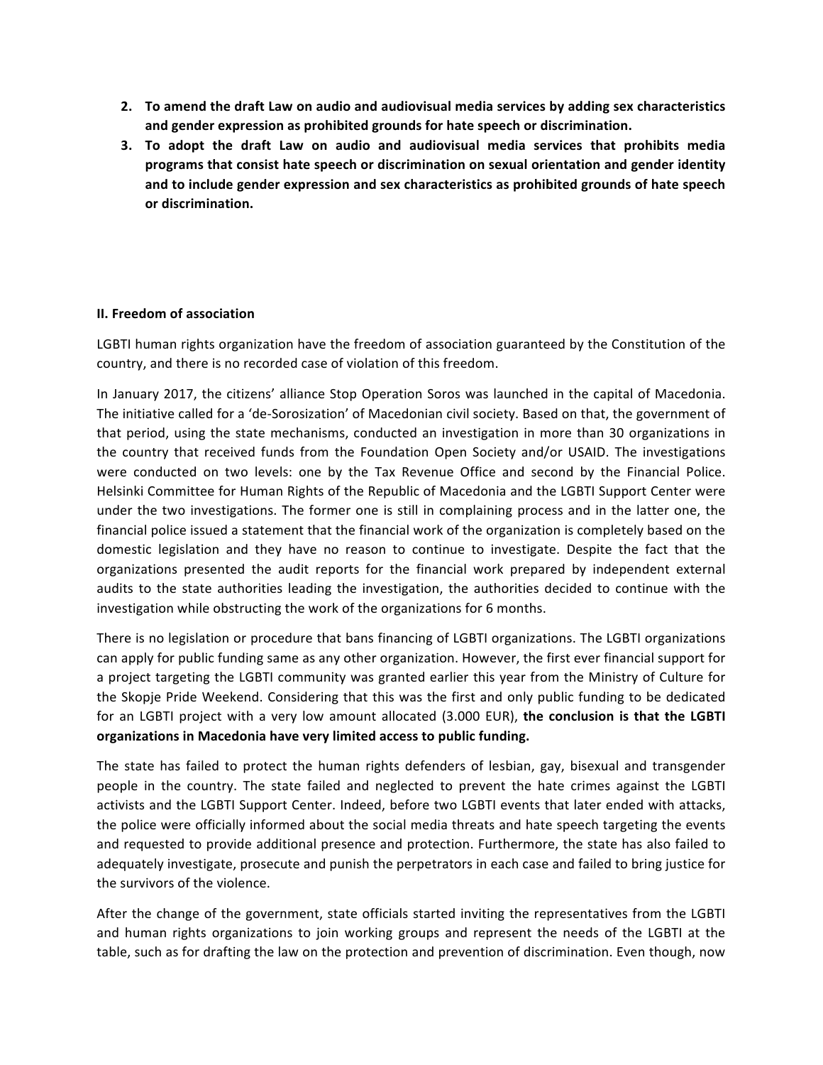2. **To amend the draft Law on audio and audiovisual media services by adding sex characteristics and gender expression as prohibited grounds for hate speech or discrimination.**
3. **To adopt the draft Law on audio and audiovisual media services that prohibits media programs that consist hate speech or discrimination on sexual orientation and gender identity and to include gender expression and sex characteristics as prohibited grounds of hate speech or discrimination.**

**II. Freedom of association**

LGBTI human rights organization have the freedom of association guaranteed by the Constitution of the country, and there is no recorded case of violation of this freedom.

In January 2017, the citizens' alliance Stop Operation Soros was launched in the capital of Macedonia. The initiative called for a 'de-Sorosization' of Macedonian civil society. Based on that, the government of that period, using the state mechanisms, conducted an investigation in more than 30 organizations in the country that received funds from the Foundation Open Society and/or USAID. The investigations were conducted on two levels: one by the Tax Revenue Office and second by the Financial Police. Helsinki Committee for Human Rights of the Republic of Macedonia and the LGBTI Support Center were under the two investigations. The former one is still in complaining process and in the latter one, the financial police issued a statement that the financial work of the organization is completely based on the domestic legislation and they have no reason to continue to investigate. Despite the fact that the organizations presented the audit reports for the financial work prepared by independent external audits to the state authorities leading the investigation, the authorities decided to continue with the investigation while obstructing the work of the organizations for 6 months.

There is no legislation or procedure that bans financing of LGBTI organizations. The LGBTI organizations can apply for public funding same as any other organization. However, the first ever financial support for a project targeting the LGBTI community was granted earlier this year from the Ministry of Culture for the Skopje Pride Weekend. Considering that this was the first and only public funding to be dedicated for an LGBTI project with a very low amount allocated (3.000 EUR), **the conclusion is that the LGBTI organizations in Macedonia have very limited access to public funding.**

The state has failed to protect the human rights defenders of lesbian, gay, bisexual and transgender people in the country. The state failed and neglected to prevent the hate crimes against the LGBTI activists and the LGBTI Support Center. Indeed, before two LGBTI events that later ended with attacks, the police were officially informed about the social media threats and hate speech targeting the events and requested to provide additional presence and protection. Furthermore, the state has also failed to adequately investigate, prosecute and punish the perpetrators in each case and failed to bring justice for the survivors of the violence.

After the change of the government, state officials started inviting the representatives from the LGBTI and human rights organizations to join working groups and represent the needs of the LGBTI at the table, such as for drafting the law on the protection and prevention of discrimination. Even though, now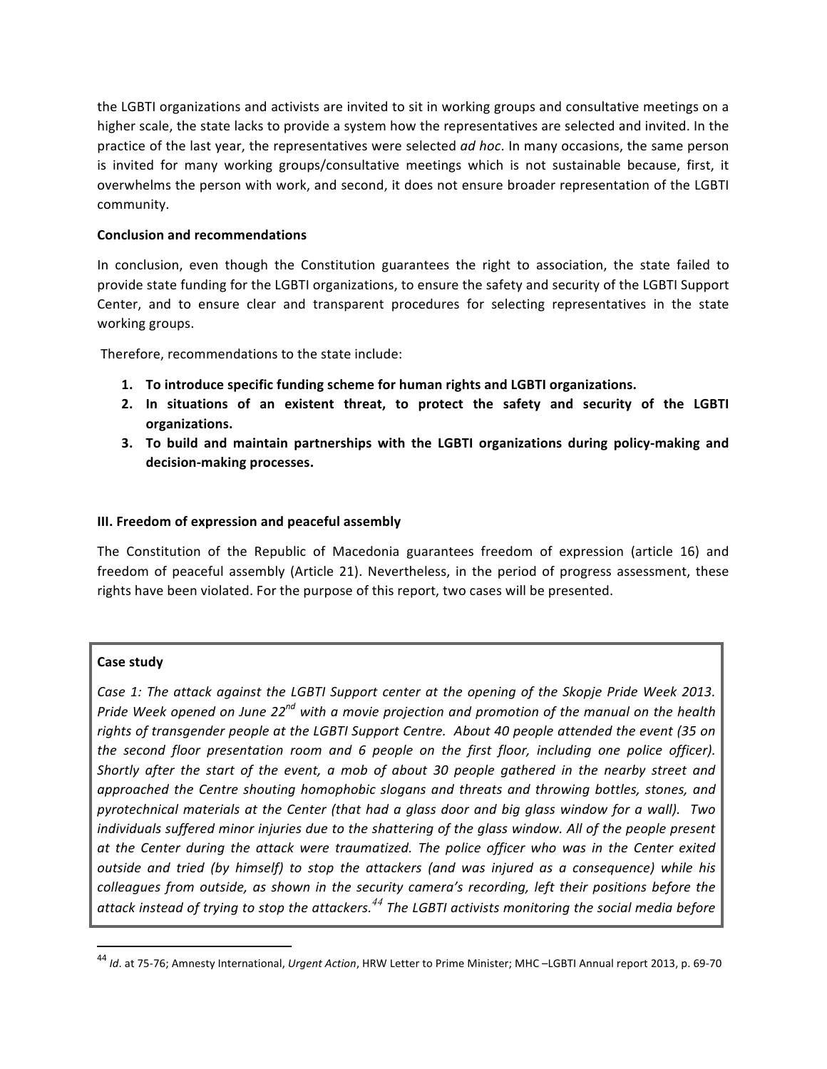the LGBTI organizations and activists are invited to sit in working groups and consultative meetings on a higher scale, the state lacks to provide a system how the representatives are selected and invited. In the practice of the last year, the representatives were selected *ad hoc*. In many occasions, the same person is invited for many working groups/consultative meetings which is not sustainable because, first, it overwhelms the person with work, and second, it does not ensure broader representation of the LGBTI community.

**Conclusion and recommendations**

In conclusion, even though the Constitution guarantees the right to association, the state failed to provide state funding for the LGBTI organizations, to ensure the safety and security of the LGBTI Support Center, and to ensure clear and transparent procedures for selecting representatives in the state working groups.

Therefore, recommendations to the state include:

1. **To introduce specific funding scheme for human rights and LGBTI organizations.**
2. **In situations of an existent threat, to protect the safety and security of the LGBTI organizations.**
3. **To build and maintain partnerships with the LGBTI organizations during policy-making and decision-making processes.**

**III. Freedom of expression and peaceful assembly**

The Constitution of the Republic of Macedonia guarantees freedom of expression (article 16) and freedom of peaceful assembly (Article 21). Nevertheless, in the period of progress assessment, these rights have been violated. For the purpose of this report, two cases will be presented.

**Case study**

*Case 1: The attack against the LGBTI Support center at the opening of the Skopje Pride Week 2013. Pride Week opened on June 22nd with a movie projection and promotion of the manual on the health rights of transgender people at the LGBTI Support Centre. About 40 people attended the event (35 on the second floor presentation room and 6 people on the first floor, including one police officer). Shortly after the start of the event, a mob of about 30 people gathered in the nearby street and approached the Centre shouting homophobic slogans and threats and throwing bottles, stones, and pyrotechnical materials at the Center (that had a glass door and big glass window for a wall). Two individuals suffered minor injuries due to the shattering of the glass window. All of the people present at the Center during the attack were traumatized. The police officer who was in the Center exited outside and tried (by himself) to stop the attackers (and was injured as a consequence) while his colleagues from outside, as shown in the security camera's recording, left their positions before the attack instead of trying to stop the attackers.[44] The LGBTI activists monitoring the social media before*

---

[44] *Id*. at 75-76; Amnesty International, *Urgent Action*, HRW Letter to Prime Minister; MHC –LGBTI Annual report 2013, p. 69-70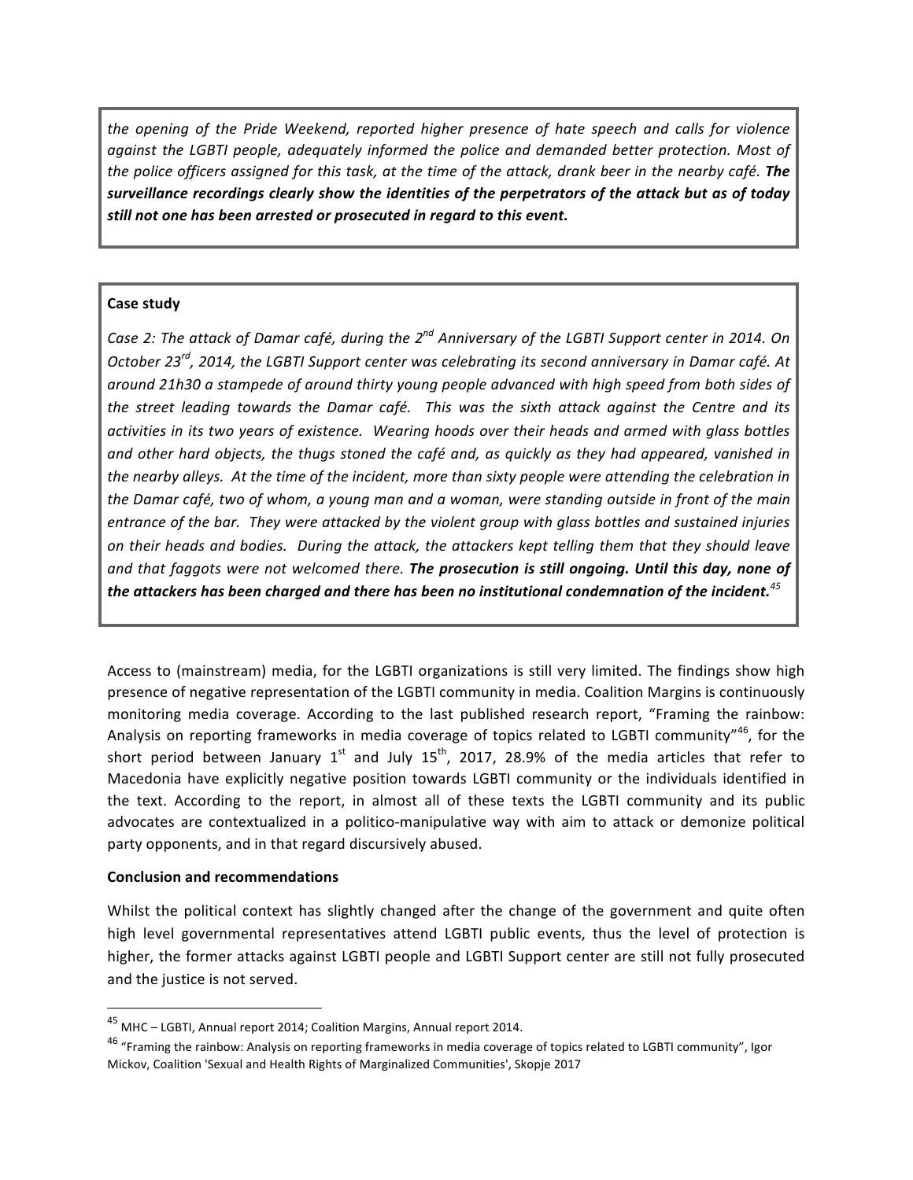*the opening of the Pride Weekend, reported higher presence of hate speech and calls for violence against the LGBTI people, adequately informed the police and demanded better protection. Most of the police officers assigned for this task, at the time of the attack, drank beer in the nearby café.* ***The surveillance recordings clearly show the identities of the perpetrators of the attack but as of today still not one has been arrested or prosecuted in regard to this event.***

**Case study**

*Case 2: The attack of Damar café, during the 2nd Anniversary of the LGBTI Support center in 2014. On October 23rd, 2014, the LGBTI Support center was celebrating its second anniversary in Damar café. At around 21h30 a stampede of around thirty young people advanced with high speed from both sides of the street leading towards the Damar café. This was the sixth attack against the Centre and its activities in its two years of existence. Wearing hoods over their heads and armed with glass bottles and other hard objects, the thugs stoned the café and, as quickly as they had appeared, vanished in the nearby alleys. At the time of the incident, more than sixty people were attending the celebration in the Damar café, two of whom, a young man and a woman, were standing outside in front of the main entrance of the bar. They were attacked by the violent group with glass bottles and sustained injuries on their heads and bodies. During the attack, the attackers kept telling them that they should leave and that faggots were not welcomed there.* ***The prosecution is still ongoing. Until this day, none of the attackers has been charged and there has been no institutional condemnation of the incident.***[45]

Access to (mainstream) media, for the LGBTI organizations is still very limited. The findings show high presence of negative representation of the LGBTI community in media. Coalition Margins is continuously monitoring media coverage. According to the last published research report, "Framing the rainbow: Analysis on reporting frameworks in media coverage of topics related to LGBTI community"[46], for the short period between January 1st and July 15th, 2017, 28.9% of the media articles that refer to Macedonia have explicitly negative position towards LGBTI community or the individuals identified in the text. According to the report, in almost all of these texts the LGBTI community and its public advocates are contextualized in a politico-manipulative way with aim to attack or demonize political party opponents, and in that regard discursively abused.

**Conclusion and recommendations**

Whilst the political context has slightly changed after the change of the government and quite often high level governmental representatives attend LGBTI public events, thus the level of protection is higher, the former attacks against LGBTI people and LGBTI Support center are still not fully prosecuted and the justice is not served.

---

[45] MHC – LGBTI, Annual report 2014; Coalition Margins, Annual report 2014.

[46] "Framing the rainbow: Analysis on reporting frameworks in media coverage of topics related to LGBTI community", Igor Mickov, Coalition 'Sexual and Health Rights of Marginalized Communities', Skopje 2017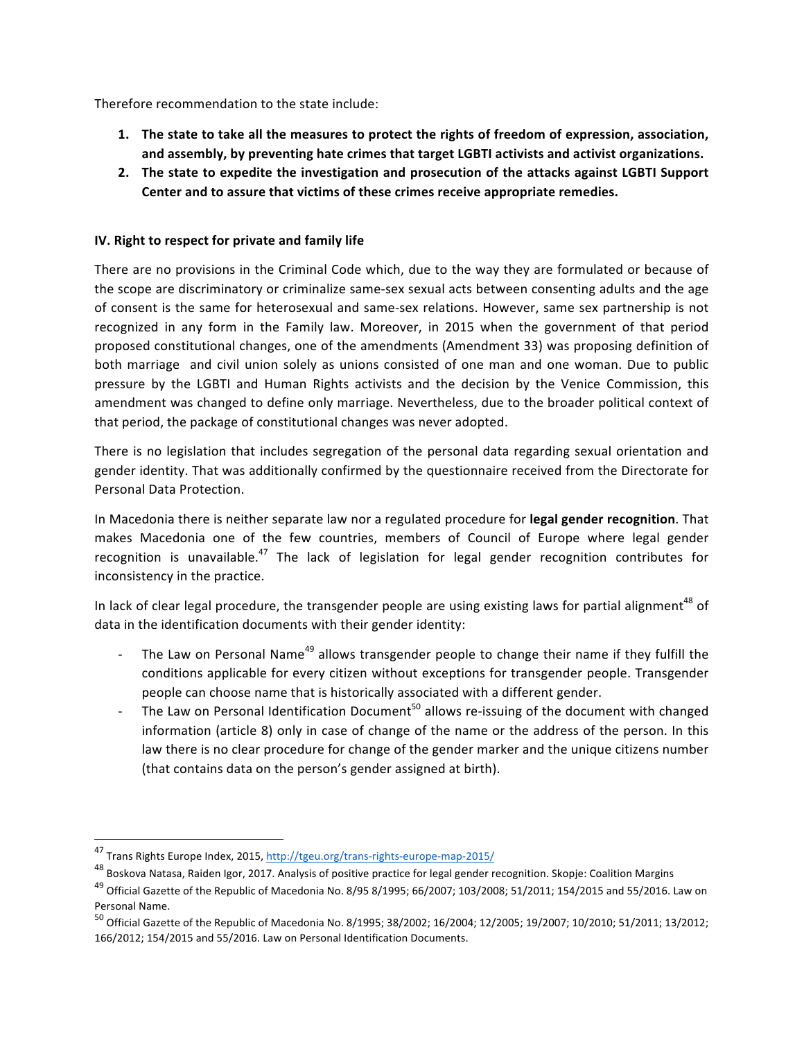Therefore recommendation to the state include:

1. **The state to take all the measures to protect the rights of freedom of expression, association, and assembly, by preventing hate crimes that target LGBTI activists and activist organizations.**
2. **The state to expedite the investigation and prosecution of the attacks against LGBTI Support Center and to assure that victims of these crimes receive appropriate remedies.**

## IV. Right to respect for private and family life

There are no provisions in the Criminal Code which, due to the way they are formulated or because of the scope are discriminatory or criminalize same-sex sexual acts between consenting adults and the age of consent is the same for heterosexual and same-sex relations. However, same sex partnership is not recognized in any form in the Family law. Moreover, in 2015 when the government of that period proposed constitutional changes, one of the amendments (Amendment 33) was proposing definition of both marriage and civil union solely as unions consisted of one man and one woman. Due to public pressure by the LGBTI and Human Rights activists and the decision by the Venice Commission, this amendment was changed to define only marriage. Nevertheless, due to the broader political context of that period, the package of constitutional changes was never adopted.

There is no legislation that includes segregation of the personal data regarding sexual orientation and gender identity. That was additionally confirmed by the questionnaire received from the Directorate for Personal Data Protection.

In Macedonia there is neither separate law nor a regulated procedure for **legal gender recognition**. That makes Macedonia one of the few countries, members of Council of Europe where legal gender recognition is unavailable.[47] The lack of legislation for legal gender recognition contributes for inconsistency in the practice.

In lack of clear legal procedure, the transgender people are using existing laws for partial alignment[48] of data in the identification documents with their gender identity:

- The Law on Personal Name[49] allows transgender people to change their name if they fulfill the conditions applicable for every citizen without exceptions for transgender people. Transgender people can choose name that is historically associated with a different gender.
- The Law on Personal Identification Document[50] allows re-issuing of the document with changed information (article 8) only in case of change of the name or the address of the person. In this law there is no clear procedure for change of the gender marker and the unique citizens number (that contains data on the person's gender assigned at birth).

---

[47] Trans Rights Europe Index, 2015, http://tgeu.org/trans-rights-europe-map-2015/

[48] Boskova Natasa, Raiden Igor, 2017. Analysis of positive practice for legal gender recognition. Skopje: Coalition Margins

[49] Official Gazette of the Republic of Macedonia No. 8/95 8/1995; 66/2007; 103/2008; 51/2011; 154/2015 and 55/2016. Law on Personal Name.

[50] Official Gazette of the Republic of Macedonia No. 8/1995; 38/2002; 16/2004; 12/2005; 19/2007; 10/2010; 51/2011; 13/2012; 166/2012; 154/2015 and 55/2016. Law on Personal Identification Documents.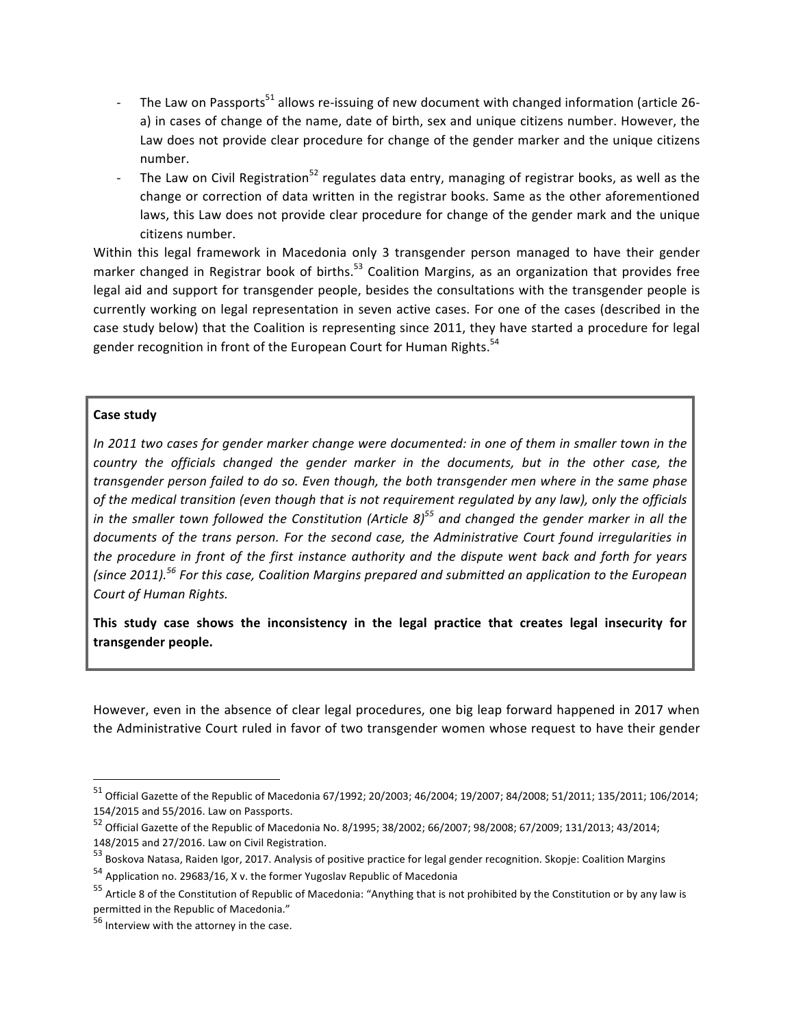- The Law on Passports[51] allows re-issuing of new document with changed information (article 26-a) in cases of change of the name, date of birth, sex and unique citizens number. However, the Law does not provide clear procedure for change of the gender marker and the unique citizens number.
- The Law on Civil Registration[52] regulates data entry, managing of registrar books, as well as the change or correction of data written in the registrar books. Same as the other aforementioned laws, this Law does not provide clear procedure for change of the gender mark and the unique citizens number.

Within this legal framework in Macedonia only 3 transgender person managed to have their gender marker changed in Registrar book of births.[53] Coalition Margins, as an organization that provides free legal aid and support for transgender people, besides the consultations with the transgender people is currently working on legal representation in seven active cases. For one of the cases (described in the case study below) that the Coalition is representing since 2011, they have started a procedure for legal gender recognition in front of the European Court for Human Rights.[54]

**Case study**

*In 2011 two cases for gender marker change were documented: in one of them in smaller town in the country the officials changed the gender marker in the documents, but in the other case, the transgender person failed to do so. Even though, the both transgender men where in the same phase of the medical transition (even though that is not requirement regulated by any law), only the officials in the smaller town followed the Constitution (Article 8)[55] and changed the gender marker in all the documents of the trans person. For the second case, the Administrative Court found irregularities in the procedure in front of the first instance authority and the dispute went back and forth for years (since 2011).[56] For this case, Coalition Margins prepared and submitted an application to the European Court of Human Rights.*

**This study case shows the inconsistency in the legal practice that creates legal insecurity for transgender people.**

However, even in the absence of clear legal procedures, one big leap forward happened in 2017 when the Administrative Court ruled in favor of two transgender women whose request to have their gender

---

[51] Official Gazette of the Republic of Macedonia 67/1992; 20/2003; 46/2004; 19/2007; 84/2008; 51/2011; 135/2011; 106/2014; 154/2015 and 55/2016. Law on Passports.

[52] Official Gazette of the Republic of Macedonia No. 8/1995; 38/2002; 66/2007; 98/2008; 67/2009; 131/2013; 43/2014; 148/2015 and 27/2016. Law on Civil Registration.

[53] Boskova Natasa, Raiden Igor, 2017. Analysis of positive practice for legal gender recognition. Skopje: Coalition Margins

[54] Application no. 29683/16, X v. the former Yugoslav Republic of Macedonia

[55] Article 8 of the Constitution of Republic of Macedonia: "Anything that is not prohibited by the Constitution or by any law is permitted in the Republic of Macedonia."

[56] Interview with the attorney in the case.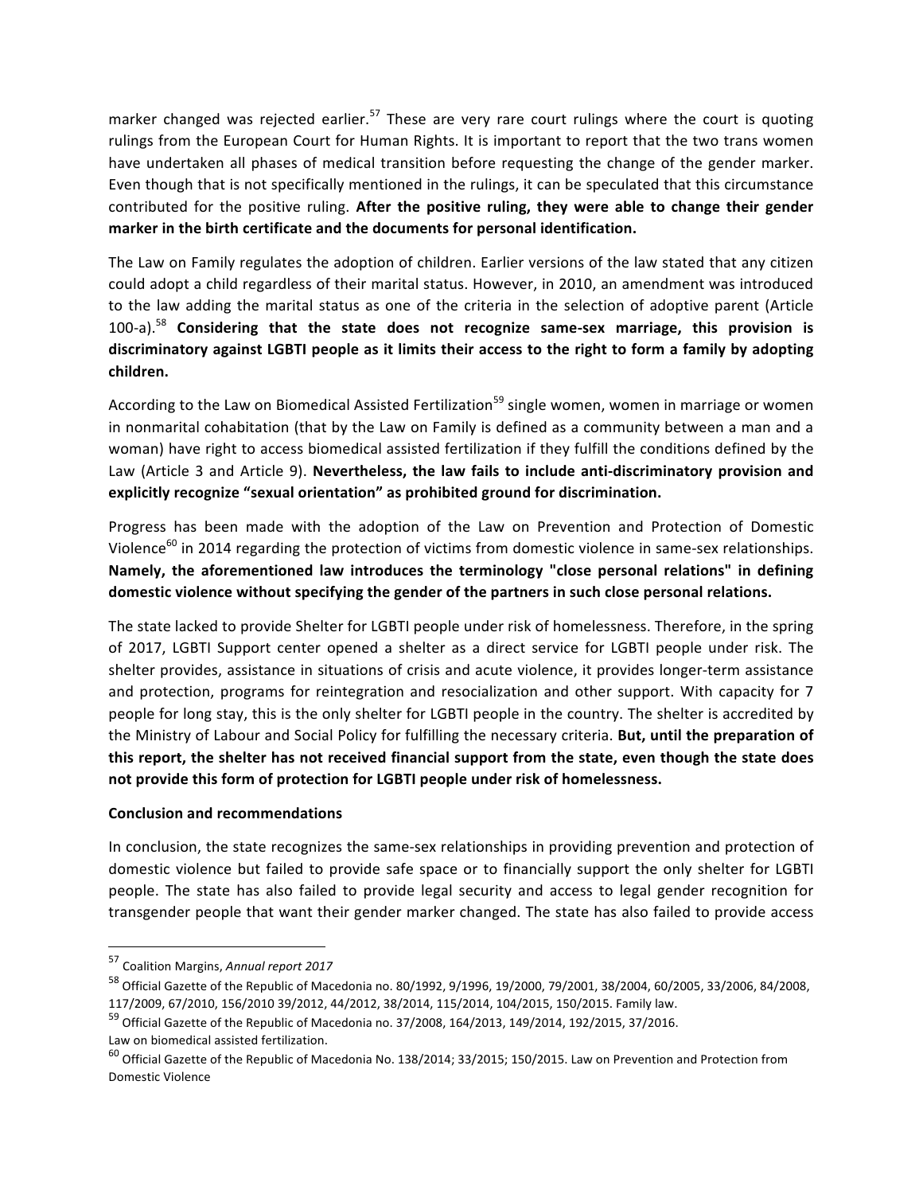marker changed was rejected earlier.[57] These are very rare court rulings where the court is quoting rulings from the European Court for Human Rights. It is important to report that the two trans women have undertaken all phases of medical transition before requesting the change of the gender marker. Even though that is not specifically mentioned in the rulings, it can be speculated that this circumstance contributed for the positive ruling. **After the positive ruling, they were able to change their gender marker in the birth certificate and the documents for personal identification.**

The Law on Family regulates the adoption of children. Earlier versions of the law stated that any citizen could adopt a child regardless of their marital status. However, in 2010, an amendment was introduced to the law adding the marital status as one of the criteria in the selection of adoptive parent (Article 100-a).[58] **Considering that the state does not recognize same-sex marriage, this provision is discriminatory against LGBTI people as it limits their access to the right to form a family by adopting children.**

According to the Law on Biomedical Assisted Fertilization[59] single women, women in marriage or women in nonmarital cohabitation (that by the Law on Family is defined as a community between a man and a woman) have right to access biomedical assisted fertilization if they fulfill the conditions defined by the Law (Article 3 and Article 9). **Nevertheless, the law fails to include anti-discriminatory provision and explicitly recognize "sexual orientation" as prohibited ground for discrimination.**

Progress has been made with the adoption of the Law on Prevention and Protection of Domestic Violence[60] in 2014 regarding the protection of victims from domestic violence in same-sex relationships. **Namely, the aforementioned law introduces the terminology "close personal relations" in defining domestic violence without specifying the gender of the partners in such close personal relations.**

The state lacked to provide Shelter for LGBTI people under risk of homelessness. Therefore, in the spring of 2017, LGBTI Support center opened a shelter as a direct service for LGBTI people under risk. The shelter provides, assistance in situations of crisis and acute violence, it provides longer-term assistance and protection, programs for reintegration and resocialization and other support. With capacity for 7 people for long stay, this is the only shelter for LGBTI people in the country. The shelter is accredited by the Ministry of Labour and Social Policy for fulfilling the necessary criteria. **But, until the preparation of this report, the shelter has not received financial support from the state, even though the state does not provide this form of protection for LGBTI people under risk of homelessness.**

**Conclusion and recommendations**

In conclusion, the state recognizes the same-sex relationships in providing prevention and protection of domestic violence but failed to provide safe space or to financially support the only shelter for LGBTI people. The state has also failed to provide legal security and access to legal gender recognition for transgender people that want their gender marker changed. The state has also failed to provide access

---

[57] Coalition Margins, *Annual report 2017*

[58] Official Gazette of the Republic of Macedonia no. 80/1992, 9/1996, 19/2000, 79/2001, 38/2004, 60/2005, 33/2006, 84/2008, 117/2009, 67/2010, 156/2010 39/2012, 44/2012, 38/2014, 115/2014, 104/2015, 150/2015. Family law.

[59] Official Gazette of the Republic of Macedonia no. 37/2008, 164/2013, 149/2014, 192/2015, 37/2016. Law on biomedical assisted fertilization.

[60] Official Gazette of the Republic of Macedonia No. 138/2014; 33/2015; 150/2015. Law on Prevention and Protection from Domestic Violence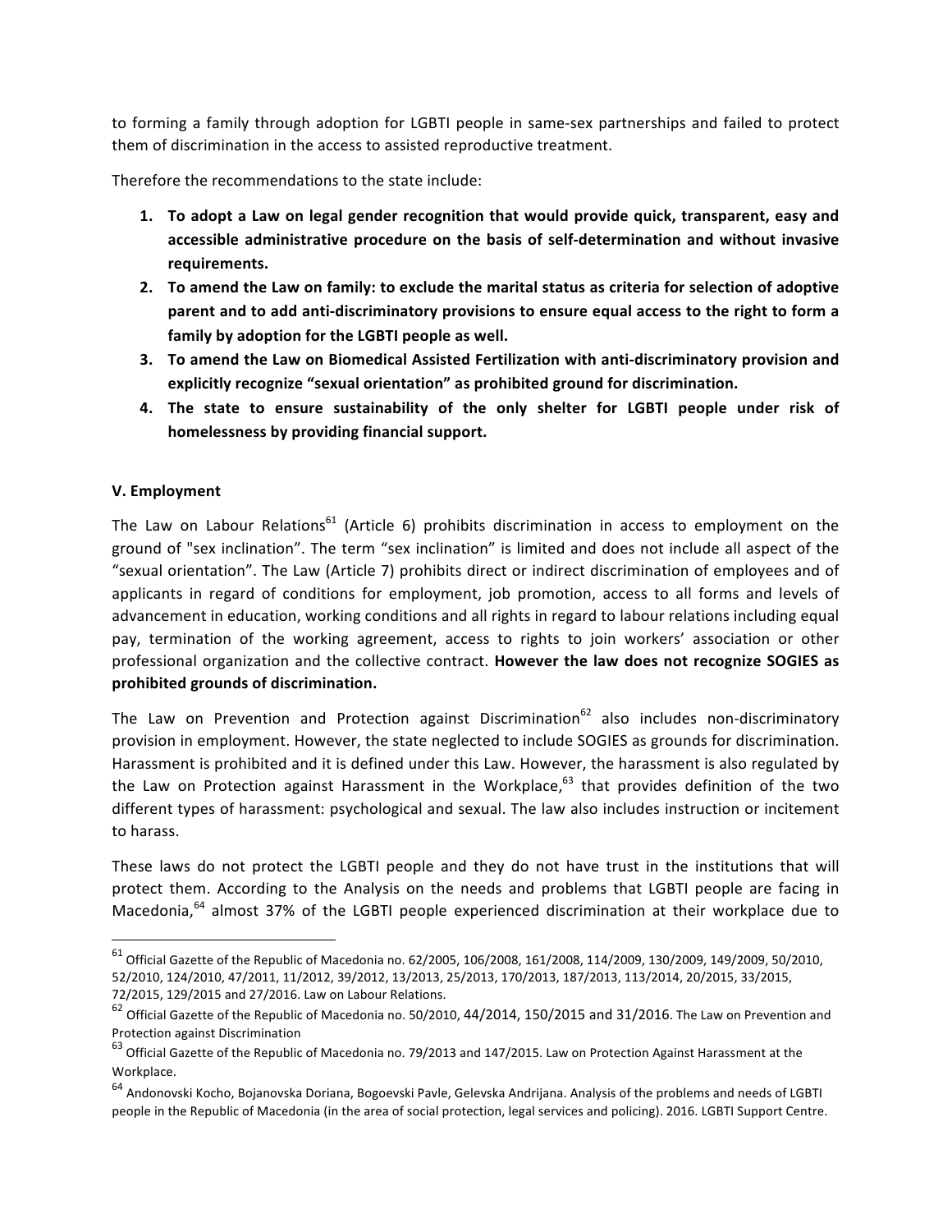to forming a family through adoption for LGBTI people in same-sex partnerships and failed to protect them of discrimination in the access to assisted reproductive treatment.

Therefore the recommendations to the state include:

1. **To adopt a Law on legal gender recognition that would provide quick, transparent, easy and accessible administrative procedure on the basis of self-determination and without invasive requirements.**
2. **To amend the Law on family: to exclude the marital status as criteria for selection of adoptive parent and to add anti-discriminatory provisions to ensure equal access to the right to form a family by adoption for the LGBTI people as well.**
3. **To amend the Law on Biomedical Assisted Fertilization with anti-discriminatory provision and explicitly recognize "sexual orientation" as prohibited ground for discrimination.**
4. **The state to ensure sustainability of the only shelter for LGBTI people under risk of homelessness by providing financial support.**

### V. Employment

The Law on Labour Relations[61] (Article 6) prohibits discrimination in access to employment on the ground of "sex inclination". The term "sex inclination" is limited and does not include all aspect of the "sexual orientation". The Law (Article 7) prohibits direct or indirect discrimination of employees and of applicants in regard of conditions for employment, job promotion, access to all forms and levels of advancement in education, working conditions and all rights in regard to labour relations including equal pay, termination of the working agreement, access to rights to join workers' association or other professional organization and the collective contract. **However the law does not recognize SOGIES as prohibited grounds of discrimination.**

The Law on Prevention and Protection against Discrimination[62] also includes non-discriminatory provision in employment. However, the state neglected to include SOGIES as grounds for discrimination. Harassment is prohibited and it is defined under this Law. However, the harassment is also regulated by the Law on Protection against Harassment in the Workplace,[63] that provides definition of the two different types of harassment: psychological and sexual. The law also includes instruction or incitement to harass.

These laws do not protect the LGBTI people and they do not have trust in the institutions that will protect them. According to the Analysis on the needs and problems that LGBTI people are facing in Macedonia,[64] almost 37% of the LGBTI people experienced discrimination at their workplace due to

---

[61] Official Gazette of the Republic of Macedonia no. 62/2005, 106/2008, 161/2008, 114/2009, 130/2009, 149/2009, 50/2010, 52/2010, 124/2010, 47/2011, 11/2012, 39/2012, 13/2013, 25/2013, 170/2013, 187/2013, 113/2014, 20/2015, 33/2015, 72/2015, 129/2015 and 27/2016. Law on Labour Relations.

[62] Official Gazette of the Republic of Macedonia no. 50/2010, 44/2014, 150/2015 and 31/2016. The Law on Prevention and Protection against Discrimination

[63] Official Gazette of the Republic of Macedonia no. 79/2013 and 147/2015. Law on Protection Against Harassment at the Workplace.

[64] Andonovski Kocho, Bojanovska Doriana, Bogoevski Pavle, Gelevska Andrijana. Analysis of the problems and needs of LGBTI people in the Republic of Macedonia (in the area of social protection, legal services and policing). 2016. LGBTI Support Centre.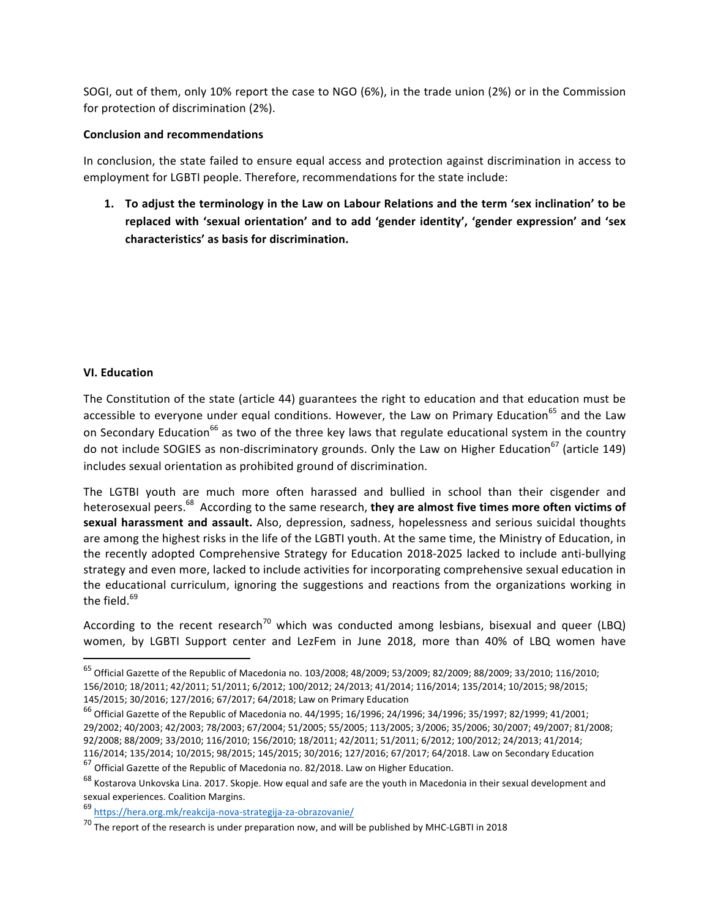SOGI, out of them, only 10% report the case to NGO (6%), in the trade union (2%) or in the Commission for protection of discrimination (2%).

**Conclusion and recommendations**

In conclusion, the state failed to ensure equal access and protection against discrimination in access to employment for LGBTI people. Therefore, recommendations for the state include:

1. **To adjust the terminology in the Law on Labour Relations and the term 'sex inclination' to be replaced with 'sexual orientation' and to add 'gender identity', 'gender expression' and 'sex characteristics' as basis for discrimination.**

**VI. Education**

The Constitution of the state (article 44) guarantees the right to education and that education must be accessible to everyone under equal conditions. However, the Law on Primary Education[65] and the Law on Secondary Education[66] as two of the three key laws that regulate educational system in the country do not include SOGIES as non-discriminatory grounds. Only the Law on Higher Education[67] (article 149) includes sexual orientation as prohibited ground of discrimination.

The LGTBI youth are much more often harassed and bullied in school than their cisgender and heterosexual peers.[68] According to the same research, **they are almost five times more often victims of sexual harassment and assault.** Also, depression, sadness, hopelessness and serious suicidal thoughts are among the highest risks in the life of the LGBTI youth. At the same time, the Ministry of Education, in the recently adopted Comprehensive Strategy for Education 2018-2025 lacked to include anti-bullying strategy and even more, lacked to include activities for incorporating comprehensive sexual education in the educational curriculum, ignoring the suggestions and reactions from the organizations working in the field.[69]

According to the recent research[70] which was conducted among lesbians, bisexual and queer (LBQ) women, by LGBTI Support center and LezFem in June 2018, more than 40% of LBQ women have

---

[65] Official Gazette of the Republic of Macedonia no. 103/2008; 48/2009; 53/2009; 82/2009; 88/2009; 33/2010; 116/2010; 156/2010; 18/2011; 42/2011; 51/2011; 6/2012; 100/2012; 24/2013; 41/2014; 116/2014; 135/2014; 10/2015; 98/2015; 145/2015; 30/2016; 127/2016; 67/2017; 64/2018; Law on Primary Education

[66] Official Gazette of the Republic of Macedonia no. 44/1995; 16/1996; 24/1996; 34/1996; 35/1997; 82/1999; 41/2001; 29/2002; 40/2003; 42/2003; 78/2003; 67/2004; 51/2005; 55/2005; 113/2005; 3/2006; 35/2006; 30/2007; 49/2007; 81/2008; 92/2008; 88/2009; 33/2010; 116/2010; 156/2010; 18/2011; 42/2011; 51/2011; 6/2012; 100/2012; 24/2013; 41/2014; 116/2014; 135/2014; 10/2015; 98/2015; 145/2015; 30/2016; 127/2016; 67/2017; 64/2018. Law on Secondary Education

[67] Official Gazette of the Republic of Macedonia no. 82/2018. Law on Higher Education.

[68] Kostarova Unkovska Lina. 2017. Skopje. How equal and safe are the youth in Macedonia in their sexual development and sexual experiences. Coalition Margins.

[69] https://hera.org.mk/reakcija-nova-strategija-za-obrazovanie/

[70] The report of the research is under preparation now, and will be published by MHC-LGBTI in 2018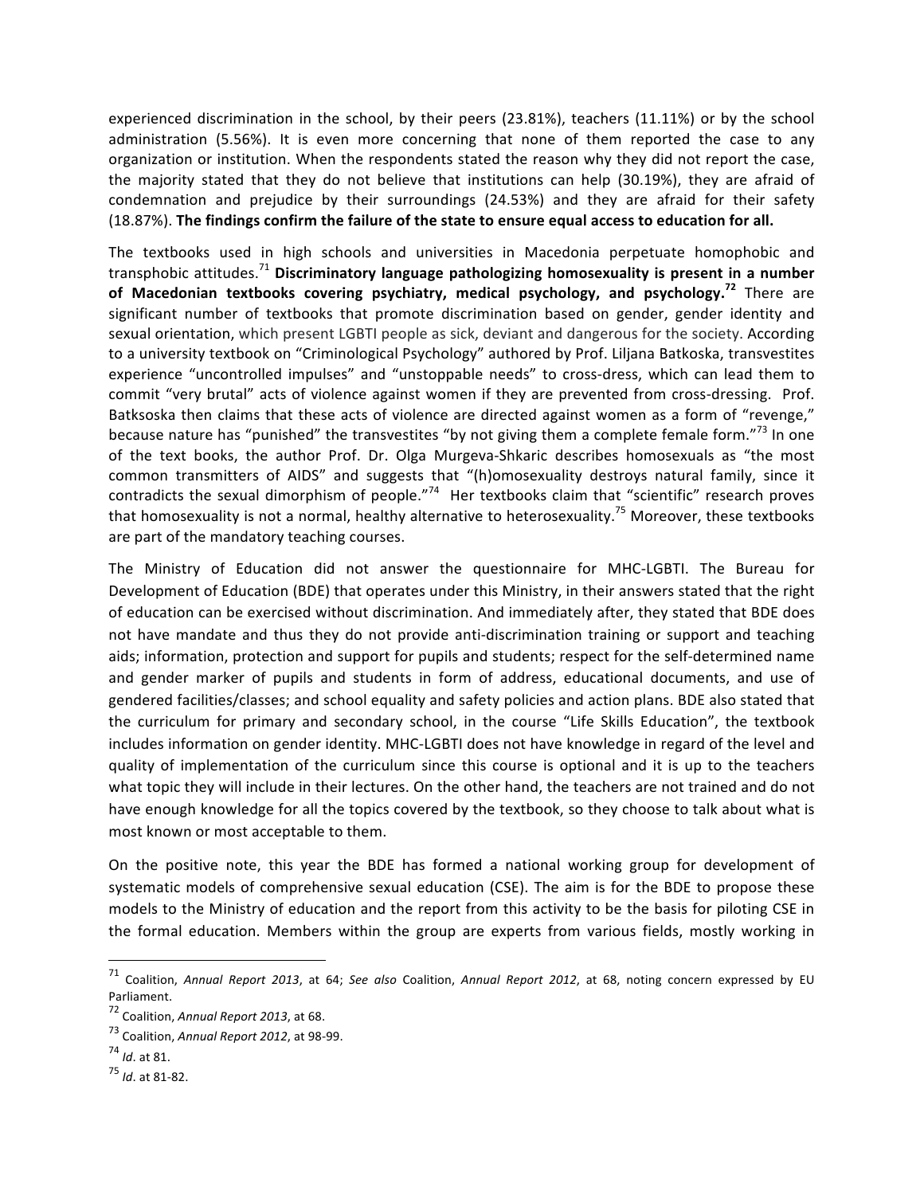experienced discrimination in the school, by their peers (23.81%), teachers (11.11%) or by the school administration (5.56%). It is even more concerning that none of them reported the case to any organization or institution. When the respondents stated the reason why they did not report the case, the majority stated that they do not believe that institutions can help (30.19%), they are afraid of condemnation and prejudice by their surroundings (24.53%) and they are afraid for their safety (18.87%). **The findings confirm the failure of the state to ensure equal access to education for all.**

The textbooks used in high schools and universities in Macedonia perpetuate homophobic and transphobic attitudes.[71] **Discriminatory language pathologizing homosexuality is present in a number of Macedonian textbooks covering psychiatry, medical psychology, and psychology.[72]** There are significant number of textbooks that promote discrimination based on gender, gender identity and sexual orientation, which present LGBTI people as sick, deviant and dangerous for the society. According to a university textbook on "Criminological Psychology" authored by Prof. Liljana Batkoska, transvestites experience "uncontrolled impulses" and "unstoppable needs" to cross-dress, which can lead them to commit "very brutal" acts of violence against women if they are prevented from cross-dressing. Prof. Batksoska then claims that these acts of violence are directed against women as a form of "revenge," because nature has "punished" the transvestites "by not giving them a complete female form."[73] In one of the text books, the author Prof. Dr. Olga Murgeva-Shkaric describes homosexuals as "the most common transmitters of AIDS" and suggests that "(h)omosexuality destroys natural family, since it contradicts the sexual dimorphism of people."[74] Her textbooks claim that "scientific" research proves that homosexuality is not a normal, healthy alternative to heterosexuality.[75] Moreover, these textbooks are part of the mandatory teaching courses.

The Ministry of Education did not answer the questionnaire for MHC-LGBTI. The Bureau for Development of Education (BDE) that operates under this Ministry, in their answers stated that the right of education can be exercised without discrimination. And immediately after, they stated that BDE does not have mandate and thus they do not provide anti-discrimination training or support and teaching aids; information, protection and support for pupils and students; respect for the self-determined name and gender marker of pupils and students in form of address, educational documents, and use of gendered facilities/classes; and school equality and safety policies and action plans. BDE also stated that the curriculum for primary and secondary school, in the course "Life Skills Education", the textbook includes information on gender identity. MHC-LGBTI does not have knowledge in regard of the level and quality of implementation of the curriculum since this course is optional and it is up to the teachers what topic they will include in their lectures. On the other hand, the teachers are not trained and do not have enough knowledge for all the topics covered by the textbook, so they choose to talk about what is most known or most acceptable to them.

On the positive note, this year the BDE has formed a national working group for development of systematic models of comprehensive sexual education (CSE). The aim is for the BDE to propose these models to the Ministry of education and the report from this activity to be the basis for piloting CSE in the formal education. Members within the group are experts from various fields, mostly working in

---

[71] Coalition, *Annual Report 2013*, at 64; *See also* Coalition, *Annual Report 2012*, at 68, noting concern expressed by EU Parliament.

[72] Coalition, *Annual Report 2013*, at 68.

[73] Coalition, *Annual Report 2012*, at 98-99.

[74] *Id*. at 81.

[75] *Id*. at 81-82.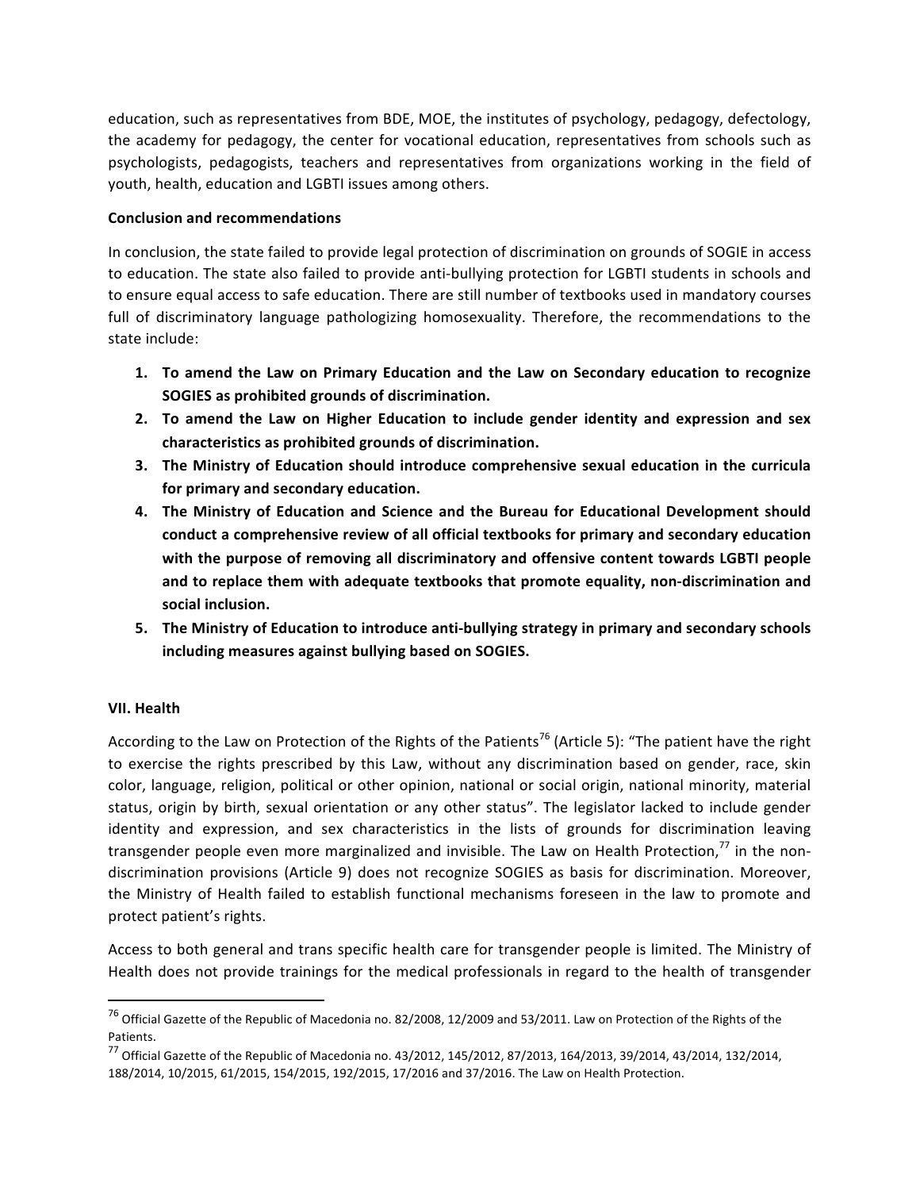education, such as representatives from BDE, MOE, the institutes of psychology, pedagogy, defectology, the academy for pedagogy, the center for vocational education, representatives from schools such as psychologists, pedagogists, teachers and representatives from organizations working in the field of youth, health, education and LGBTI issues among others.

**Conclusion and recommendations**

In conclusion, the state failed to provide legal protection of discrimination on grounds of SOGIE in access to education. The state also failed to provide anti-bullying protection for LGBTI students in schools and to ensure equal access to safe education. There are still number of textbooks used in mandatory courses full of discriminatory language pathologizing homosexuality. Therefore, the recommendations to the state include:

1. **To amend the Law on Primary Education and the Law on Secondary education to recognize SOGIES as prohibited grounds of discrimination.**
2. **To amend the Law on Higher Education to include gender identity and expression and sex characteristics as prohibited grounds of discrimination.**
3. **The Ministry of Education should introduce comprehensive sexual education in the curricula for primary and secondary education.**
4. **The Ministry of Education and Science and the Bureau for Educational Development should conduct a comprehensive review of all official textbooks for primary and secondary education with the purpose of removing all discriminatory and offensive content towards LGBTI people and to replace them with adequate textbooks that promote equality, non-discrimination and social inclusion.**
5. **The Ministry of Education to introduce anti-bullying strategy in primary and secondary schools including measures against bullying based on SOGIES.**

**VII. Health**

According to the Law on Protection of the Rights of the Patients[76] (Article 5): "The patient have the right to exercise the rights prescribed by this Law, without any discrimination based on gender, race, skin color, language, religion, political or other opinion, national or social origin, national minority, material status, origin by birth, sexual orientation or any other status". The legislator lacked to include gender identity and expression, and sex characteristics in the lists of grounds for discrimination leaving transgender people even more marginalized and invisible. The Law on Health Protection,[77] in the non-discrimination provisions (Article 9) does not recognize SOGIES as basis for discrimination. Moreover, the Ministry of Health failed to establish functional mechanisms foreseen in the law to promote and protect patient's rights.

Access to both general and trans specific health care for transgender people is limited. The Ministry of Health does not provide trainings for the medical professionals in regard to the health of transgender

---

[76] Official Gazette of the Republic of Macedonia no. 82/2008, 12/2009 and 53/2011. Law on Protection of the Rights of the Patients.

[77] Official Gazette of the Republic of Macedonia no. 43/2012, 145/2012, 87/2013, 164/2013, 39/2014, 43/2014, 132/2014, 188/2014, 10/2015, 61/2015, 154/2015, 192/2015, 17/2016 and 37/2016. The Law on Health Protection.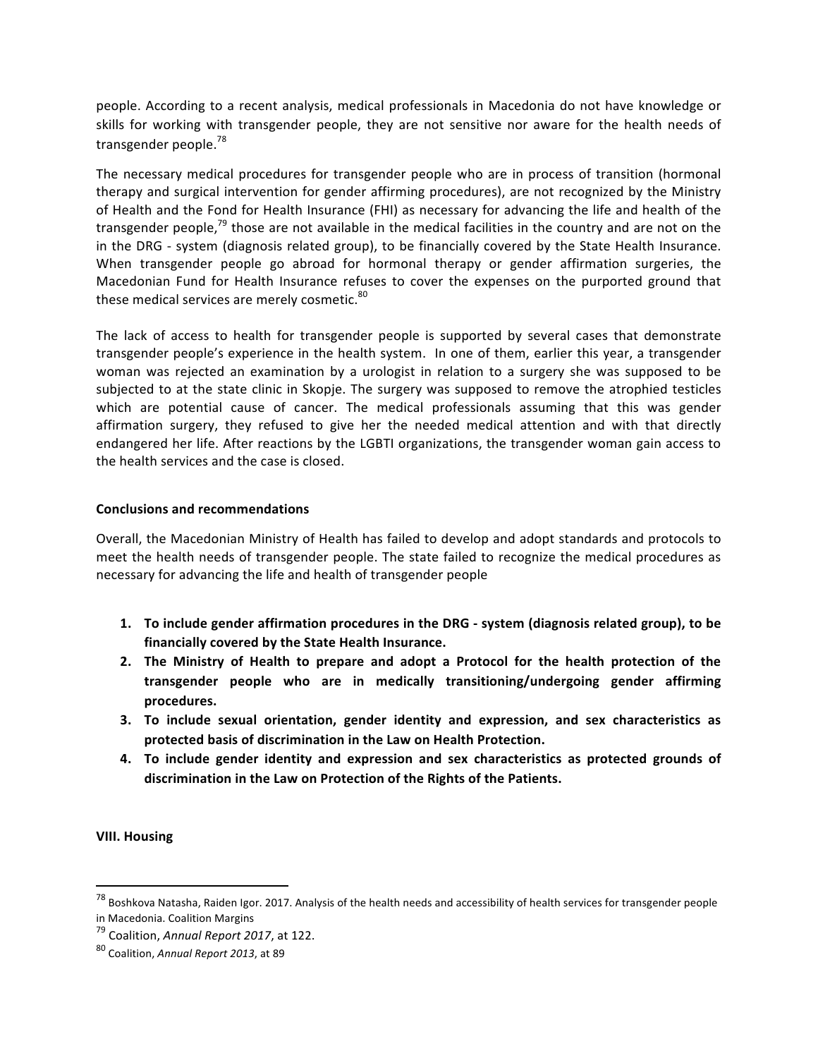people. According to a recent analysis, medical professionals in Macedonia do not have knowledge or skills for working with transgender people, they are not sensitive nor aware for the health needs of transgender people.[78]

The necessary medical procedures for transgender people who are in process of transition (hormonal therapy and surgical intervention for gender affirming procedures), are not recognized by the Ministry of Health and the Fond for Health Insurance (FHI) as necessary for advancing the life and health of the transgender people,[79] those are not available in the medical facilities in the country and are not on the in the DRG - system (diagnosis related group), to be financially covered by the State Health Insurance. When transgender people go abroad for hormonal therapy or gender affirmation surgeries, the Macedonian Fund for Health Insurance refuses to cover the expenses on the purported ground that these medical services are merely cosmetic.[80]

The lack of access to health for transgender people is supported by several cases that demonstrate transgender people's experience in the health system. In one of them, earlier this year, a transgender woman was rejected an examination by a urologist in relation to a surgery she was supposed to be subjected to at the state clinic in Skopje. The surgery was supposed to remove the atrophied testicles which are potential cause of cancer. The medical professionals assuming that this was gender affirmation surgery, they refused to give her the needed medical attention and with that directly endangered her life. After reactions by the LGBTI organizations, the transgender woman gain access to the health services and the case is closed.

**Conclusions and recommendations**

Overall, the Macedonian Ministry of Health has failed to develop and adopt standards and protocols to meet the health needs of transgender people. The state failed to recognize the medical procedures as necessary for advancing the life and health of transgender people

1. **To include gender affirmation procedures in the DRG - system (diagnosis related group), to be financially covered by the State Health Insurance.**
2. **The Ministry of Health to prepare and adopt a Protocol for the health protection of the transgender people who are in medically transitioning/undergoing gender affirming procedures.**
3. **To include sexual orientation, gender identity and expression, and sex characteristics as protected basis of discrimination in the Law on Health Protection.**
4. **To include gender identity and expression and sex characteristics as protected grounds of discrimination in the Law on Protection of the Rights of the Patients.**

**VIII. Housing**

[78] Boshkova Natasha, Raiden Igor. 2017. Analysis of the health needs and accessibility of health services for transgender people in Macedonia. Coalition Margins

[79] Coalition, *Annual Report 2017*, at 122.

[80] Coalition, *Annual Report 2013*, at 89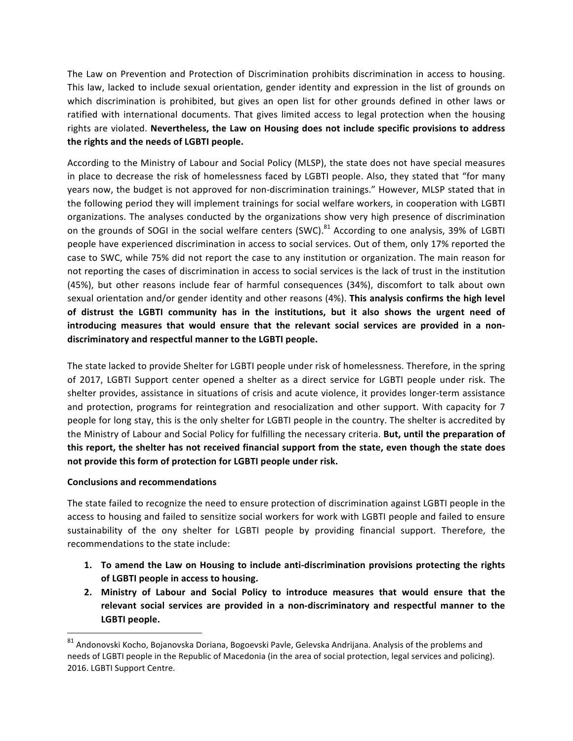The Law on Prevention and Protection of Discrimination prohibits discrimination in access to housing. This law, lacked to include sexual orientation, gender identity and expression in the list of grounds on which discrimination is prohibited, but gives an open list for other grounds defined in other laws or ratified with international documents. That gives limited access to legal protection when the housing rights are violated. **Nevertheless, the Law on Housing does not include specific provisions to address the rights and the needs of LGBTI people.**

According to the Ministry of Labour and Social Policy (MLSP), the state does not have special measures in place to decrease the risk of homelessness faced by LGBTI people. Also, they stated that "for many years now, the budget is not approved for non-discrimination trainings." However, MLSP stated that in the following period they will implement trainings for social welfare workers, in cooperation with LGBTI organizations. The analyses conducted by the organizations show very high presence of discrimination on the grounds of SOGI in the social welfare centers (SWC).[81] According to one analysis, 39% of LGBTI people have experienced discrimination in access to social services. Out of them, only 17% reported the case to SWC, while 75% did not report the case to any institution or organization. The main reason for not reporting the cases of discrimination in access to social services is the lack of trust in the institution (45%), but other reasons include fear of harmful consequences (34%), discomfort to talk about own sexual orientation and/or gender identity and other reasons (4%). **This analysis confirms the high level of distrust the LGBTI community has in the institutions, but it also shows the urgent need of introducing measures that would ensure that the relevant social services are provided in a non-discriminatory and respectful manner to the LGBTI people.**

The state lacked to provide Shelter for LGBTI people under risk of homelessness. Therefore, in the spring of 2017, LGBTI Support center opened a shelter as a direct service for LGBTI people under risk. The shelter provides, assistance in situations of crisis and acute violence, it provides longer-term assistance and protection, programs for reintegration and resocialization and other support. With capacity for 7 people for long stay, this is the only shelter for LGBTI people in the country. The shelter is accredited by the Ministry of Labour and Social Policy for fulfilling the necessary criteria. **But, until the preparation of this report, the shelter has not received financial support from the state, even though the state does not provide this form of protection for LGBTI people under risk.**

**Conclusions and recommendations**

The state failed to recognize the need to ensure protection of discrimination against LGBTI people in the access to housing and failed to sensitize social workers for work with LGBTI people and failed to ensure sustainability of the ony shelter for LGBTI people by providing financial support. Therefore, the recommendations to the state include:

1. **To amend the Law on Housing to include anti-discrimination provisions protecting the rights of LGBTI people in access to housing.**
2. **Ministry of Labour and Social Policy to introduce measures that would ensure that the relevant social services are provided in a non-discriminatory and respectful manner to the LGBTI people.**

[81] Andonovski Kocho, Bojanovska Doriana, Bogoevski Pavle, Gelevska Andrijana. Analysis of the problems and needs of LGBTI people in the Republic of Macedonia (in the area of social protection, legal services and policing). 2016. LGBTI Support Centre.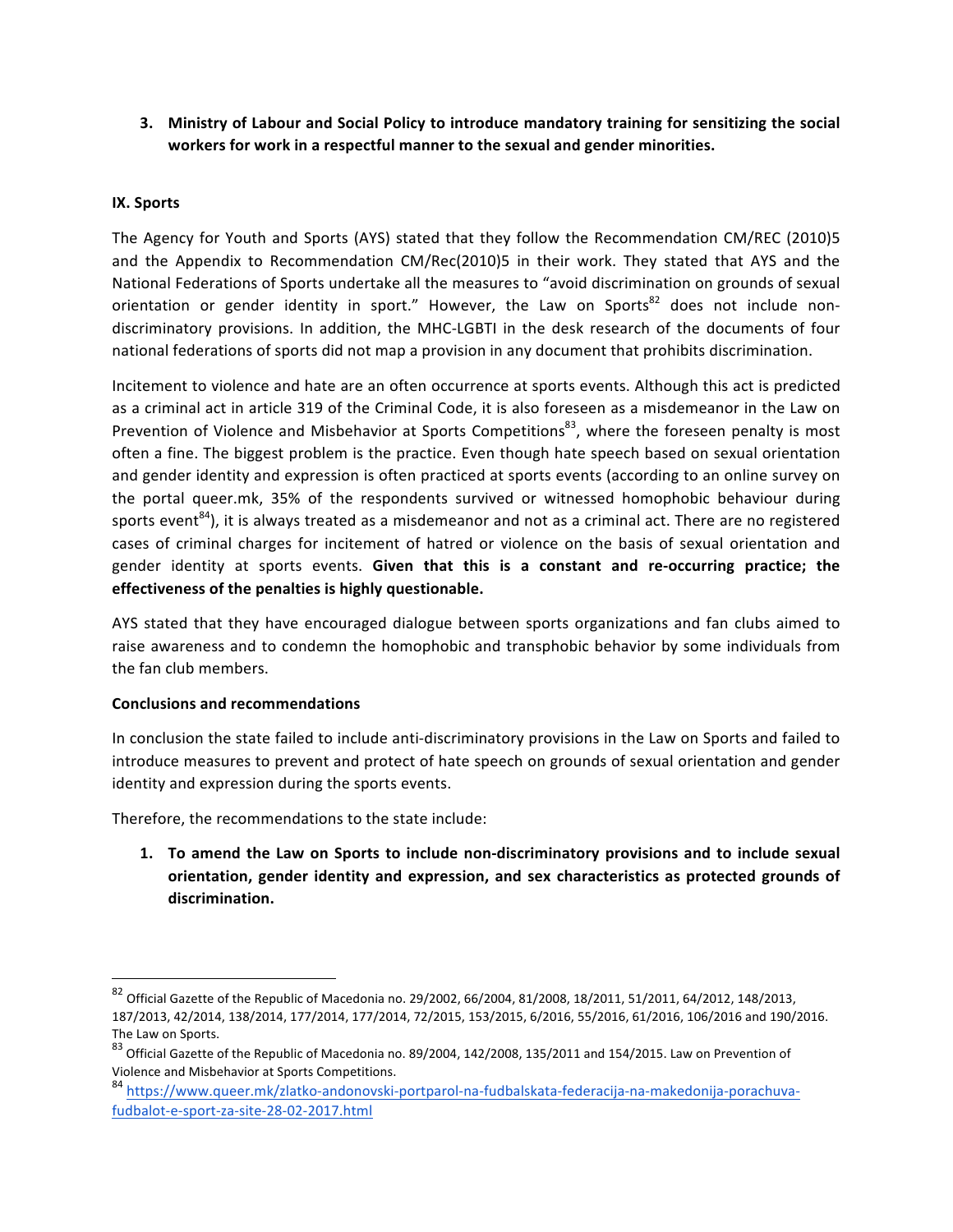3. **Ministry of Labour and Social Policy to introduce mandatory training for sensitizing the social workers for work in a respectful manner to the sexual and gender minorities.**

## IX. Sports

The Agency for Youth and Sports (AYS) stated that they follow the Recommendation CM/REC (2010)5 and the Appendix to Recommendation CM/Rec(2010)5 in their work. They stated that AYS and the National Federations of Sports undertake all the measures to "avoid discrimination on grounds of sexual orientation or gender identity in sport." However, the Law on Sports[82] does not include non-discriminatory provisions. In addition, the MHC-LGBTI in the desk research of the documents of four national federations of sports did not map a provision in any document that prohibits discrimination.

Incitement to violence and hate are an often occurrence at sports events. Although this act is predicted as a criminal act in article 319 of the Criminal Code, it is also foreseen as a misdemeanor in the Law on Prevention of Violence and Misbehavior at Sports Competitions[83], where the foreseen penalty is most often a fine. The biggest problem is the practice. Even though hate speech based on sexual orientation and gender identity and expression is often practiced at sports events (according to an online survey on the portal queer.mk, 35% of the respondents survived or witnessed homophobic behaviour during sports event[84]), it is always treated as a misdemeanor and not as a criminal act. There are no registered cases of criminal charges for incitement of hatred or violence on the basis of sexual orientation and gender identity at sports events. **Given that this is a constant and re-occurring practice; the effectiveness of the penalties is highly questionable.**

AYS stated that they have encouraged dialogue between sports organizations and fan clubs aimed to raise awareness and to condemn the homophobic and transphobic behavior by some individuals from the fan club members.

**Conclusions and recommendations**

In conclusion the state failed to include anti-discriminatory provisions in the Law on Sports and failed to introduce measures to prevent and protect of hate speech on grounds of sexual orientation and gender identity and expression during the sports events.

Therefore, the recommendations to the state include:

1. **To amend the Law on Sports to include non-discriminatory provisions and to include sexual orientation, gender identity and expression, and sex characteristics as protected grounds of discrimination.**

---

[82] Official Gazette of the Republic of Macedonia no. 29/2002, 66/2004, 81/2008, 18/2011, 51/2011, 64/2012, 148/2013, 187/2013, 42/2014, 138/2014, 177/2014, 177/2014, 72/2015, 153/2015, 6/2016, 55/2016, 61/2016, 106/2016 and 190/2016. The Law on Sports.

[83] Official Gazette of the Republic of Macedonia no. 89/2004, 142/2008, 135/2011 and 154/2015. Law on Prevention of Violence and Misbehavior at Sports Competitions.

[84] https://www.queer.mk/zlatko-andonovski-portparol-na-fudbalskata-federacija-na-makedonija-porachuva-fudbalot-e-sport-za-site-28-02-2017.html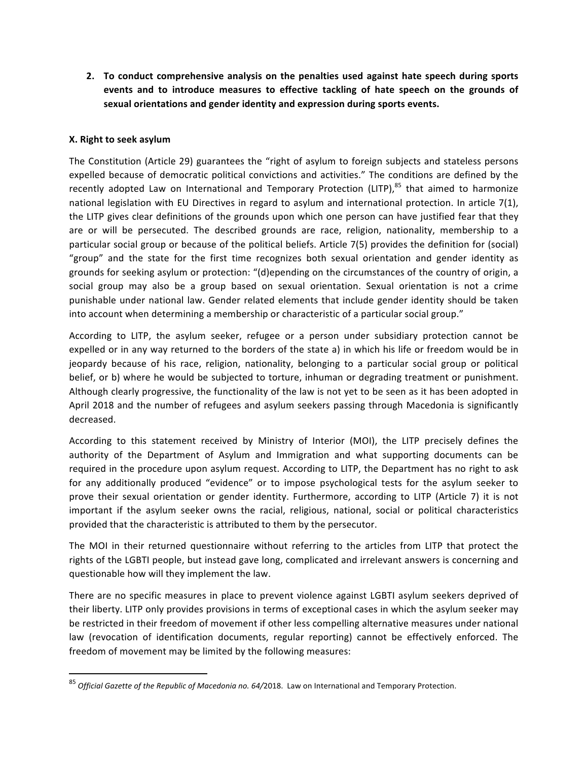2. **To conduct comprehensive analysis on the penalties used against hate speech during sports events and to introduce measures to effective tackling of hate speech on the grounds of sexual orientations and gender identity and expression during sports events.**

### X. Right to seek asylum

The Constitution (Article 29) guarantees the "right of asylum to foreign subjects and stateless persons expelled because of democratic political convictions and activities." The conditions are defined by the recently adopted Law on International and Temporary Protection (LITP),[85] that aimed to harmonize national legislation with EU Directives in regard to asylum and international protection. In article 7(1), the LITP gives clear definitions of the grounds upon which one person can have justified fear that they are or will be persecuted. The described grounds are race, religion, nationality, membership to a particular social group or because of the political beliefs. Article 7(5) provides the definition for (social) "group" and the state for the first time recognizes both sexual orientation and gender identity as grounds for seeking asylum or protection: "(d)epending on the circumstances of the country of origin, a social group may also be a group based on sexual orientation. Sexual orientation is not a crime punishable under national law. Gender related elements that include gender identity should be taken into account when determining a membership or characteristic of a particular social group."

According to LITP, the asylum seeker, refugee or a person under subsidiary protection cannot be expelled or in any way returned to the borders of the state a) in which his life or freedom would be in jeopardy because of his race, religion, nationality, belonging to a particular social group or political belief, or b) where he would be subjected to torture, inhuman or degrading treatment or punishment. Although clearly progressive, the functionality of the law is not yet to be seen as it has been adopted in April 2018 and the number of refugees and asylum seekers passing through Macedonia is significantly decreased.

According to this statement received by Ministry of Interior (MOI), the LITP precisely defines the authority of the Department of Asylum and Immigration and what supporting documents can be required in the procedure upon asylum request. According to LITP, the Department has no right to ask for any additionally produced "evidence" or to impose psychological tests for the asylum seeker to prove their sexual orientation or gender identity. Furthermore, according to LITP (Article 7) it is not important if the asylum seeker owns the racial, religious, national, social or political characteristics provided that the characteristic is attributed to them by the persecutor.

The MOI in their returned questionnaire without referring to the articles from LITP that protect the rights of the LGBTI people, but instead gave long, complicated and irrelevant answers is concerning and questionable how will they implement the law.

There are no specific measures in place to prevent violence against LGBTI asylum seekers deprived of their liberty. LITP only provides provisions in terms of exceptional cases in which the asylum seeker may be restricted in their freedom of movement if other less compelling alternative measures under national law (revocation of identification documents, regular reporting) cannot be effectively enforced. The freedom of movement may be limited by the following measures:

---

[85] *Official Gazette of the Republic of Macedonia no. 64/*2018. Law on International and Temporary Protection.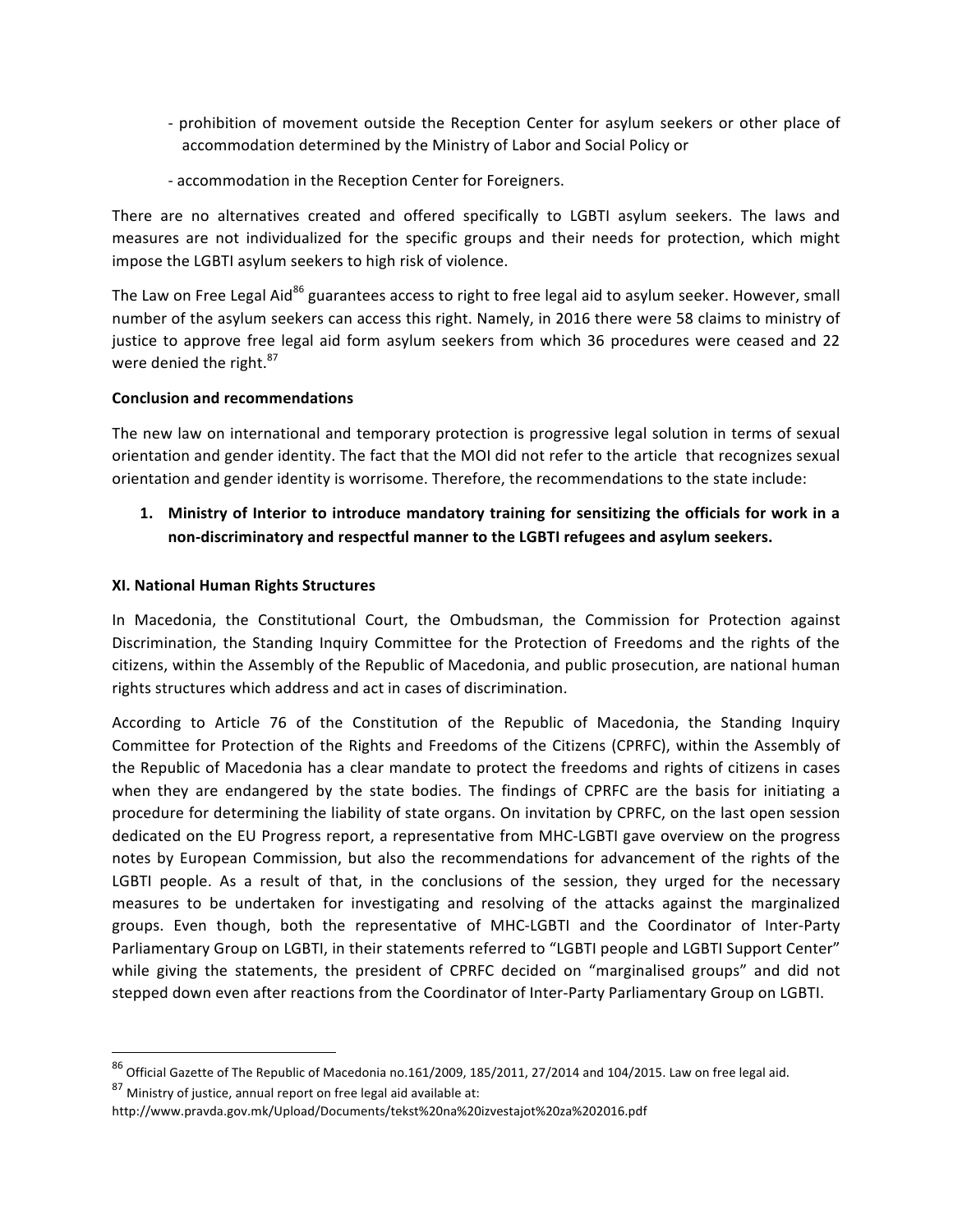- prohibition of movement outside the Reception Center for asylum seekers or other place of accommodation determined by the Ministry of Labor and Social Policy or

- accommodation in the Reception Center for Foreigners.

There are no alternatives created and offered specifically to LGBTI asylum seekers. The laws and measures are not individualized for the specific groups and their needs for protection, which might impose the LGBTI asylum seekers to high risk of violence.

The Law on Free Legal Aid[86] guarantees access to right to free legal aid to asylum seeker. However, small number of the asylum seekers can access this right. Namely, in 2016 there were 58 claims to ministry of justice to approve free legal aid form asylum seekers from which 36 procedures were ceased and 22 were denied the right.[87]

**Conclusion and recommendations**

The new law on international and temporary protection is progressive legal solution in terms of sexual orientation and gender identity. The fact that the MOI did not refer to the article that recognizes sexual orientation and gender identity is worrisome. Therefore, the recommendations to the state include:

1. **Ministry of Interior to introduce mandatory training for sensitizing the officials for work in a non-discriminatory and respectful manner to the LGBTI refugees and asylum seekers.**

**XI. National Human Rights Structures**

In Macedonia, the Constitutional Court, the Ombudsman, the Commission for Protection against Discrimination, the Standing Inquiry Committee for the Protection of Freedoms and the rights of the citizens, within the Assembly of the Republic of Macedonia, and public prosecution, are national human rights structures which address and act in cases of discrimination.

According to Article 76 of the Constitution of the Republic of Macedonia, the Standing Inquiry Committee for Protection of the Rights and Freedoms of the Citizens (CPRFC), within the Assembly of the Republic of Macedonia has a clear mandate to protect the freedoms and rights of citizens in cases when they are endangered by the state bodies. The findings of CPRFC are the basis for initiating a procedure for determining the liability of state organs. On invitation by CPRFC, on the last open session dedicated on the EU Progress report, a representative from MHC-LGBTI gave overview on the progress notes by European Commission, but also the recommendations for advancement of the rights of the LGBTI people. As a result of that, in the conclusions of the session, they urged for the necessary measures to be undertaken for investigating and resolving of the attacks against the marginalized groups. Even though, both the representative of MHC-LGBTI and the Coordinator of Inter-Party Parliamentary Group on LGBTI, in their statements referred to "LGBTI people and LGBTI Support Center" while giving the statements, the president of CPRFC decided on "marginalised groups" and did not stepped down even after reactions from the Coordinator of Inter-Party Parliamentary Group on LGBTI.

---

[86] Official Gazette of The Republic of Macedonia no.161/2009, 185/2011, 27/2014 and 104/2015. Law on free legal aid.

[87] Ministry of justice, annual report on free legal aid available at: http://www.pravda.gov.mk/Upload/Documents/tekst%20na%20izvestajot%20za%202016.pdf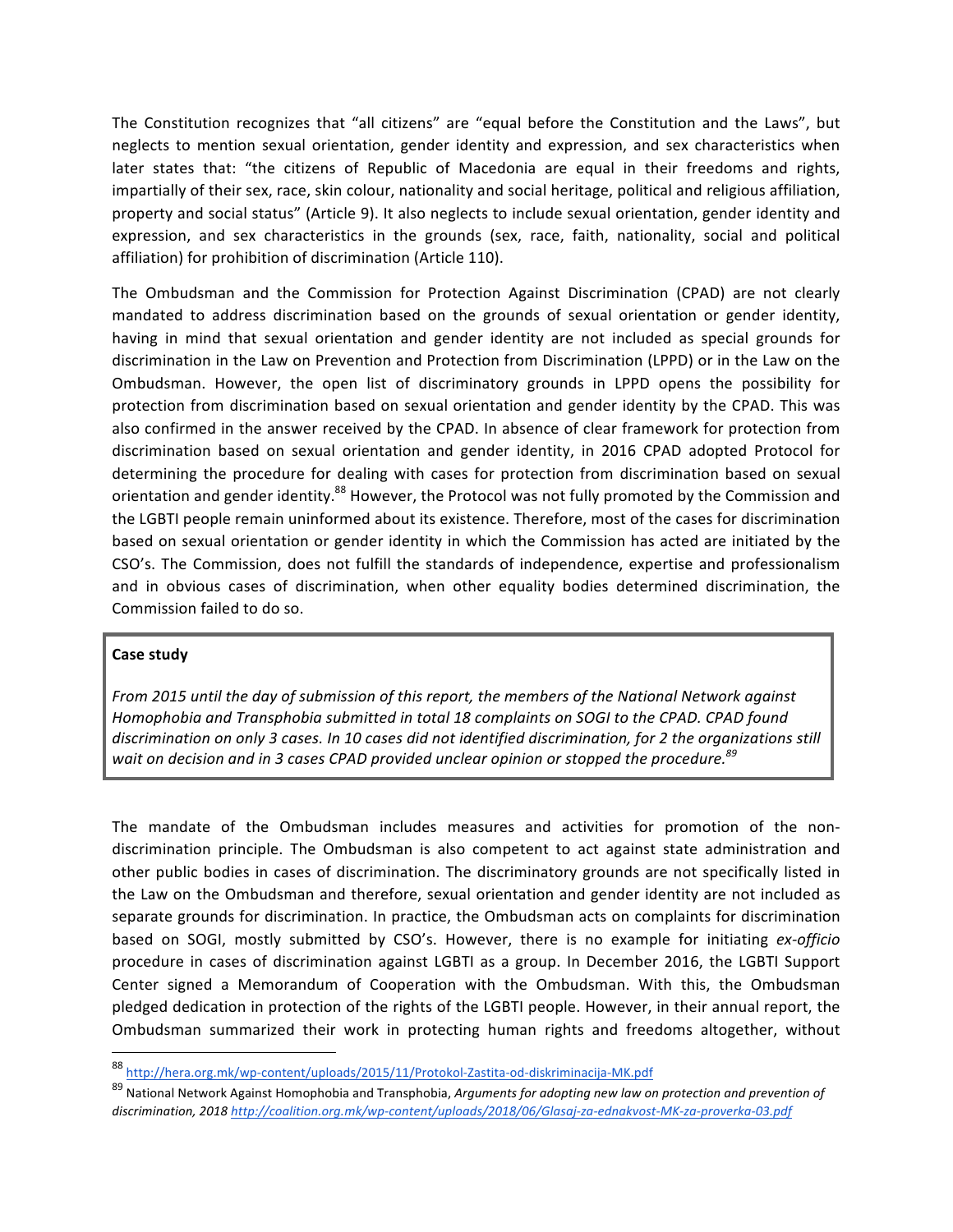The Constitution recognizes that "all citizens" are "equal before the Constitution and the Laws", but neglects to mention sexual orientation, gender identity and expression, and sex characteristics when later states that: "the citizens of Republic of Macedonia are equal in their freedoms and rights, impartially of their sex, race, skin colour, nationality and social heritage, political and religious affiliation, property and social status" (Article 9). It also neglects to include sexual orientation, gender identity and expression, and sex characteristics in the grounds (sex, race, faith, nationality, social and political affiliation) for prohibition of discrimination (Article 110).

The Ombudsman and the Commission for Protection Against Discrimination (CPAD) are not clearly mandated to address discrimination based on the grounds of sexual orientation or gender identity, having in mind that sexual orientation and gender identity are not included as special grounds for discrimination in the Law on Prevention and Protection from Discrimination (LPPD) or in the Law on the Ombudsman. However, the open list of discriminatory grounds in LPPD opens the possibility for protection from discrimination based on sexual orientation and gender identity by the CPAD. This was also confirmed in the answer received by the CPAD. In absence of clear framework for protection from discrimination based on sexual orientation and gender identity, in 2016 CPAD adopted Protocol for determining the procedure for dealing with cases for protection from discrimination based on sexual orientation and gender identity.[88] However, the Protocol was not fully promoted by the Commission and the LGBTI people remain uninformed about its existence. Therefore, most of the cases for discrimination based on sexual orientation or gender identity in which the Commission has acted are initiated by the CSO's. The Commission, does not fulfill the standards of independence, expertise and professionalism and in obvious cases of discrimination, when other equality bodies determined discrimination, the Commission failed to do so.

**Case study**

*From 2015 until the day of submission of this report, the members of the National Network against Homophobia and Transphobia submitted in total 18 complaints on SOGI to the CPAD. CPAD found discrimination on only 3 cases. In 10 cases did not identified discrimination, for 2 the organizations still wait on decision and in 3 cases CPAD provided unclear opinion or stopped the procedure.*[89]

The mandate of the Ombudsman includes measures and activities for promotion of the non-discrimination principle. The Ombudsman is also competent to act against state administration and other public bodies in cases of discrimination. The discriminatory grounds are not specifically listed in the Law on the Ombudsman and therefore, sexual orientation and gender identity are not included as separate grounds for discrimination. In practice, the Ombudsman acts on complaints for discrimination based on SOGI, mostly submitted by CSO's. However, there is no example for initiating *ex-officio* procedure in cases of discrimination against LGBTI as a group. In December 2016, the LGBTI Support Center signed a Memorandum of Cooperation with the Ombudsman. With this, the Ombudsman pledged dedication in protection of the rights of the LGBTI people. However, in their annual report, the Ombudsman summarized their work in protecting human rights and freedoms altogether, without

---

[88] http://hera.org.mk/wp-content/uploads/2015/11/Protokol-Zastita-od-diskriminacija-MK.pdf

[89] National Network Against Homophobia and Transphobia, *Arguments for adopting new law on protection and prevention of discrimination, 2018* *http://coalition.org.mk/wp-content/uploads/2018/06/Glasaj-za-ednakvost-MK-za-proverka-03.pdf*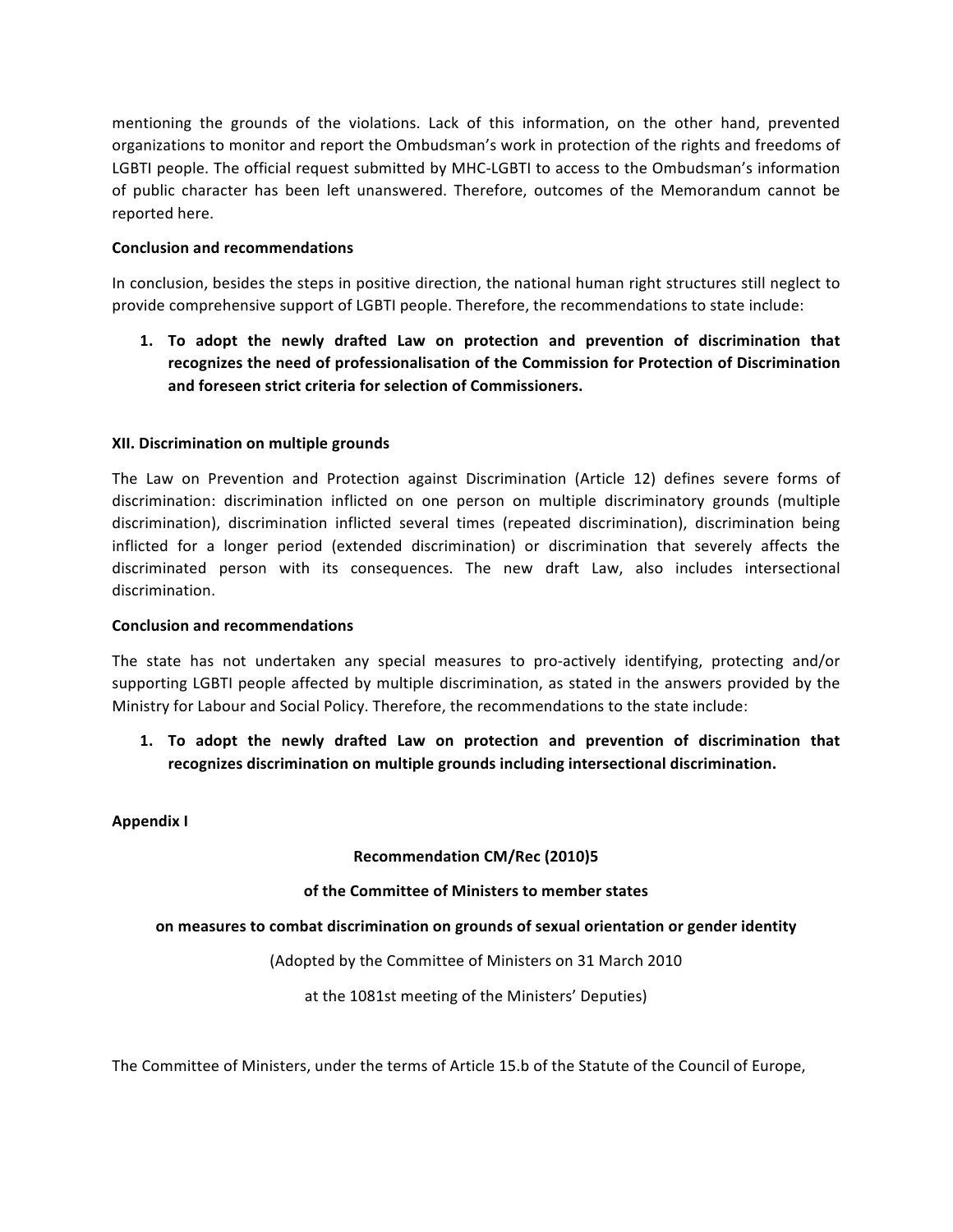mentioning the grounds of the violations. Lack of this information, on the other hand, prevented organizations to monitor and report the Ombudsman's work in protection of the rights and freedoms of LGBTI people. The official request submitted by MHC-LGBTI to access to the Ombudsman's information of public character has been left unanswered. Therefore, outcomes of the Memorandum cannot be reported here.

**Conclusion and recommendations**

In conclusion, besides the steps in positive direction, the national human right structures still neglect to provide comprehensive support of LGBTI people. Therefore, the recommendations to state include:

1. **To adopt the newly drafted Law on protection and prevention of discrimination that recognizes the need of professionalisation of the Commission for Protection of Discrimination and foreseen strict criteria for selection of Commissioners.**

**XII. Discrimination on multiple grounds**

The Law on Prevention and Protection against Discrimination (Article 12) defines severe forms of discrimination: discrimination inflicted on one person on multiple discriminatory grounds (multiple discrimination), discrimination inflicted several times (repeated discrimination), discrimination being inflicted for a longer period (extended discrimination) or discrimination that severely affects the discriminated person with its consequences. The new draft Law, also includes intersectional discrimination.

**Conclusion and recommendations**

The state has not undertaken any special measures to pro-actively identifying, protecting and/or supporting LGBTI people affected by multiple discrimination, as stated in the answers provided by the Ministry for Labour and Social Policy. Therefore, the recommendations to the state include:

1. **To adopt the newly drafted Law on protection and prevention of discrimination that recognizes discrimination on multiple grounds including intersectional discrimination.**

**Appendix I**

**Recommendation CM/Rec (2010)5**

**of the Committee of Ministers to member states**

**on measures to combat discrimination on grounds of sexual orientation or gender identity**

(Adopted by the Committee of Ministers on 31 March 2010

at the 1081st meeting of the Ministers' Deputies)

The Committee of Ministers, under the terms of Article 15.b of the Statute of the Council of Europe,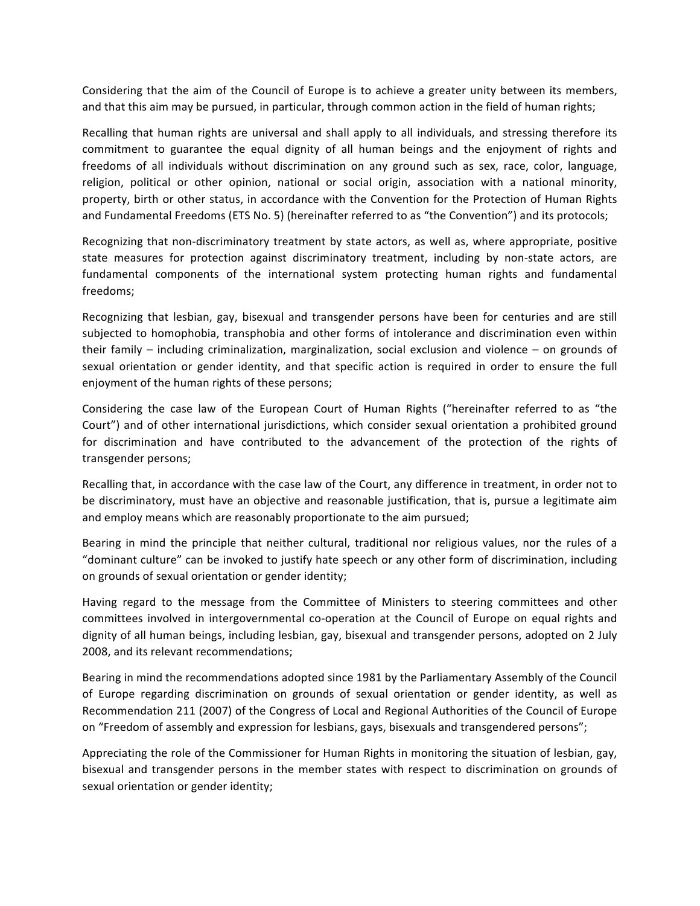Considering that the aim of the Council of Europe is to achieve a greater unity between its members, and that this aim may be pursued, in particular, through common action in the field of human rights;

Recalling that human rights are universal and shall apply to all individuals, and stressing therefore its commitment to guarantee the equal dignity of all human beings and the enjoyment of rights and freedoms of all individuals without discrimination on any ground such as sex, race, color, language, religion, political or other opinion, national or social origin, association with a national minority, property, birth or other status, in accordance with the Convention for the Protection of Human Rights and Fundamental Freedoms (ETS No. 5) (hereinafter referred to as "the Convention") and its protocols;

Recognizing that non-discriminatory treatment by state actors, as well as, where appropriate, positive state measures for protection against discriminatory treatment, including by non-state actors, are fundamental components of the international system protecting human rights and fundamental freedoms;

Recognizing that lesbian, gay, bisexual and transgender persons have been for centuries and are still subjected to homophobia, transphobia and other forms of intolerance and discrimination even within their family – including criminalization, marginalization, social exclusion and violence – on grounds of sexual orientation or gender identity, and that specific action is required in order to ensure the full enjoyment of the human rights of these persons;

Considering the case law of the European Court of Human Rights ("hereinafter referred to as "the Court") and of other international jurisdictions, which consider sexual orientation a prohibited ground for discrimination and have contributed to the advancement of the protection of the rights of transgender persons;

Recalling that, in accordance with the case law of the Court, any difference in treatment, in order not to be discriminatory, must have an objective and reasonable justification, that is, pursue a legitimate aim and employ means which are reasonably proportionate to the aim pursued;

Bearing in mind the principle that neither cultural, traditional nor religious values, nor the rules of a "dominant culture" can be invoked to justify hate speech or any other form of discrimination, including on grounds of sexual orientation or gender identity;

Having regard to the message from the Committee of Ministers to steering committees and other committees involved in intergovernmental co-operation at the Council of Europe on equal rights and dignity of all human beings, including lesbian, gay, bisexual and transgender persons, adopted on 2 July 2008, and its relevant recommendations;

Bearing in mind the recommendations adopted since 1981 by the Parliamentary Assembly of the Council of Europe regarding discrimination on grounds of sexual orientation or gender identity, as well as Recommendation 211 (2007) of the Congress of Local and Regional Authorities of the Council of Europe on "Freedom of assembly and expression for lesbians, gays, bisexuals and transgendered persons";

Appreciating the role of the Commissioner for Human Rights in monitoring the situation of lesbian, gay, bisexual and transgender persons in the member states with respect to discrimination on grounds of sexual orientation or gender identity;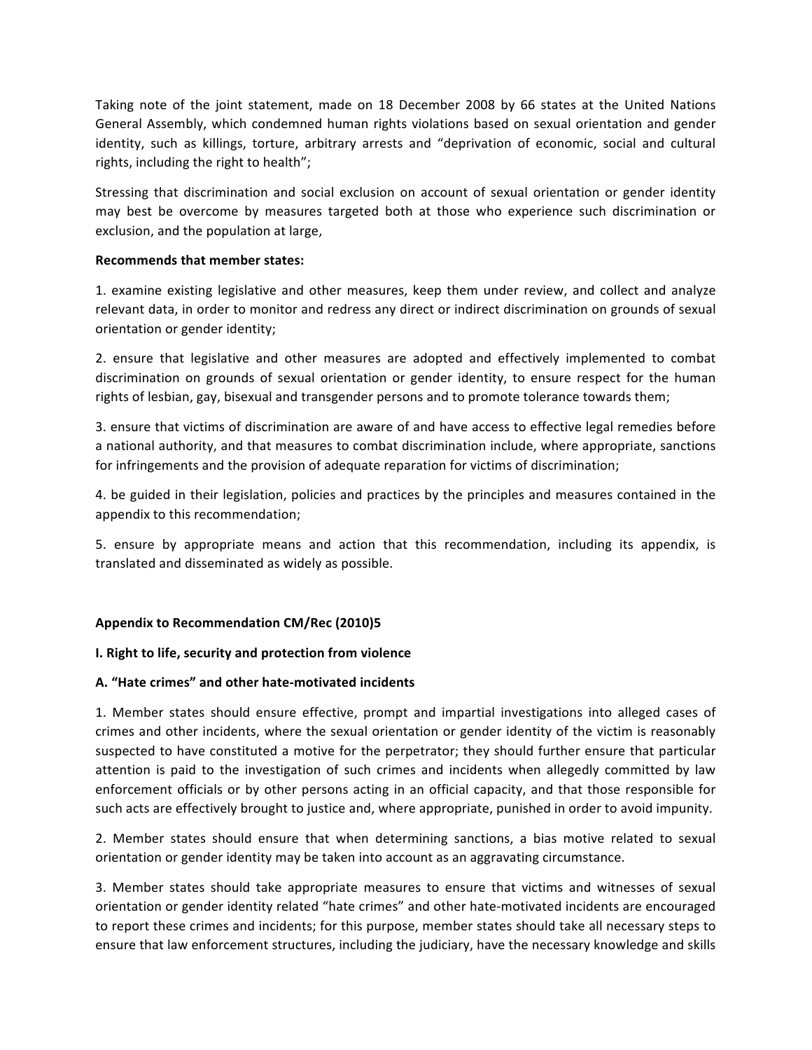Taking note of the joint statement, made on 18 December 2008 by 66 states at the United Nations General Assembly, which condemned human rights violations based on sexual orientation and gender identity, such as killings, torture, arbitrary arrests and "deprivation of economic, social and cultural rights, including the right to health";

Stressing that discrimination and social exclusion on account of sexual orientation or gender identity may best be overcome by measures targeted both at those who experience such discrimination or exclusion, and the population at large,

**Recommends that member states:**

1. examine existing legislative and other measures, keep them under review, and collect and analyze relevant data, in order to monitor and redress any direct or indirect discrimination on grounds of sexual orientation or gender identity;

2. ensure that legislative and other measures are adopted and effectively implemented to combat discrimination on grounds of sexual orientation or gender identity, to ensure respect for the human rights of lesbian, gay, bisexual and transgender persons and to promote tolerance towards them;

3. ensure that victims of discrimination are aware of and have access to effective legal remedies before a national authority, and that measures to combat discrimination include, where appropriate, sanctions for infringements and the provision of adequate reparation for victims of discrimination;

4. be guided in their legislation, policies and practices by the principles and measures contained in the appendix to this recommendation;

5. ensure by appropriate means and action that this recommendation, including its appendix, is translated and disseminated as widely as possible.

**Appendix to Recommendation CM/Rec (2010)5**

**I. Right to life, security and protection from violence**

**A. "Hate crimes" and other hate-motivated incidents**

1. Member states should ensure effective, prompt and impartial investigations into alleged cases of crimes and other incidents, where the sexual orientation or gender identity of the victim is reasonably suspected to have constituted a motive for the perpetrator; they should further ensure that particular attention is paid to the investigation of such crimes and incidents when allegedly committed by law enforcement officials or by other persons acting in an official capacity, and that those responsible for such acts are effectively brought to justice and, where appropriate, punished in order to avoid impunity.

2. Member states should ensure that when determining sanctions, a bias motive related to sexual orientation or gender identity may be taken into account as an aggravating circumstance.

3. Member states should take appropriate measures to ensure that victims and witnesses of sexual orientation or gender identity related "hate crimes" and other hate-motivated incidents are encouraged to report these crimes and incidents; for this purpose, member states should take all necessary steps to ensure that law enforcement structures, including the judiciary, have the necessary knowledge and skills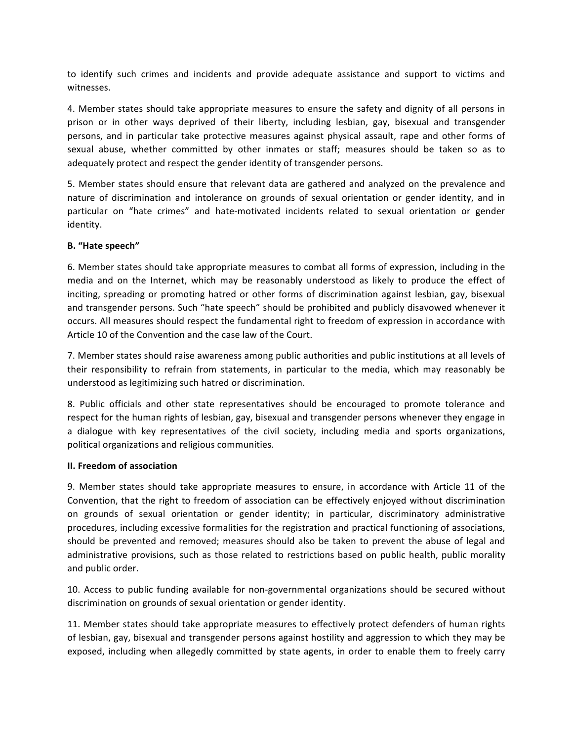to identify such crimes and incidents and provide adequate assistance and support to victims and witnesses.

4. Member states should take appropriate measures to ensure the safety and dignity of all persons in prison or in other ways deprived of their liberty, including lesbian, gay, bisexual and transgender persons, and in particular take protective measures against physical assault, rape and other forms of sexual abuse, whether committed by other inmates or staff; measures should be taken so as to adequately protect and respect the gender identity of transgender persons.

5. Member states should ensure that relevant data are gathered and analyzed on the prevalence and nature of discrimination and intolerance on grounds of sexual orientation or gender identity, and in particular on "hate crimes" and hate-motivated incidents related to sexual orientation or gender identity.

**B. "Hate speech"**

6. Member states should take appropriate measures to combat all forms of expression, including in the media and on the Internet, which may be reasonably understood as likely to produce the effect of inciting, spreading or promoting hatred or other forms of discrimination against lesbian, gay, bisexual and transgender persons. Such "hate speech" should be prohibited and publicly disavowed whenever it occurs. All measures should respect the fundamental right to freedom of expression in accordance with Article 10 of the Convention and the case law of the Court.

7. Member states should raise awareness among public authorities and public institutions at all levels of their responsibility to refrain from statements, in particular to the media, which may reasonably be understood as legitimizing such hatred or discrimination.

8. Public officials and other state representatives should be encouraged to promote tolerance and respect for the human rights of lesbian, gay, bisexual and transgender persons whenever they engage in a dialogue with key representatives of the civil society, including media and sports organizations, political organizations and religious communities.

**II. Freedom of association**

9. Member states should take appropriate measures to ensure, in accordance with Article 11 of the Convention, that the right to freedom of association can be effectively enjoyed without discrimination on grounds of sexual orientation or gender identity; in particular, discriminatory administrative procedures, including excessive formalities for the registration and practical functioning of associations, should be prevented and removed; measures should also be taken to prevent the abuse of legal and administrative provisions, such as those related to restrictions based on public health, public morality and public order.

10. Access to public funding available for non-governmental organizations should be secured without discrimination on grounds of sexual orientation or gender identity.

11. Member states should take appropriate measures to effectively protect defenders of human rights of lesbian, gay, bisexual and transgender persons against hostility and aggression to which they may be exposed, including when allegedly committed by state agents, in order to enable them to freely carry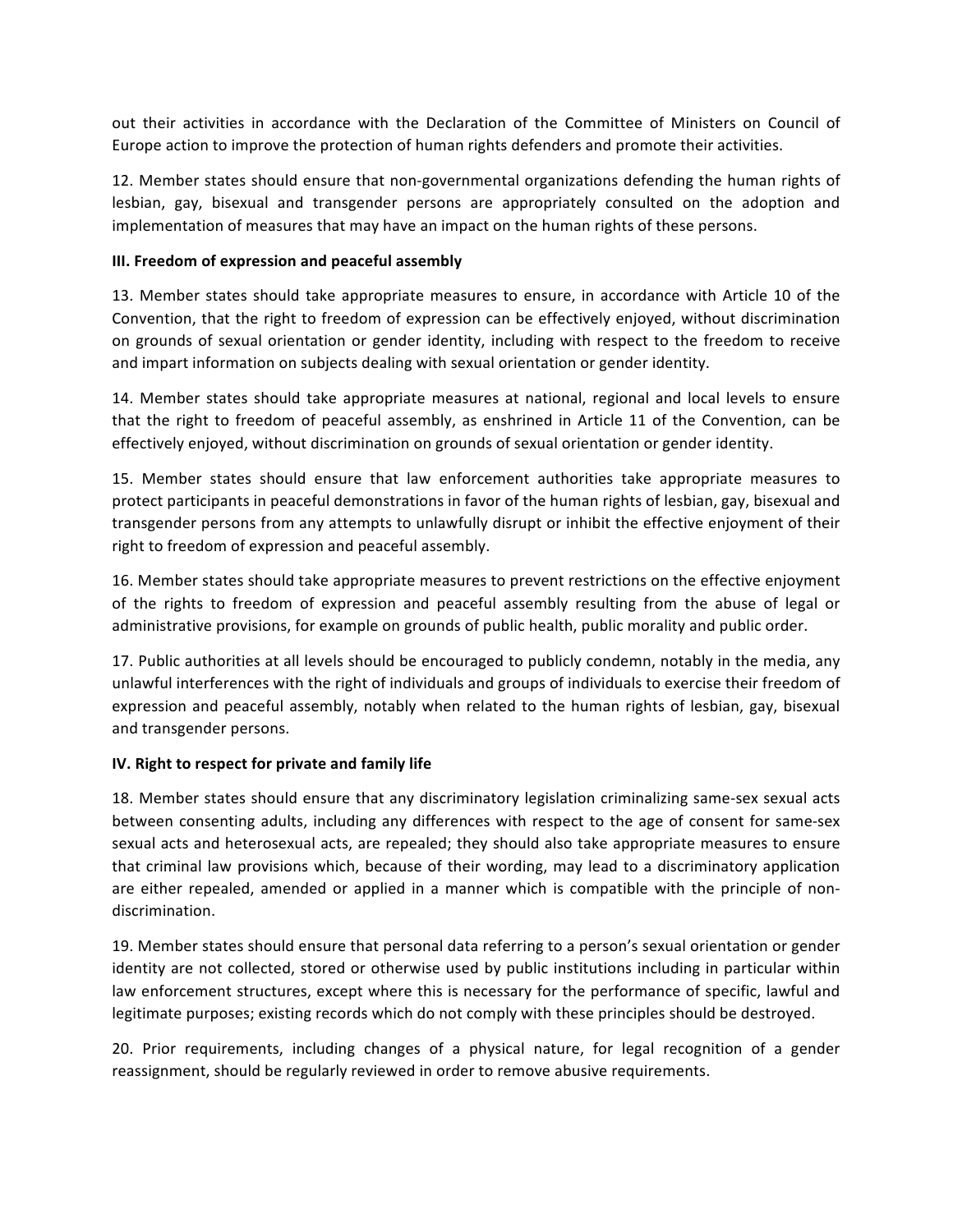out their activities in accordance with the Declaration of the Committee of Ministers on Council of Europe action to improve the protection of human rights defenders and promote their activities.

12. Member states should ensure that non-governmental organizations defending the human rights of lesbian, gay, bisexual and transgender persons are appropriately consulted on the adoption and implementation of measures that may have an impact on the human rights of these persons.

**III. Freedom of expression and peaceful assembly**

13. Member states should take appropriate measures to ensure, in accordance with Article 10 of the Convention, that the right to freedom of expression can be effectively enjoyed, without discrimination on grounds of sexual orientation or gender identity, including with respect to the freedom to receive and impart information on subjects dealing with sexual orientation or gender identity.

14. Member states should take appropriate measures at national, regional and local levels to ensure that the right to freedom of peaceful assembly, as enshrined in Article 11 of the Convention, can be effectively enjoyed, without discrimination on grounds of sexual orientation or gender identity.

15. Member states should ensure that law enforcement authorities take appropriate measures to protect participants in peaceful demonstrations in favor of the human rights of lesbian, gay, bisexual and transgender persons from any attempts to unlawfully disrupt or inhibit the effective enjoyment of their right to freedom of expression and peaceful assembly.

16. Member states should take appropriate measures to prevent restrictions on the effective enjoyment of the rights to freedom of expression and peaceful assembly resulting from the abuse of legal or administrative provisions, for example on grounds of public health, public morality and public order.

17. Public authorities at all levels should be encouraged to publicly condemn, notably in the media, any unlawful interferences with the right of individuals and groups of individuals to exercise their freedom of expression and peaceful assembly, notably when related to the human rights of lesbian, gay, bisexual and transgender persons.

**IV. Right to respect for private and family life**

18. Member states should ensure that any discriminatory legislation criminalizing same-sex sexual acts between consenting adults, including any differences with respect to the age of consent for same-sex sexual acts and heterosexual acts, are repealed; they should also take appropriate measures to ensure that criminal law provisions which, because of their wording, may lead to a discriminatory application are either repealed, amended or applied in a manner which is compatible with the principle of non-discrimination.

19. Member states should ensure that personal data referring to a person's sexual orientation or gender identity are not collected, stored or otherwise used by public institutions including in particular within law enforcement structures, except where this is necessary for the performance of specific, lawful and legitimate purposes; existing records which do not comply with these principles should be destroyed.

20. Prior requirements, including changes of a physical nature, for legal recognition of a gender reassignment, should be regularly reviewed in order to remove abusive requirements.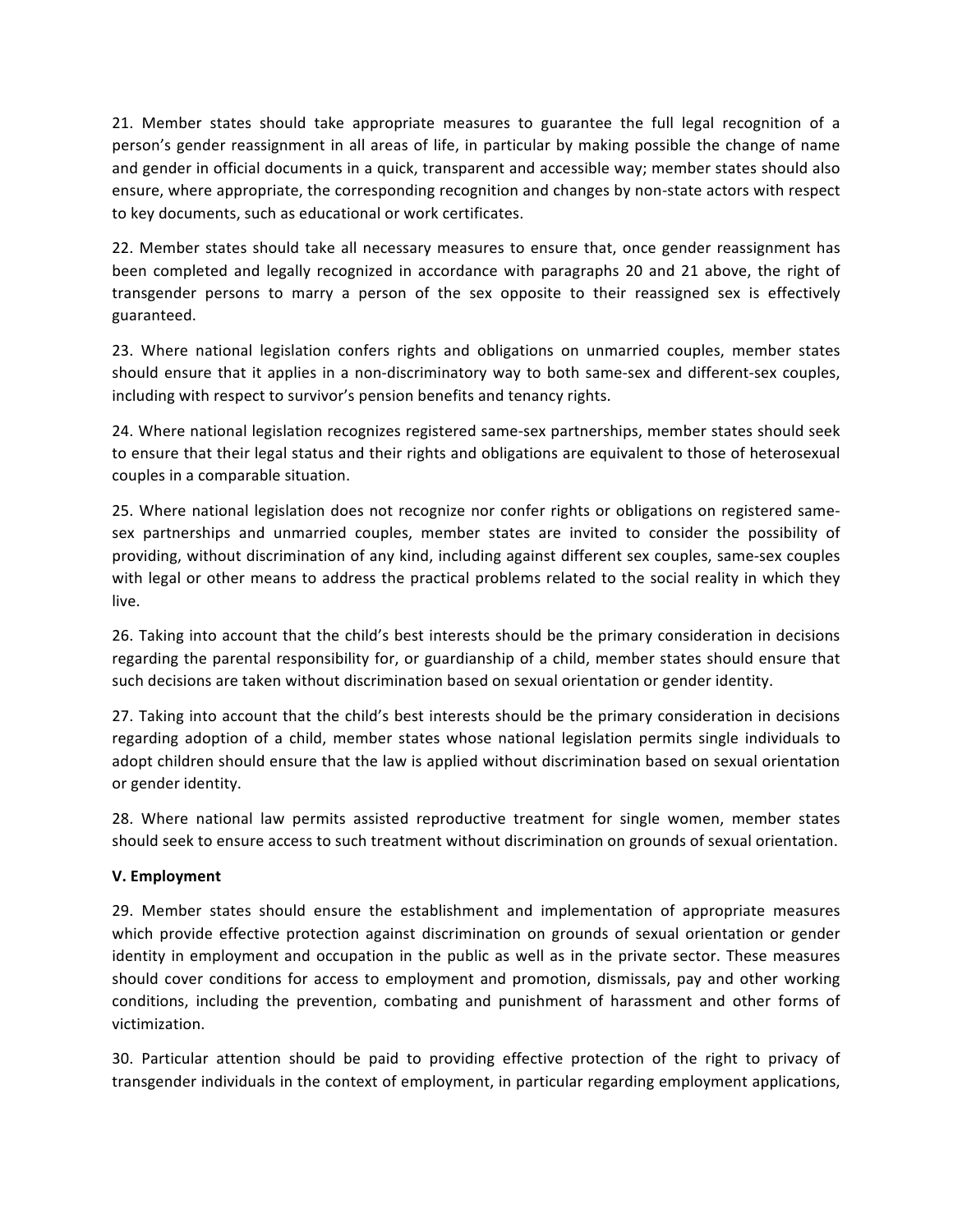21. Member states should take appropriate measures to guarantee the full legal recognition of a person's gender reassignment in all areas of life, in particular by making possible the change of name and gender in official documents in a quick, transparent and accessible way; member states should also ensure, where appropriate, the corresponding recognition and changes by non-state actors with respect to key documents, such as educational or work certificates.

22. Member states should take all necessary measures to ensure that, once gender reassignment has been completed and legally recognized in accordance with paragraphs 20 and 21 above, the right of transgender persons to marry a person of the sex opposite to their reassigned sex is effectively guaranteed.

23. Where national legislation confers rights and obligations on unmarried couples, member states should ensure that it applies in a non-discriminatory way to both same-sex and different-sex couples, including with respect to survivor's pension benefits and tenancy rights.

24. Where national legislation recognizes registered same-sex partnerships, member states should seek to ensure that their legal status and their rights and obligations are equivalent to those of heterosexual couples in a comparable situation.

25. Where national legislation does not recognize nor confer rights or obligations on registered same-sex partnerships and unmarried couples, member states are invited to consider the possibility of providing, without discrimination of any kind, including against different sex couples, same-sex couples with legal or other means to address the practical problems related to the social reality in which they live.

26. Taking into account that the child's best interests should be the primary consideration in decisions regarding the parental responsibility for, or guardianship of a child, member states should ensure that such decisions are taken without discrimination based on sexual orientation or gender identity.

27. Taking into account that the child's best interests should be the primary consideration in decisions regarding adoption of a child, member states whose national legislation permits single individuals to adopt children should ensure that the law is applied without discrimination based on sexual orientation or gender identity.

28. Where national law permits assisted reproductive treatment for single women, member states should seek to ensure access to such treatment without discrimination on grounds of sexual orientation.

**V. Employment**

29. Member states should ensure the establishment and implementation of appropriate measures which provide effective protection against discrimination on grounds of sexual orientation or gender identity in employment and occupation in the public as well as in the private sector. These measures should cover conditions for access to employment and promotion, dismissals, pay and other working conditions, including the prevention, combating and punishment of harassment and other forms of victimization.

30. Particular attention should be paid to providing effective protection of the right to privacy of transgender individuals in the context of employment, in particular regarding employment applications,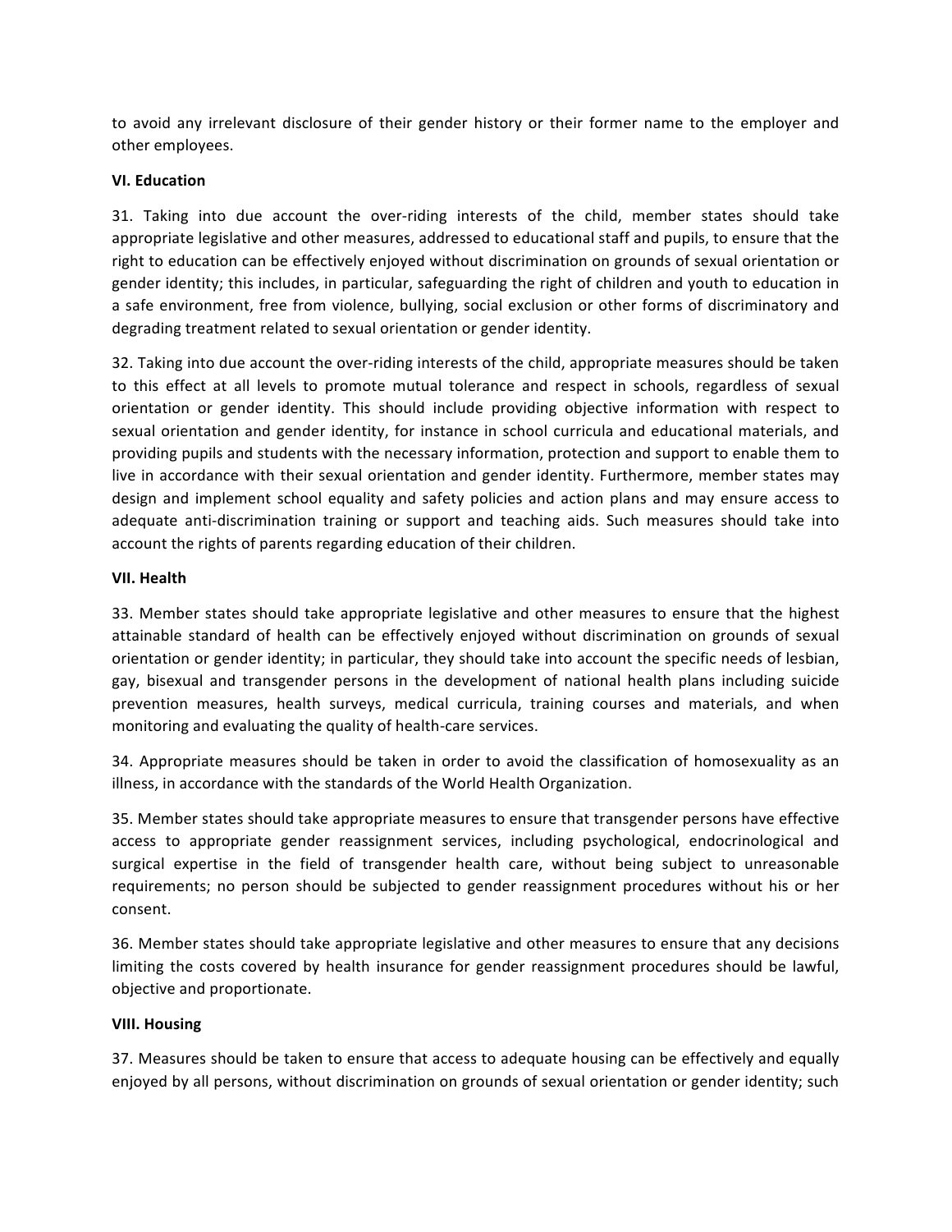to avoid any irrelevant disclosure of their gender history or their former name to the employer and other employees.

**VI. Education**

31. Taking into due account the over-riding interests of the child, member states should take appropriate legislative and other measures, addressed to educational staff and pupils, to ensure that the right to education can be effectively enjoyed without discrimination on grounds of sexual orientation or gender identity; this includes, in particular, safeguarding the right of children and youth to education in a safe environment, free from violence, bullying, social exclusion or other forms of discriminatory and degrading treatment related to sexual orientation or gender identity.

32. Taking into due account the over-riding interests of the child, appropriate measures should be taken to this effect at all levels to promote mutual tolerance and respect in schools, regardless of sexual orientation or gender identity. This should include providing objective information with respect to sexual orientation and gender identity, for instance in school curricula and educational materials, and providing pupils and students with the necessary information, protection and support to enable them to live in accordance with their sexual orientation and gender identity. Furthermore, member states may design and implement school equality and safety policies and action plans and may ensure access to adequate anti-discrimination training or support and teaching aids. Such measures should take into account the rights of parents regarding education of their children.

**VII. Health**

33. Member states should take appropriate legislative and other measures to ensure that the highest attainable standard of health can be effectively enjoyed without discrimination on grounds of sexual orientation or gender identity; in particular, they should take into account the specific needs of lesbian, gay, bisexual and transgender persons in the development of national health plans including suicide prevention measures, health surveys, medical curricula, training courses and materials, and when monitoring and evaluating the quality of health-care services.

34. Appropriate measures should be taken in order to avoid the classification of homosexuality as an illness, in accordance with the standards of the World Health Organization.

35. Member states should take appropriate measures to ensure that transgender persons have effective access to appropriate gender reassignment services, including psychological, endocrinological and surgical expertise in the field of transgender health care, without being subject to unreasonable requirements; no person should be subjected to gender reassignment procedures without his or her consent.

36. Member states should take appropriate legislative and other measures to ensure that any decisions limiting the costs covered by health insurance for gender reassignment procedures should be lawful, objective and proportionate.

**VIII. Housing**

37. Measures should be taken to ensure that access to adequate housing can be effectively and equally enjoyed by all persons, without discrimination on grounds of sexual orientation or gender identity; such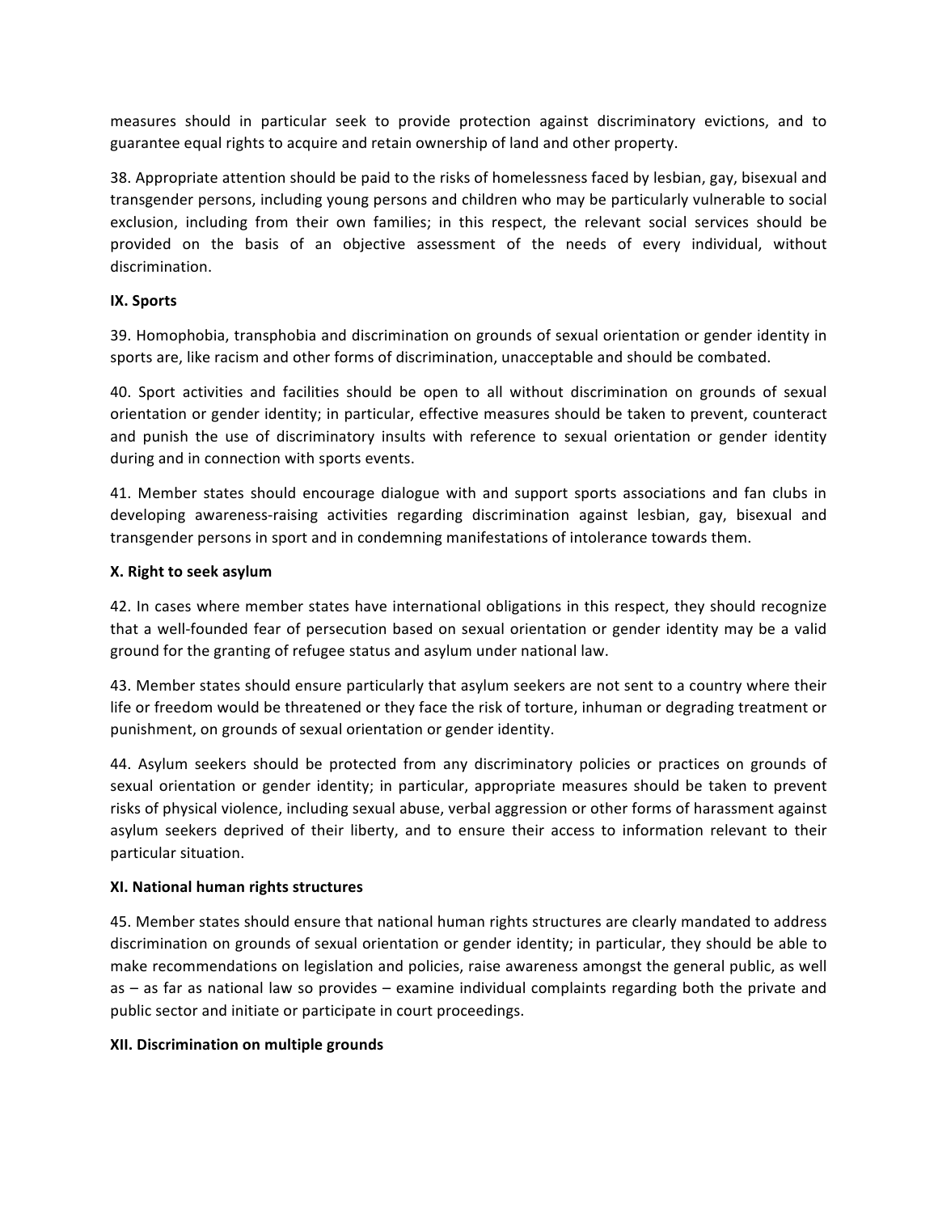measures should in particular seek to provide protection against discriminatory evictions, and to guarantee equal rights to acquire and retain ownership of land and other property.

38. Appropriate attention should be paid to the risks of homelessness faced by lesbian, gay, bisexual and transgender persons, including young persons and children who may be particularly vulnerable to social exclusion, including from their own families; in this respect, the relevant social services should be provided on the basis of an objective assessment of the needs of every individual, without discrimination.

**IX. Sports**

39. Homophobia, transphobia and discrimination on grounds of sexual orientation or gender identity in sports are, like racism and other forms of discrimination, unacceptable and should be combated.

40. Sport activities and facilities should be open to all without discrimination on grounds of sexual orientation or gender identity; in particular, effective measures should be taken to prevent, counteract and punish the use of discriminatory insults with reference to sexual orientation or gender identity during and in connection with sports events.

41. Member states should encourage dialogue with and support sports associations and fan clubs in developing awareness-raising activities regarding discrimination against lesbian, gay, bisexual and transgender persons in sport and in condemning manifestations of intolerance towards them.

**X. Right to seek asylum**

42. In cases where member states have international obligations in this respect, they should recognize that a well-founded fear of persecution based on sexual orientation or gender identity may be a valid ground for the granting of refugee status and asylum under national law.

43. Member states should ensure particularly that asylum seekers are not sent to a country where their life or freedom would be threatened or they face the risk of torture, inhuman or degrading treatment or punishment, on grounds of sexual orientation or gender identity.

44. Asylum seekers should be protected from any discriminatory policies or practices on grounds of sexual orientation or gender identity; in particular, appropriate measures should be taken to prevent risks of physical violence, including sexual abuse, verbal aggression or other forms of harassment against asylum seekers deprived of their liberty, and to ensure their access to information relevant to their particular situation.

**XI. National human rights structures**

45. Member states should ensure that national human rights structures are clearly mandated to address discrimination on grounds of sexual orientation or gender identity; in particular, they should be able to make recommendations on legislation and policies, raise awareness amongst the general public, as well as – as far as national law so provides – examine individual complaints regarding both the private and public sector and initiate or participate in court proceedings.

**XII. Discrimination on multiple grounds**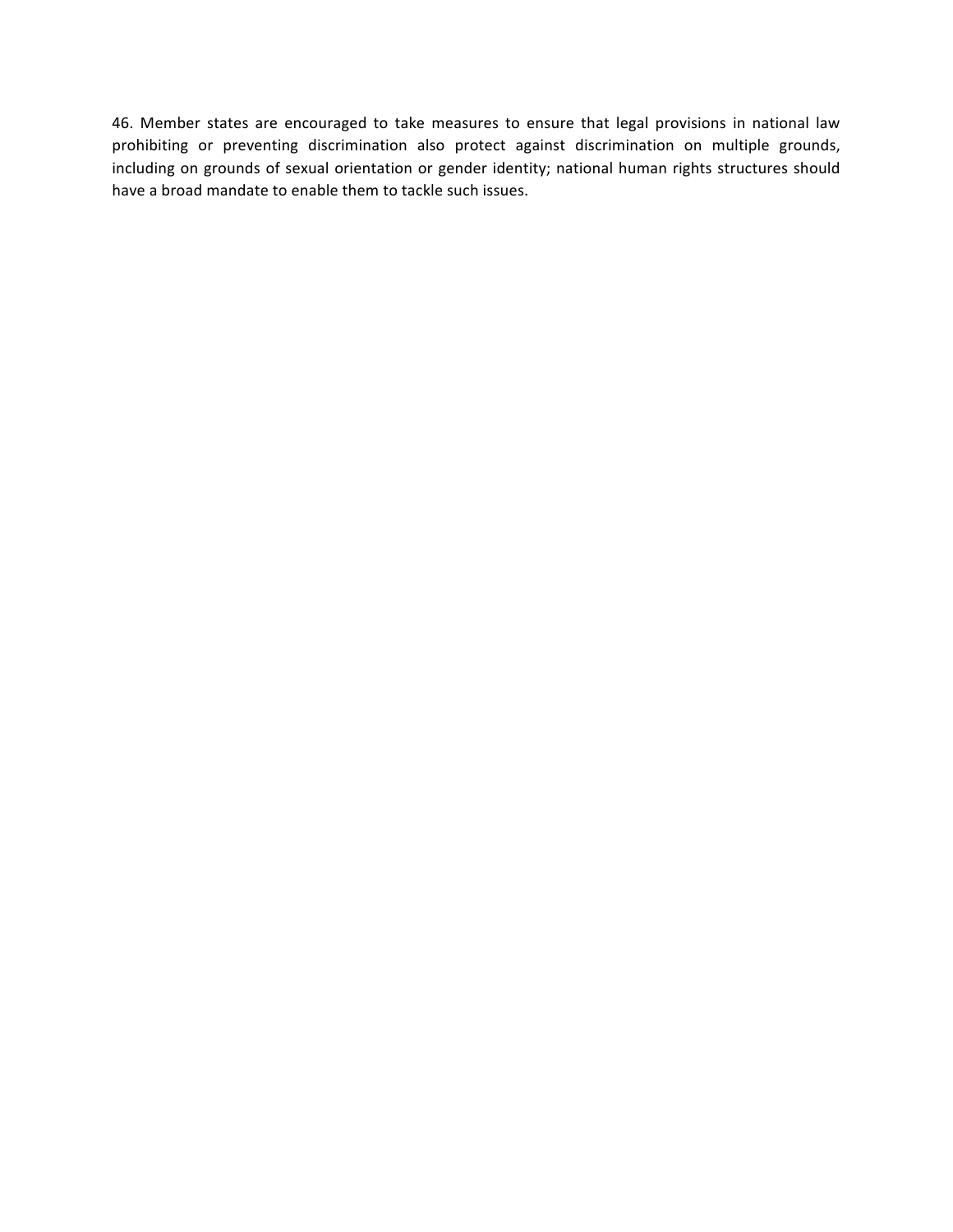46. Member states are encouraged to take measures to ensure that legal provisions in national law prohibiting or preventing discrimination also protect against discrimination on multiple grounds, including on grounds of sexual orientation or gender identity; national human rights structures should have a broad mandate to enable them to tackle such issues.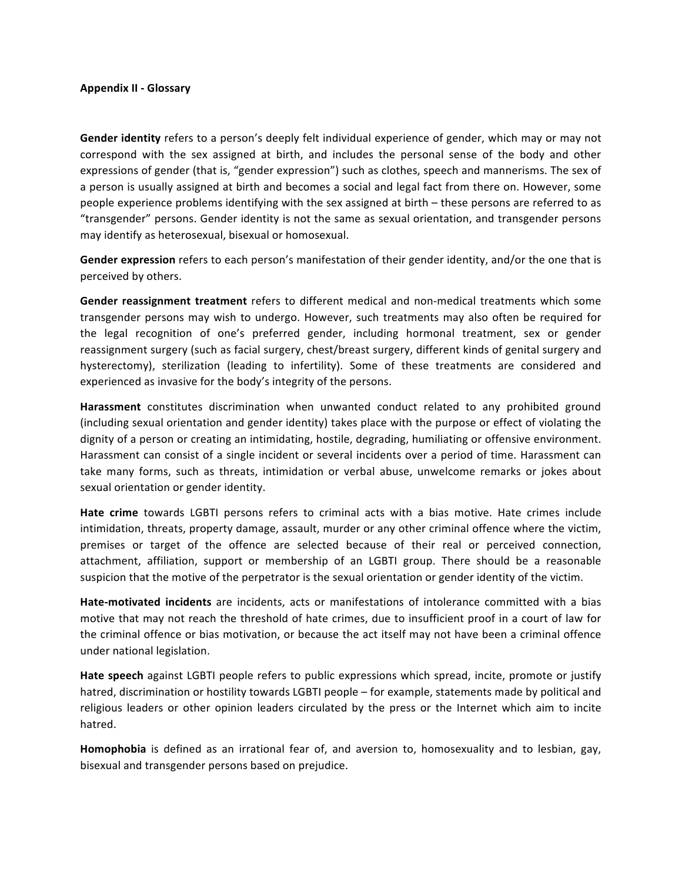**Appendix II - Glossary**

**Gender identity** refers to a person's deeply felt individual experience of gender, which may or may not correspond with the sex assigned at birth, and includes the personal sense of the body and other expressions of gender (that is, "gender expression") such as clothes, speech and mannerisms. The sex of a person is usually assigned at birth and becomes a social and legal fact from there on. However, some people experience problems identifying with the sex assigned at birth – these persons are referred to as "transgender" persons. Gender identity is not the same as sexual orientation, and transgender persons may identify as heterosexual, bisexual or homosexual.

**Gender expression** refers to each person's manifestation of their gender identity, and/or the one that is perceived by others.

**Gender reassignment treatment** refers to different medical and non-medical treatments which some transgender persons may wish to undergo. However, such treatments may also often be required for the legal recognition of one's preferred gender, including hormonal treatment, sex or gender reassignment surgery (such as facial surgery, chest/breast surgery, different kinds of genital surgery and hysterectomy), sterilization (leading to infertility). Some of these treatments are considered and experienced as invasive for the body's integrity of the persons.

**Harassment** constitutes discrimination when unwanted conduct related to any prohibited ground (including sexual orientation and gender identity) takes place with the purpose or effect of violating the dignity of a person or creating an intimidating, hostile, degrading, humiliating or offensive environment. Harassment can consist of a single incident or several incidents over a period of time. Harassment can take many forms, such as threats, intimidation or verbal abuse, unwelcome remarks or jokes about sexual orientation or gender identity.

**Hate crime** towards LGBTI persons refers to criminal acts with a bias motive. Hate crimes include intimidation, threats, property damage, assault, murder or any other criminal offence where the victim, premises or target of the offence are selected because of their real or perceived connection, attachment, affiliation, support or membership of an LGBTI group. There should be a reasonable suspicion that the motive of the perpetrator is the sexual orientation or gender identity of the victim.

**Hate-motivated incidents** are incidents, acts or manifestations of intolerance committed with a bias motive that may not reach the threshold of hate crimes, due to insufficient proof in a court of law for the criminal offence or bias motivation, or because the act itself may not have been a criminal offence under national legislation.

**Hate speech** against LGBTI people refers to public expressions which spread, incite, promote or justify hatred, discrimination or hostility towards LGBTI people – for example, statements made by political and religious leaders or other opinion leaders circulated by the press or the Internet which aim to incite hatred.

**Homophobia** is defined as an irrational fear of, and aversion to, homosexuality and to lesbian, gay, bisexual and transgender persons based on prejudice.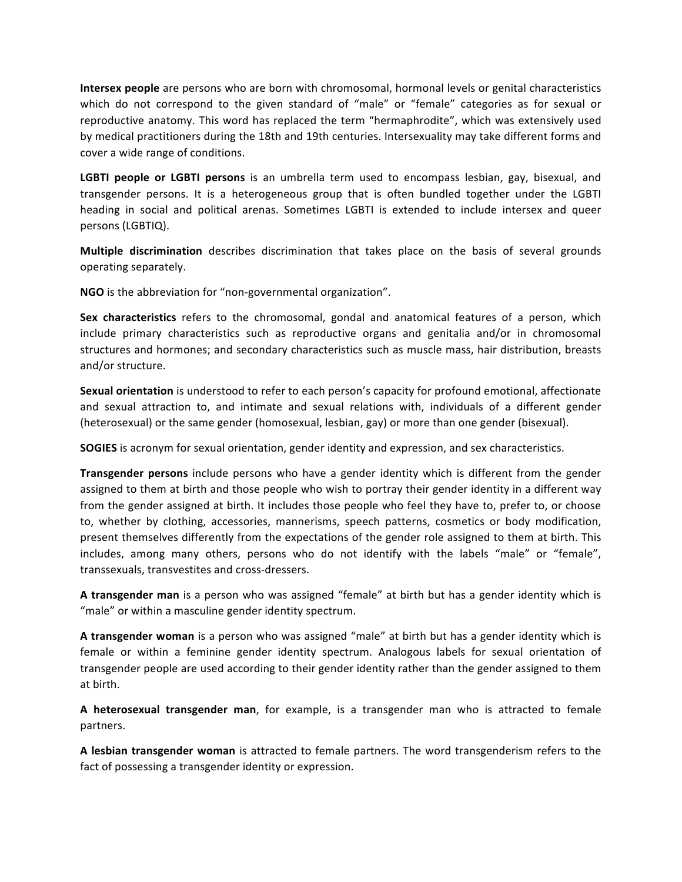**Intersex people** are persons who are born with chromosomal, hormonal levels or genital characteristics which do not correspond to the given standard of "male" or "female" categories as for sexual or reproductive anatomy. This word has replaced the term "hermaphrodite", which was extensively used by medical practitioners during the 18th and 19th centuries. Intersexuality may take different forms and cover a wide range of conditions.

**LGBTI people or LGBTI persons** is an umbrella term used to encompass lesbian, gay, bisexual, and transgender persons. It is a heterogeneous group that is often bundled together under the LGBTI heading in social and political arenas. Sometimes LGBTI is extended to include intersex and queer persons (LGBTIQ).

**Multiple discrimination** describes discrimination that takes place on the basis of several grounds operating separately.

**NGO** is the abbreviation for "non-governmental organization".

**Sex characteristics** refers to the chromosomal, gondal and anatomical features of a person, which include primary characteristics such as reproductive organs and genitalia and/or in chromosomal structures and hormones; and secondary characteristics such as muscle mass, hair distribution, breasts and/or structure.

**Sexual orientation** is understood to refer to each person's capacity for profound emotional, affectionate and sexual attraction to, and intimate and sexual relations with, individuals of a different gender (heterosexual) or the same gender (homosexual, lesbian, gay) or more than one gender (bisexual).

**SOGIES** is acronym for sexual orientation, gender identity and expression, and sex characteristics.

**Transgender persons** include persons who have a gender identity which is different from the gender assigned to them at birth and those people who wish to portray their gender identity in a different way from the gender assigned at birth. It includes those people who feel they have to, prefer to, or choose to, whether by clothing, accessories, mannerisms, speech patterns, cosmetics or body modification, present themselves differently from the expectations of the gender role assigned to them at birth. This includes, among many others, persons who do not identify with the labels "male" or "female", transsexuals, transvestites and cross-dressers.

**A transgender man** is a person who was assigned "female" at birth but has a gender identity which is "male" or within a masculine gender identity spectrum.

**A transgender woman** is a person who was assigned "male" at birth but has a gender identity which is female or within a feminine gender identity spectrum. Analogous labels for sexual orientation of transgender people are used according to their gender identity rather than the gender assigned to them at birth.

**A heterosexual transgender man**, for example, is a transgender man who is attracted to female partners.

**A lesbian transgender woman** is attracted to female partners. The word transgenderism refers to the fact of possessing a transgender identity or expression.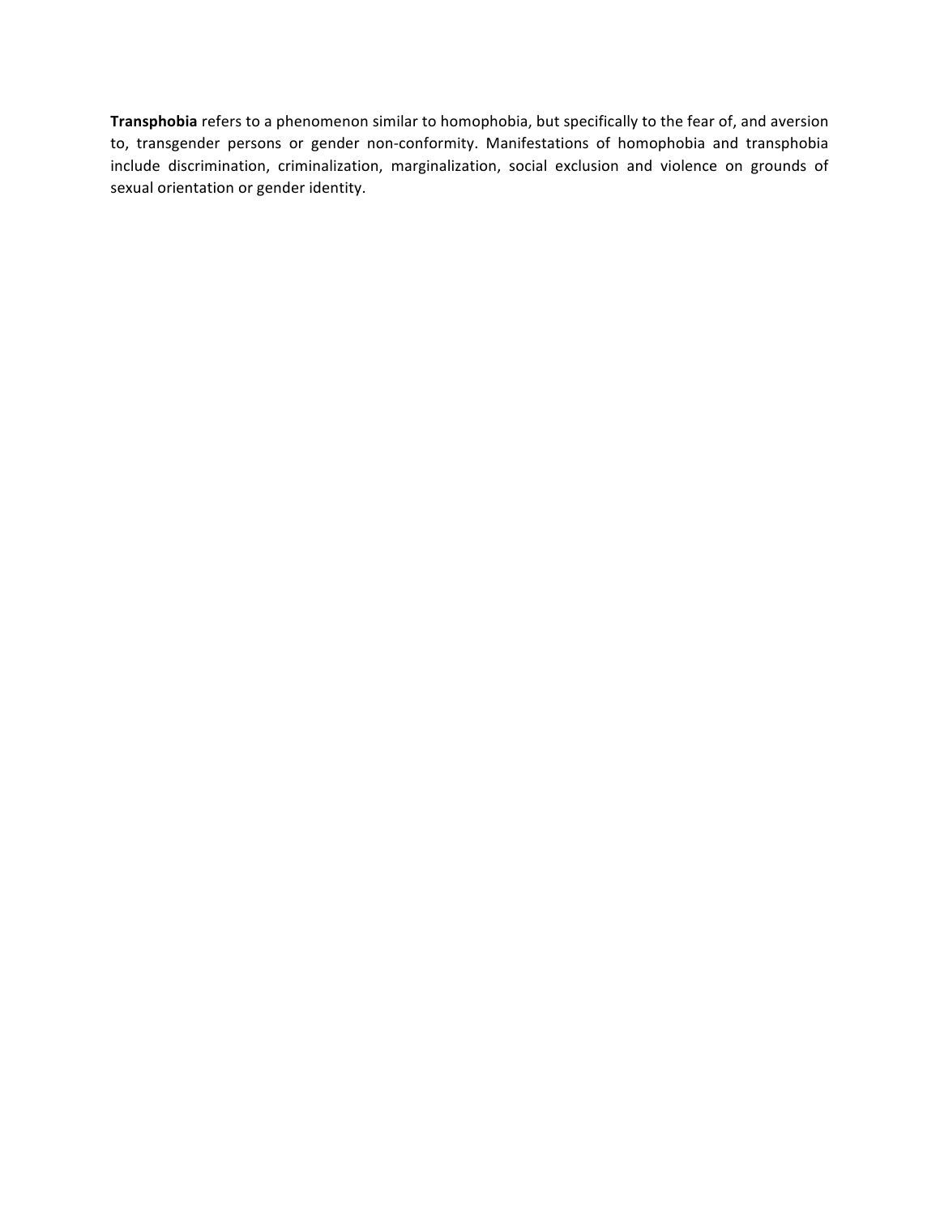**Transphobia** refers to a phenomenon similar to homophobia, but specifically to the fear of, and aversion to, transgender persons or gender non-conformity. Manifestations of homophobia and transphobia include discrimination, criminalization, marginalization, social exclusion and violence on grounds of sexual orientation or gender identity.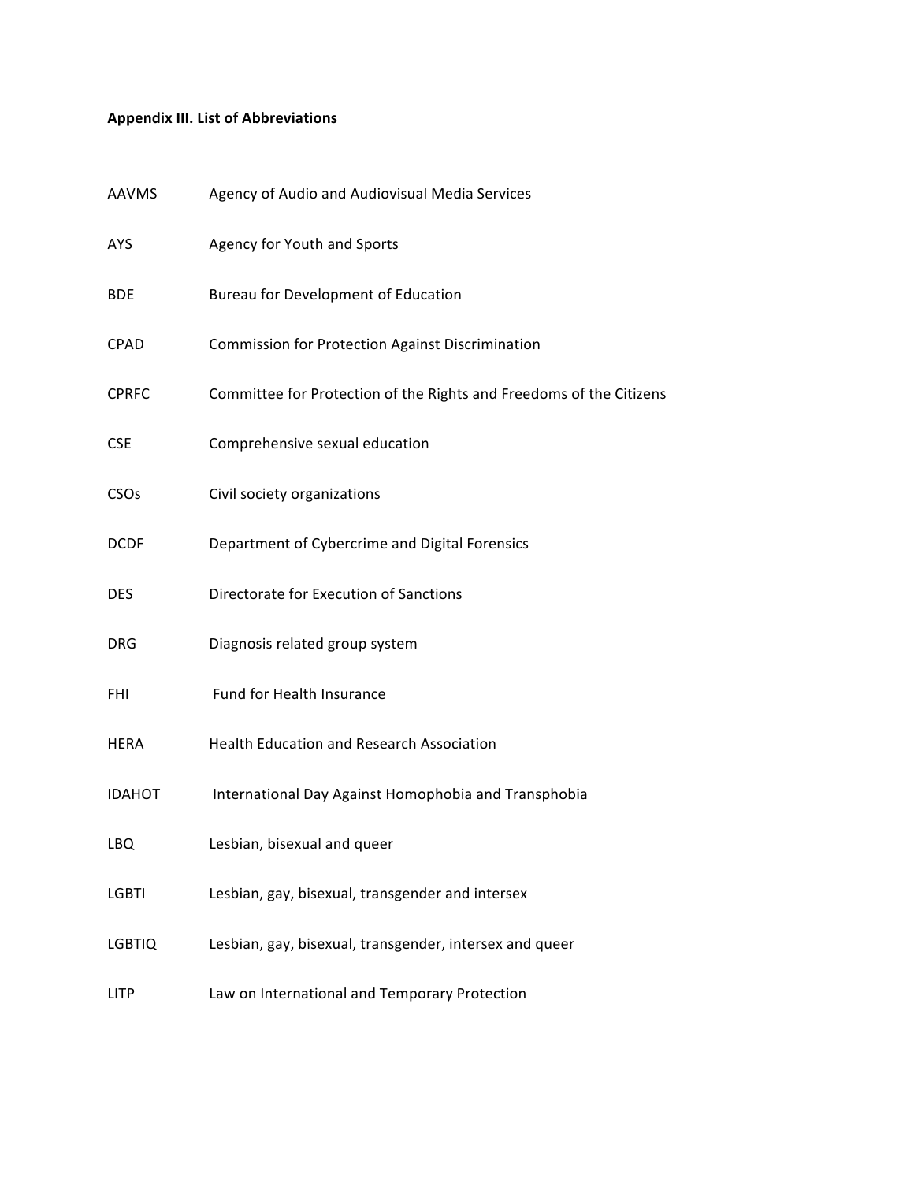**Appendix III. List of Abbreviations**

| | |
|---|---|
| AAVMS | Agency of Audio and Audiovisual Media Services |
| AYS | Agency for Youth and Sports |
| BDE | Bureau for Development of Education |
| CPAD | Commission for Protection Against Discrimination |
| CPRFC | Committee for Protection of the Rights and Freedoms of the Citizens |
| CSE | Comprehensive sexual education |
| CSOs | Civil society organizations |
| DCDF | Department of Cybercrime and Digital Forensics |
| DES | Directorate for Execution of Sanctions |
| DRG | Diagnosis related group system |
| FHI | Fund for Health Insurance |
| HERA | Health Education and Research Association |
| IDAHOT | International Day Against Homophobia and Transphobia |
| LBQ | Lesbian, bisexual and queer |
| LGBTI | Lesbian, gay, bisexual, transgender and intersex |
| LGBTIQ | Lesbian, gay, bisexual, transgender, intersex and queer |
| LITP | Law on International and Temporary Protection |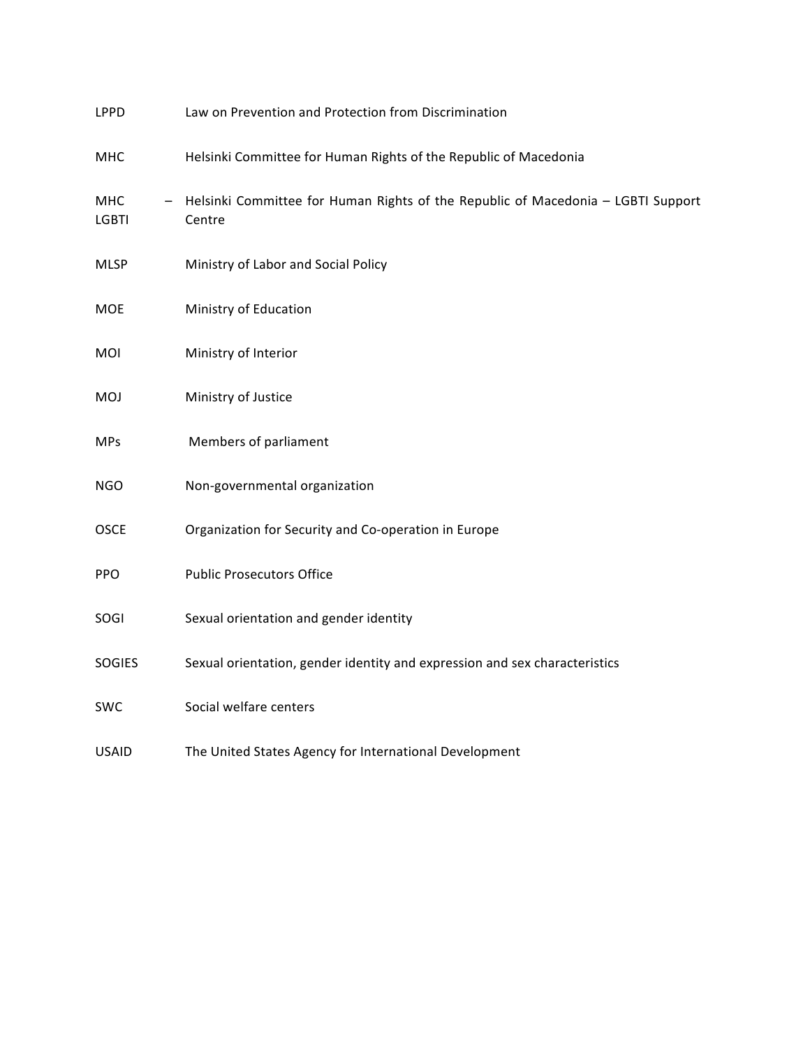| | |
|---|---|
| LPPD | Law on Prevention and Protection from Discrimination |
| MHC | Helsinki Committee for Human Rights of the Republic of Macedonia |
| MHC – LGBTI | Helsinki Committee for Human Rights of the Republic of Macedonia – LGBTI Support Centre |
| MLSP | Ministry of Labor and Social Policy |
| MOE | Ministry of Education |
| MOI | Ministry of Interior |
| MOJ | Ministry of Justice |
| MPs | Members of parliament |
| NGO | Non-governmental organization |
| OSCE | Organization for Security and Co-operation in Europe |
| PPO | Public Prosecutors Office |
| SOGI | Sexual orientation and gender identity |
| SOGIES | Sexual orientation, gender identity and expression and sex characteristics |
| SWC | Social welfare centers |
| USAID | The United States Agency for International Development |